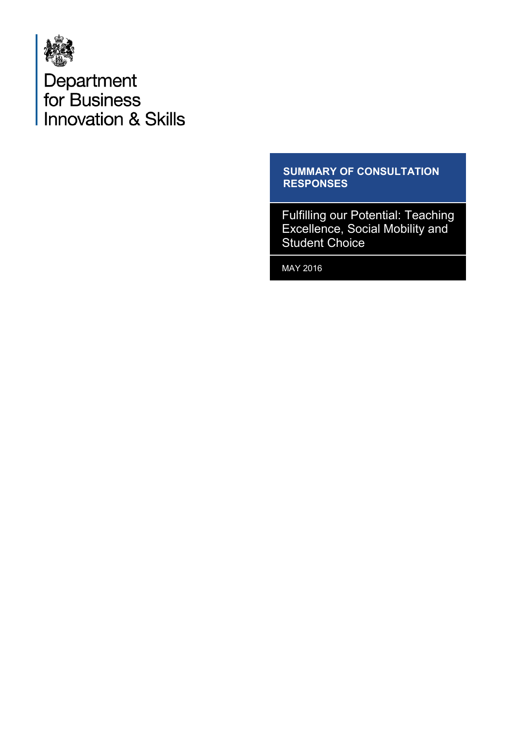Department
for Business
Innovation & Skills

**SUMMARY OF CONSULTATION RESPONSES**

# Fulfilling our Potential: Teaching Excellence, Social Mobility and Student Choice

MAY 2016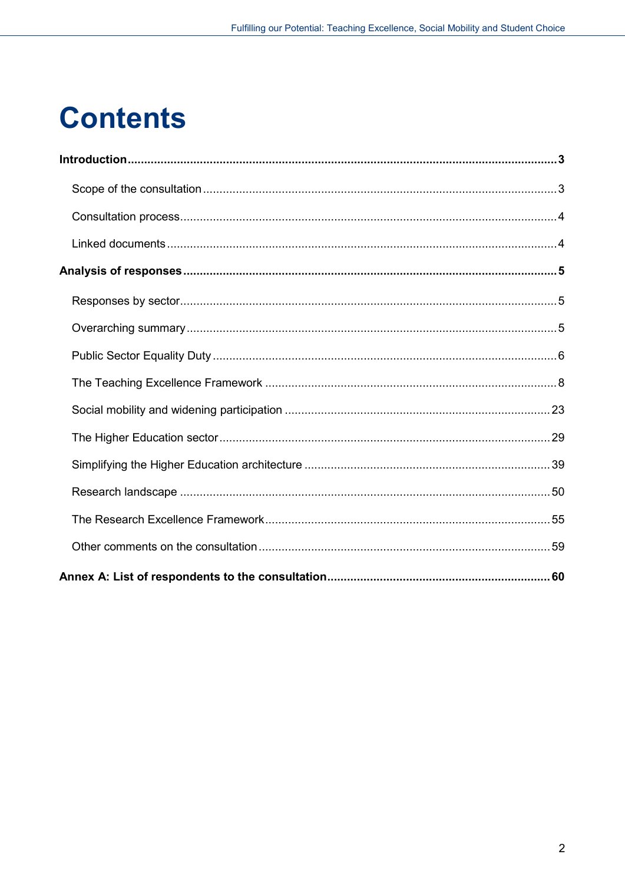# Contents

**Introduction** 3

- Scope of the consultation 3
- Consultation process 4
- Linked documents 4

**Analysis of responses** 5

- Responses by sector 5
- Overarching summary 5
- Public Sector Equality Duty 6
- The Teaching Excellence Framework 8
- Social mobility and widening participation 23
- The Higher Education sector 29
- Simplifying the Higher Education architecture 39
- Research landscape 50
- The Research Excellence Framework 55
- Other comments on the consultation 59

**Annex A: List of respondents to the consultation** 60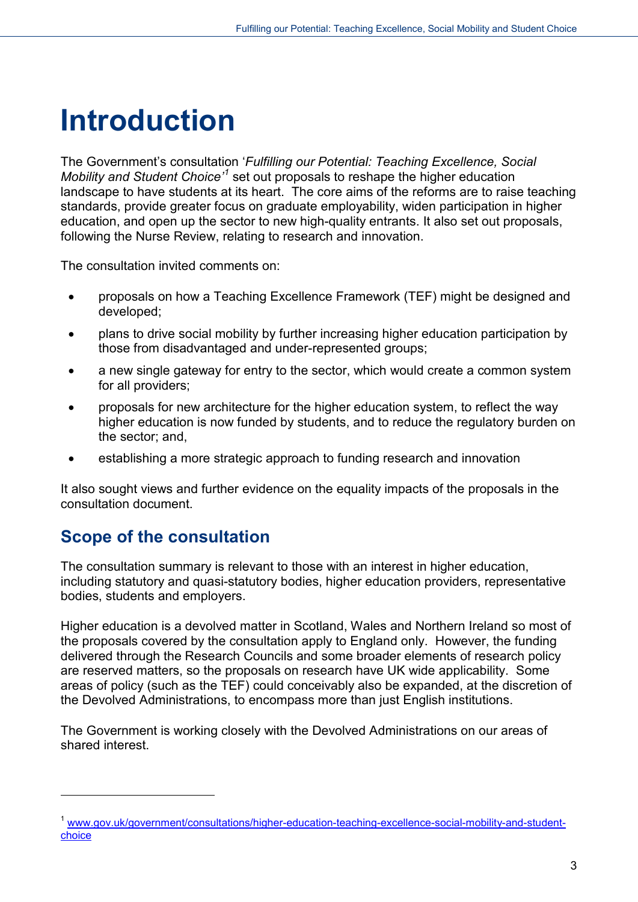# Introduction

The Government's consultation '*Fulfilling our Potential: Teaching Excellence, Social Mobility and Student Choice*'[1] set out proposals to reshape the higher education landscape to have students at its heart. The core aims of the reforms are to raise teaching standards, provide greater focus on graduate employability, widen participation in higher education, and open up the sector to new high-quality entrants. It also set out proposals, following the Nurse Review, relating to research and innovation.

The consultation invited comments on:

- proposals on how a Teaching Excellence Framework (TEF) might be designed and developed;
- plans to drive social mobility by further increasing higher education participation by those from disadvantaged and under-represented groups;
- a new single gateway for entry to the sector, which would create a common system for all providers;
- proposals for new architecture for the higher education system, to reflect the way higher education is now funded by students, and to reduce the regulatory burden on the sector; and,
- establishing a more strategic approach to funding research and innovation

It also sought views and further evidence on the equality impacts of the proposals in the consultation document.

## Scope of the consultation

The consultation summary is relevant to those with an interest in higher education, including statutory and quasi-statutory bodies, higher education providers, representative bodies, students and employers.

Higher education is a devolved matter in Scotland, Wales and Northern Ireland so most of the proposals covered by the consultation apply to England only. However, the funding delivered through the Research Councils and some broader elements of research policy are reserved matters, so the proposals on research have UK wide applicability. Some areas of policy (such as the TEF) could conceivably also be expanded, at the discretion of the Devolved Administrations, to encompass more than just English institutions.

The Government is working closely with the Devolved Administrations on our areas of shared interest.

[1] www.gov.uk/government/consultations/higher-education-teaching-excellence-social-mobility-and-student-choice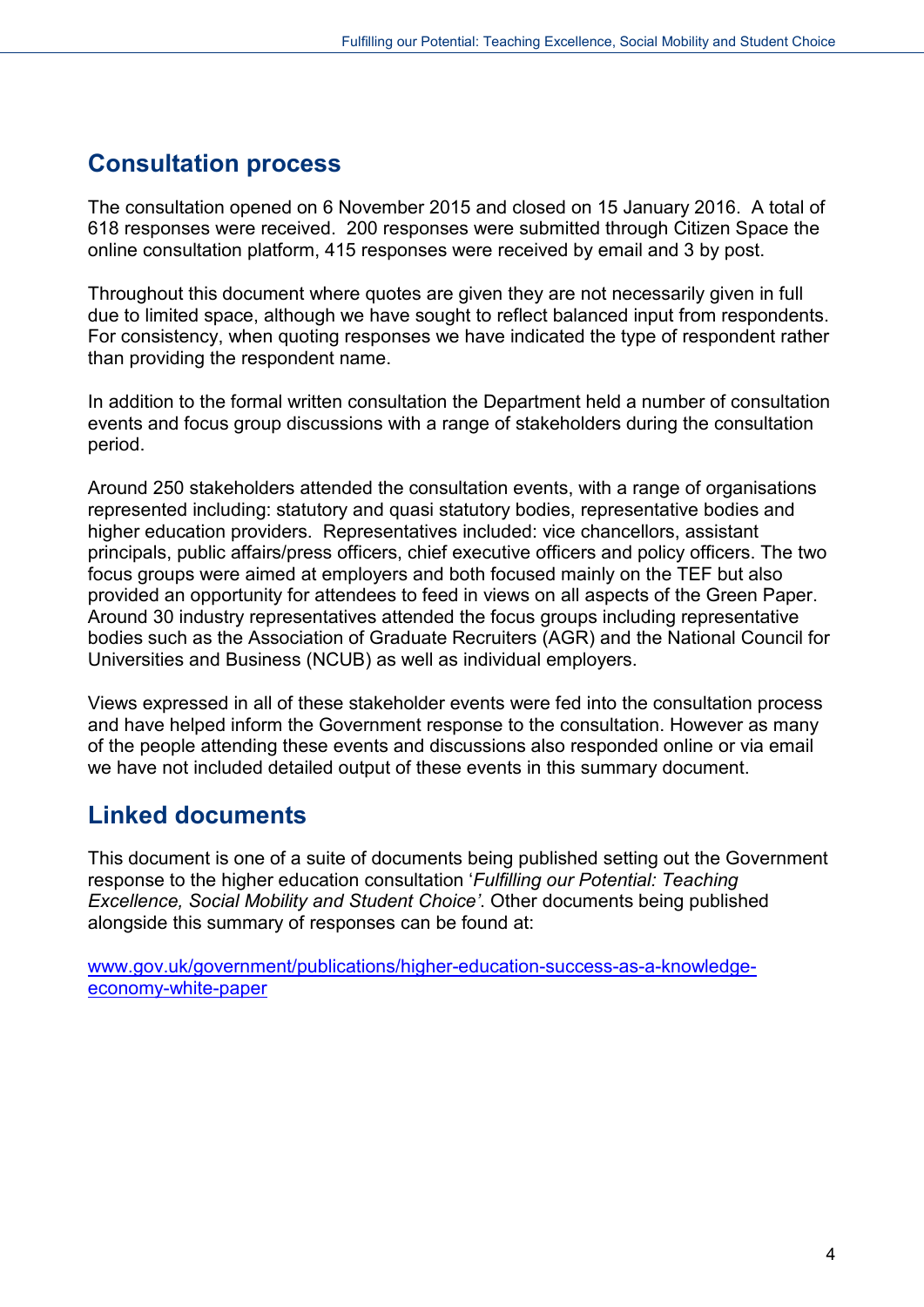## Consultation process

The consultation opened on 6 November 2015 and closed on 15 January 2016. A total of 618 responses were received. 200 responses were submitted through Citizen Space the online consultation platform, 415 responses were received by email and 3 by post.

Throughout this document where quotes are given they are not necessarily given in full due to limited space, although we have sought to reflect balanced input from respondents. For consistency, when quoting responses we have indicated the type of respondent rather than providing the respondent name.

In addition to the formal written consultation the Department held a number of consultation events and focus group discussions with a range of stakeholders during the consultation period.

Around 250 stakeholders attended the consultation events, with a range of organisations represented including: statutory and quasi statutory bodies, representative bodies and higher education providers. Representatives included: vice chancellors, assistant principals, public affairs/press officers, chief executive officers and policy officers. The two focus groups were aimed at employers and both focused mainly on the TEF but also provided an opportunity for attendees to feed in views on all aspects of the Green Paper. Around 30 industry representatives attended the focus groups including representative bodies such as the Association of Graduate Recruiters (AGR) and the National Council for Universities and Business (NCUB) as well as individual employers.

Views expressed in all of these stakeholder events were fed into the consultation process and have helped inform the Government response to the consultation. However as many of the people attending these events and discussions also responded online or via email we have not included detailed output of these events in this summary document.

## Linked documents

This document is one of a suite of documents being published setting out the Government response to the higher education consultation '*Fulfilling our Potential: Teaching Excellence, Social Mobility and Student Choice*'. Other documents being published alongside this summary of responses can be found at:

[www.gov.uk/government/publications/higher-education-success-as-a-knowledge-economy-white-paper](www.gov.uk/government/publications/higher-education-success-as-a-knowledge-economy-white-paper)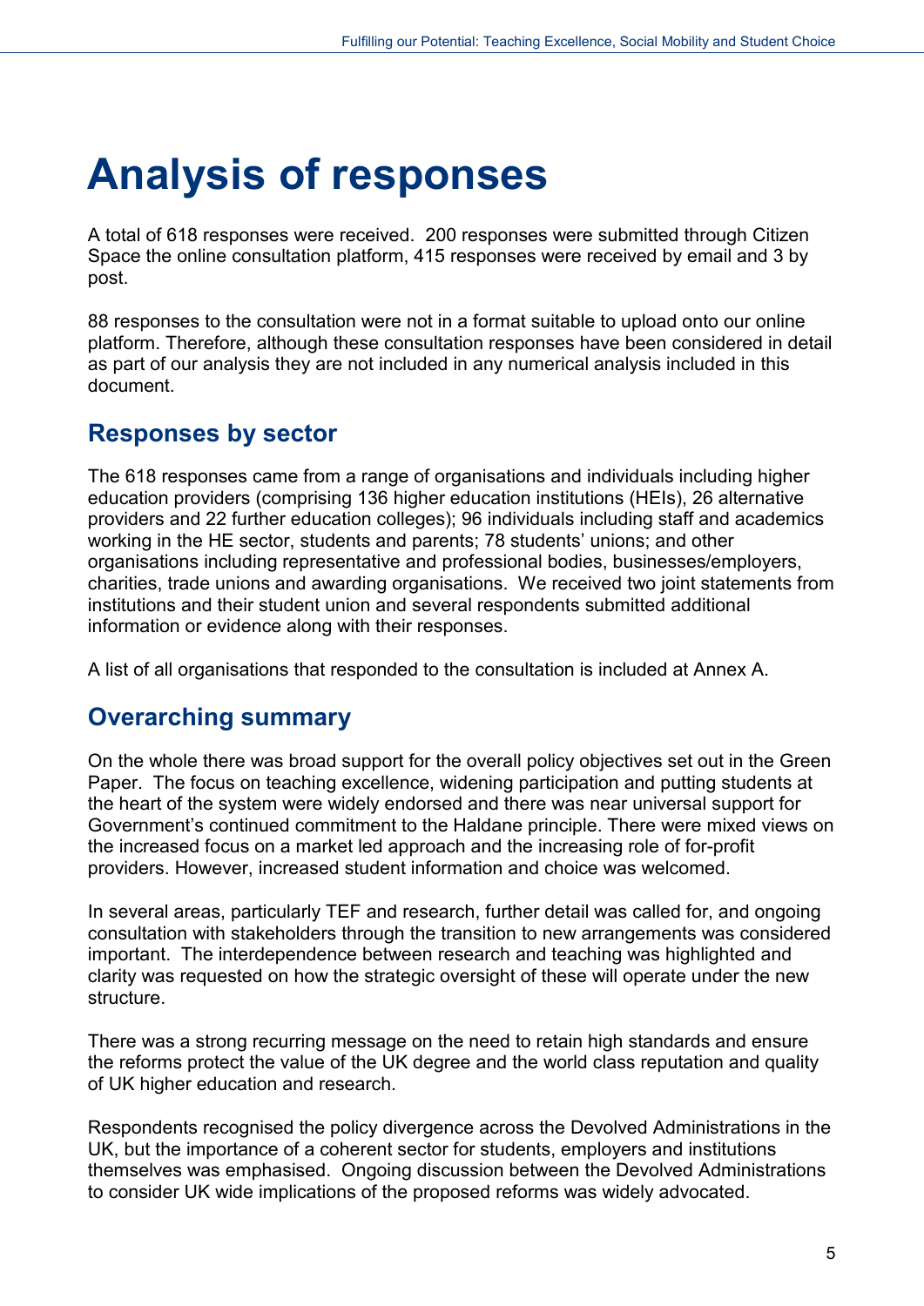# Analysis of responses

A total of 618 responses were received. 200 responses were submitted through Citizen Space the online consultation platform, 415 responses were received by email and 3 by post.

88 responses to the consultation were not in a format suitable to upload onto our online platform. Therefore, although these consultation responses have been considered in detail as part of our analysis they are not included in any numerical analysis included in this document.

## Responses by sector

The 618 responses came from a range of organisations and individuals including higher education providers (comprising 136 higher education institutions (HEIs), 26 alternative providers and 22 further education colleges); 96 individuals including staff and academics working in the HE sector, students and parents; 78 students' unions; and other organisations including representative and professional bodies, businesses/employers, charities, trade unions and awarding organisations. We received two joint statements from institutions and their student union and several respondents submitted additional information or evidence along with their responses.

A list of all organisations that responded to the consultation is included at Annex A.

## Overarching summary

On the whole there was broad support for the overall policy objectives set out in the Green Paper. The focus on teaching excellence, widening participation and putting students at the heart of the system were widely endorsed and there was near universal support for Government's continued commitment to the Haldane principle. There were mixed views on the increased focus on a market led approach and the increasing role of for-profit providers. However, increased student information and choice was welcomed.

In several areas, particularly TEF and research, further detail was called for, and ongoing consultation with stakeholders through the transition to new arrangements was considered important. The interdependence between research and teaching was highlighted and clarity was requested on how the strategic oversight of these will operate under the new structure.

There was a strong recurring message on the need to retain high standards and ensure the reforms protect the value of the UK degree and the world class reputation and quality of UK higher education and research.

Respondents recognised the policy divergence across the Devolved Administrations in the UK, but the importance of a coherent sector for students, employers and institutions themselves was emphasised. Ongoing discussion between the Devolved Administrations to consider UK wide implications of the proposed reforms was widely advocated.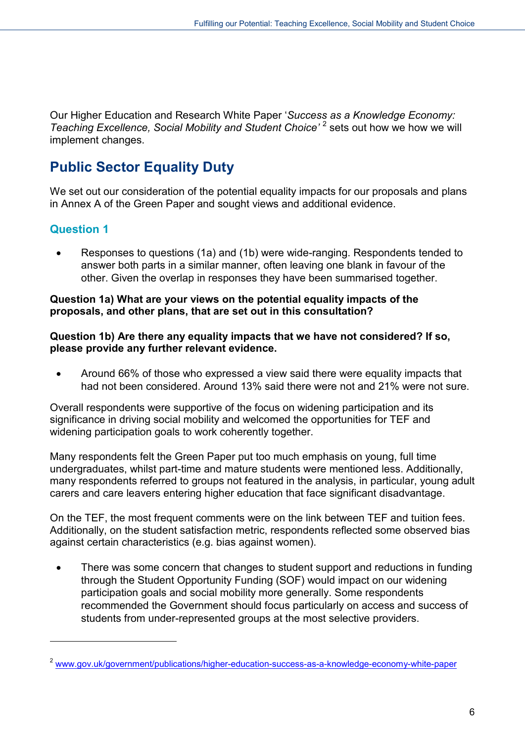Our Higher Education and Research White Paper '*Success as a Knowledge Economy: Teaching Excellence, Social Mobility and Student Choice'* [2] sets out how we how we will implement changes.

## Public Sector Equality Duty

We set out our consideration of the potential equality impacts for our proposals and plans in Annex A of the Green Paper and sought views and additional evidence.

### Question 1

- Responses to questions (1a) and (1b) were wide-ranging. Respondents tended to answer both parts in a similar manner, often leaving one blank in favour of the other. Given the overlap in responses they have been summarised together.

**Question 1a) What are your views on the potential equality impacts of the proposals, and other plans, that are set out in this consultation?**

**Question 1b) Are there any equality impacts that we have not considered? If so, please provide any further relevant evidence.**

- Around 66% of those who expressed a view said there were equality impacts that had not been considered. Around 13% said there were not and 21% were not sure.

Overall respondents were supportive of the focus on widening participation and its significance in driving social mobility and welcomed the opportunities for TEF and widening participation goals to work coherently together.

Many respondents felt the Green Paper put too much emphasis on young, full time undergraduates, whilst part-time and mature students were mentioned less. Additionally, many respondents referred to groups not featured in the analysis, in particular, young adult carers and care leavers entering higher education that face significant disadvantage.

On the TEF, the most frequent comments were on the link between TEF and tuition fees. Additionally, on the student satisfaction metric, respondents reflected some observed bias against certain characteristics (e.g. bias against women).

- There was some concern that changes to student support and reductions in funding through the Student Opportunity Funding (SOF) would impact on our widening participation goals and social mobility more generally. Some respondents recommended the Government should focus particularly on access and success of students from under-represented groups at the most selective providers.

---

[2] www.gov.uk/government/publications/higher-education-success-as-a-knowledge-economy-white-paper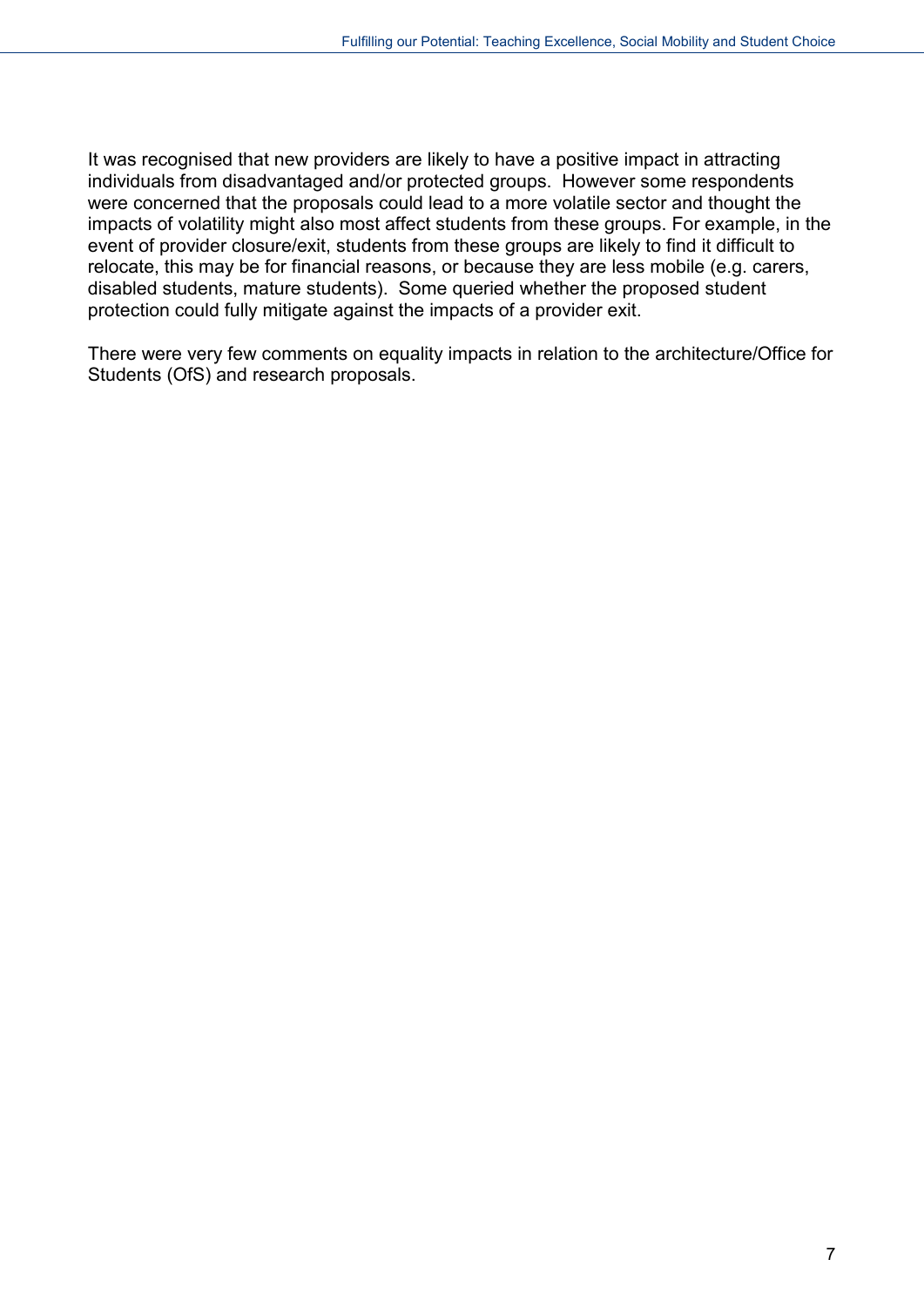It was recognised that new providers are likely to have a positive impact in attracting individuals from disadvantaged and/or protected groups. However some respondents were concerned that the proposals could lead to a more volatile sector and thought the impacts of volatility might also most affect students from these groups. For example, in the event of provider closure/exit, students from these groups are likely to find it difficult to relocate, this may be for financial reasons, or because they are less mobile (e.g. carers, disabled students, mature students). Some queried whether the proposed student protection could fully mitigate against the impacts of a provider exit.

There were very few comments on equality impacts in relation to the architecture/Office for Students (OfS) and research proposals.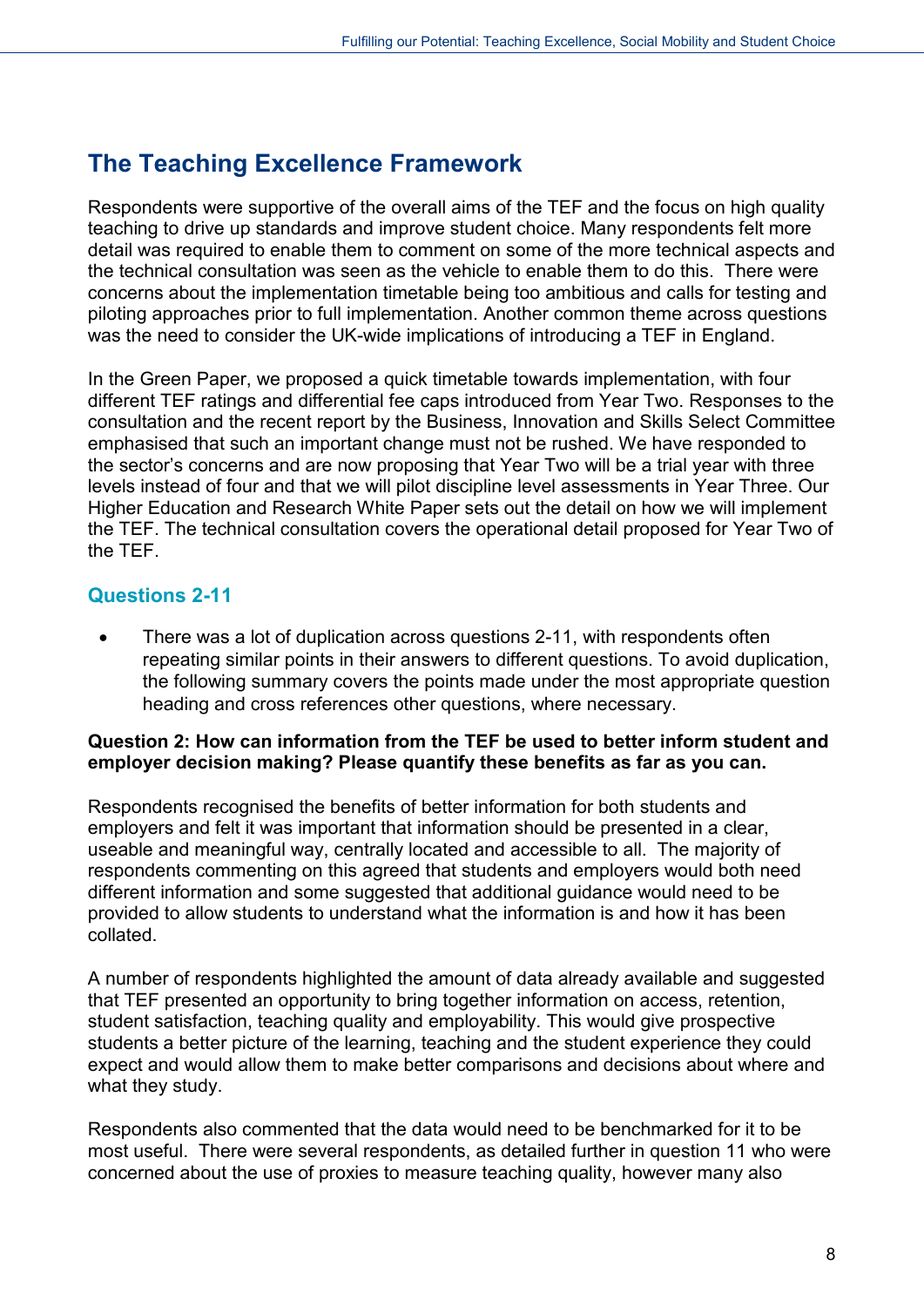## The Teaching Excellence Framework

Respondents were supportive of the overall aims of the TEF and the focus on high quality teaching to drive up standards and improve student choice. Many respondents felt more detail was required to enable them to comment on some of the more technical aspects and the technical consultation was seen as the vehicle to enable them to do this. There were concerns about the implementation timetable being too ambitious and calls for testing and piloting approaches prior to full implementation. Another common theme across questions was the need to consider the UK-wide implications of introducing a TEF in England.

In the Green Paper, we proposed a quick timetable towards implementation, with four different TEF ratings and differential fee caps introduced from Year Two. Responses to the consultation and the recent report by the Business, Innovation and Skills Select Committee emphasised that such an important change must not be rushed. We have responded to the sector's concerns and are now proposing that Year Two will be a trial year with three levels instead of four and that we will pilot discipline level assessments in Year Three. Our Higher Education and Research White Paper sets out the detail on how we will implement the TEF. The technical consultation covers the operational detail proposed for Year Two of the TEF.

### Questions 2-11

- There was a lot of duplication across questions 2-11, with respondents often repeating similar points in their answers to different questions. To avoid duplication, the following summary covers the points made under the most appropriate question heading and cross references other questions, where necessary.

**Question 2: How can information from the TEF be used to better inform student and employer decision making? Please quantify these benefits as far as you can.**

Respondents recognised the benefits of better information for both students and employers and felt it was important that information should be presented in a clear, useable and meaningful way, centrally located and accessible to all. The majority of respondents commenting on this agreed that students and employers would both need different information and some suggested that additional guidance would need to be provided to allow students to understand what the information is and how it has been collated.

A number of respondents highlighted the amount of data already available and suggested that TEF presented an opportunity to bring together information on access, retention, student satisfaction, teaching quality and employability. This would give prospective students a better picture of the learning, teaching and the student experience they could expect and would allow them to make better comparisons and decisions about where and what they study.

Respondents also commented that the data would need to be benchmarked for it to be most useful. There were several respondents, as detailed further in question 11 who were concerned about the use of proxies to measure teaching quality, however many also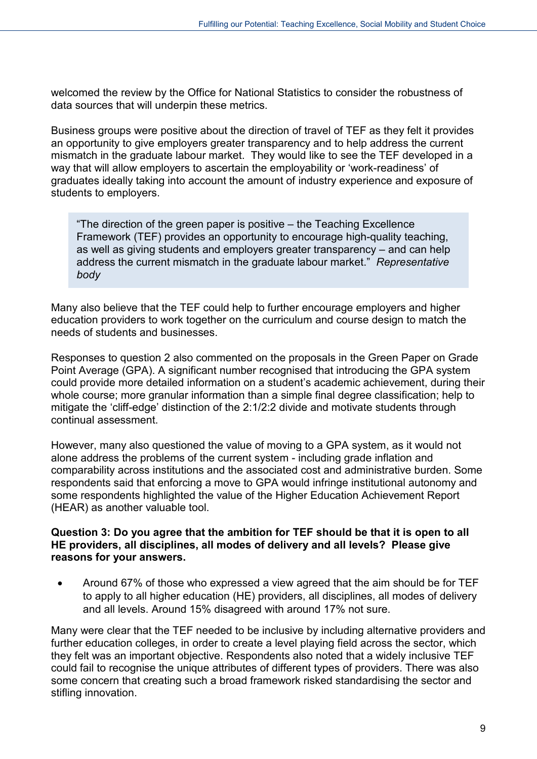welcomed the review by the Office for National Statistics to consider the robustness of data sources that will underpin these metrics.

Business groups were positive about the direction of travel of TEF as they felt it provides an opportunity to give employers greater transparency and to help address the current mismatch in the graduate labour market. They would like to see the TEF developed in a way that will allow employers to ascertain the employability or 'work-readiness' of graduates ideally taking into account the amount of industry experience and exposure of students to employers.

> "The direction of the green paper is positive – the Teaching Excellence Framework (TEF) provides an opportunity to encourage high-quality teaching, as well as giving students and employers greater transparency – and can help address the current mismatch in the graduate labour market." *Representative body*

Many also believe that the TEF could help to further encourage employers and higher education providers to work together on the curriculum and course design to match the needs of students and businesses.

Responses to question 2 also commented on the proposals in the Green Paper on Grade Point Average (GPA). A significant number recognised that introducing the GPA system could provide more detailed information on a student's academic achievement, during their whole course; more granular information than a simple final degree classification; help to mitigate the 'cliff-edge' distinction of the 2:1/2:2 divide and motivate students through continual assessment.

However, many also questioned the value of moving to a GPA system, as it would not alone address the problems of the current system - including grade inflation and comparability across institutions and the associated cost and administrative burden. Some respondents said that enforcing a move to GPA would infringe institutional autonomy and some respondents highlighted the value of the Higher Education Achievement Report (HEAR) as another valuable tool.

**Question 3: Do you agree that the ambition for TEF should be that it is open to all HE providers, all disciplines, all modes of delivery and all levels? Please give reasons for your answers.**

- Around 67% of those who expressed a view agreed that the aim should be for TEF to apply to all higher education (HE) providers, all disciplines, all modes of delivery and all levels. Around 15% disagreed with around 17% not sure.

Many were clear that the TEF needed to be inclusive by including alternative providers and further education colleges, in order to create a level playing field across the sector, which they felt was an important objective. Respondents also noted that a widely inclusive TEF could fail to recognise the unique attributes of different types of providers. There was also some concern that creating such a broad framework risked standardising the sector and stifling innovation.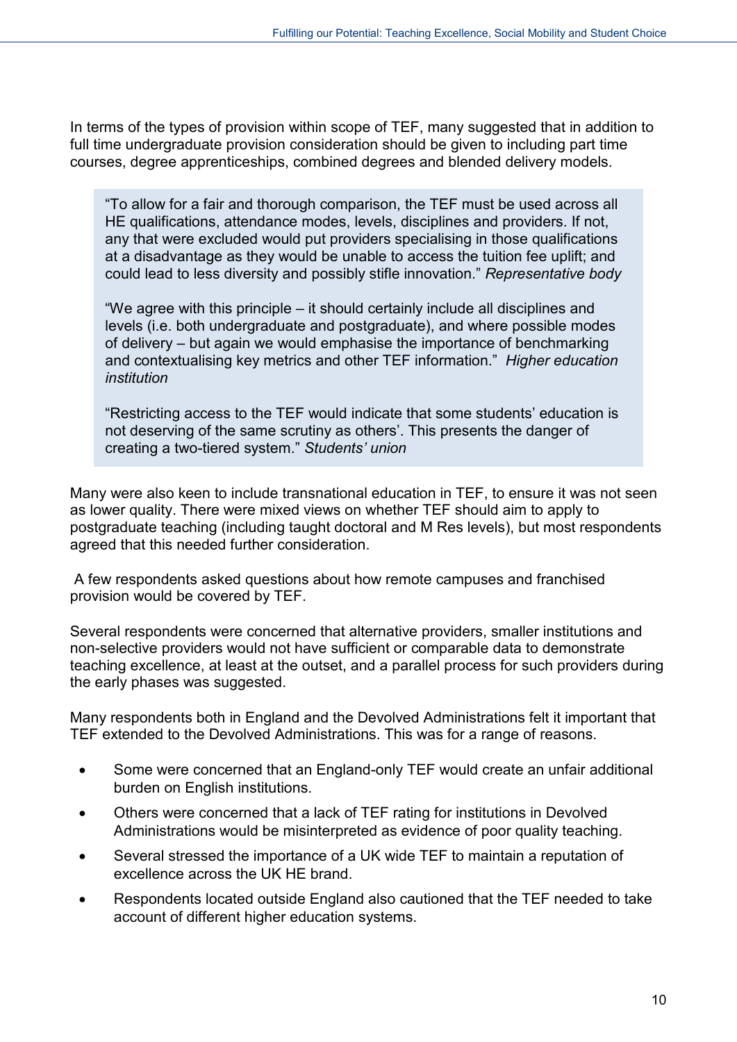In terms of the types of provision within scope of TEF, many suggested that in addition to full time undergraduate provision consideration should be given to including part time courses, degree apprenticeships, combined degrees and blended delivery models.

> "To allow for a fair and thorough comparison, the TEF must be used across all HE qualifications, attendance modes, levels, disciplines and providers. If not, any that were excluded would put providers specialising in those qualifications at a disadvantage as they would be unable to access the tuition fee uplift; and could lead to less diversity and possibly stifle innovation." *Representative body*
>
> "We agree with this principle – it should certainly include all disciplines and levels (i.e. both undergraduate and postgraduate), and where possible modes of delivery – but again we would emphasise the importance of benchmarking and contextualising key metrics and other TEF information." *Higher education institution*
>
> "Restricting access to the TEF would indicate that some students' education is not deserving of the same scrutiny as others'. This presents the danger of creating a two-tiered system." *Students' union*

Many were also keen to include transnational education in TEF, to ensure it was not seen as lower quality. There were mixed views on whether TEF should aim to apply to postgraduate teaching (including taught doctoral and M Res levels), but most respondents agreed that this needed further consideration.

A few respondents asked questions about how remote campuses and franchised provision would be covered by TEF.

Several respondents were concerned that alternative providers, smaller institutions and non-selective providers would not have sufficient or comparable data to demonstrate teaching excellence, at least at the outset, and a parallel process for such providers during the early phases was suggested.

Many respondents both in England and the Devolved Administrations felt it important that TEF extended to the Devolved Administrations. This was for a range of reasons.

- Some were concerned that an England-only TEF would create an unfair additional burden on English institutions.
- Others were concerned that a lack of TEF rating for institutions in Devolved Administrations would be misinterpreted as evidence of poor quality teaching.
- Several stressed the importance of a UK wide TEF to maintain a reputation of excellence across the UK HE brand.
- Respondents located outside England also cautioned that the TEF needed to take account of different higher education systems.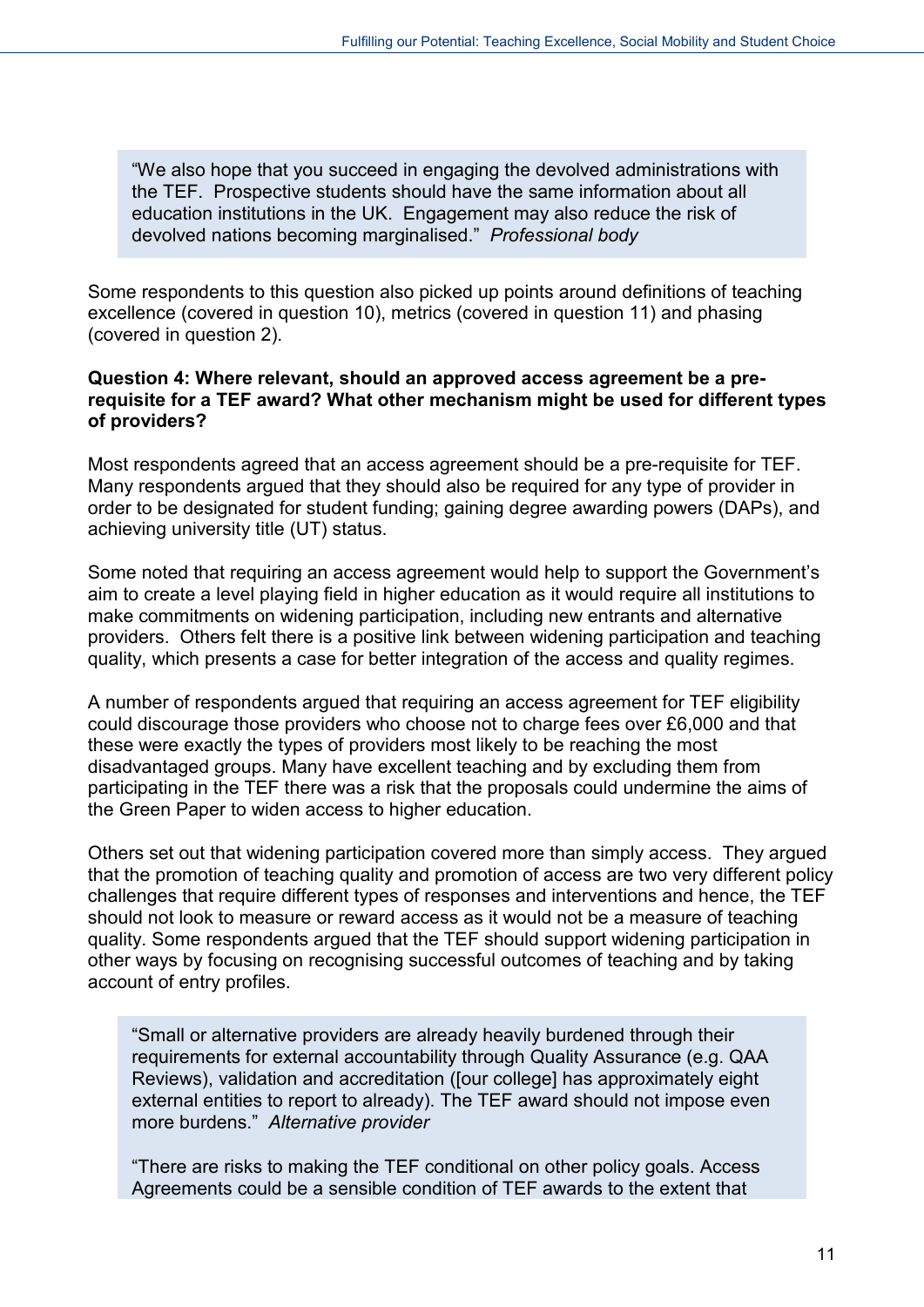> "We also hope that you succeed in engaging the devolved administrations with the TEF. Prospective students should have the same information about all education institutions in the UK. Engagement may also reduce the risk of devolved nations becoming marginalised." *Professional body*

Some respondents to this question also picked up points around definitions of teaching excellence (covered in question 10), metrics (covered in question 11) and phasing (covered in question 2).

**Question 4: Where relevant, should an approved access agreement be a pre-requisite for a TEF award? What other mechanism might be used for different types of providers?**

Most respondents agreed that an access agreement should be a pre-requisite for TEF. Many respondents argued that they should also be required for any type of provider in order to be designated for student funding; gaining degree awarding powers (DAPs), and achieving university title (UT) status.

Some noted that requiring an access agreement would help to support the Government's aim to create a level playing field in higher education as it would require all institutions to make commitments on widening participation, including new entrants and alternative providers. Others felt there is a positive link between widening participation and teaching quality, which presents a case for better integration of the access and quality regimes.

A number of respondents argued that requiring an access agreement for TEF eligibility could discourage those providers who choose not to charge fees over £6,000 and that these were exactly the types of providers most likely to be reaching the most disadvantaged groups. Many have excellent teaching and by excluding them from participating in the TEF there was a risk that the proposals could undermine the aims of the Green Paper to widen access to higher education.

Others set out that widening participation covered more than simply access. They argued that the promotion of teaching quality and promotion of access are two very different policy challenges that require different types of responses and interventions and hence, the TEF should not look to measure or reward access as it would not be a measure of teaching quality. Some respondents argued that the TEF should support widening participation in other ways by focusing on recognising successful outcomes of teaching and by taking account of entry profiles.

> "Small or alternative providers are already heavily burdened through their requirements for external accountability through Quality Assurance (e.g. QAA Reviews), validation and accreditation ([our college] has approximately eight external entities to report to already). The TEF award should not impose even more burdens." *Alternative provider*
>
> "There are risks to making the TEF conditional on other policy goals. Access Agreements could be a sensible condition of TEF awards to the extent that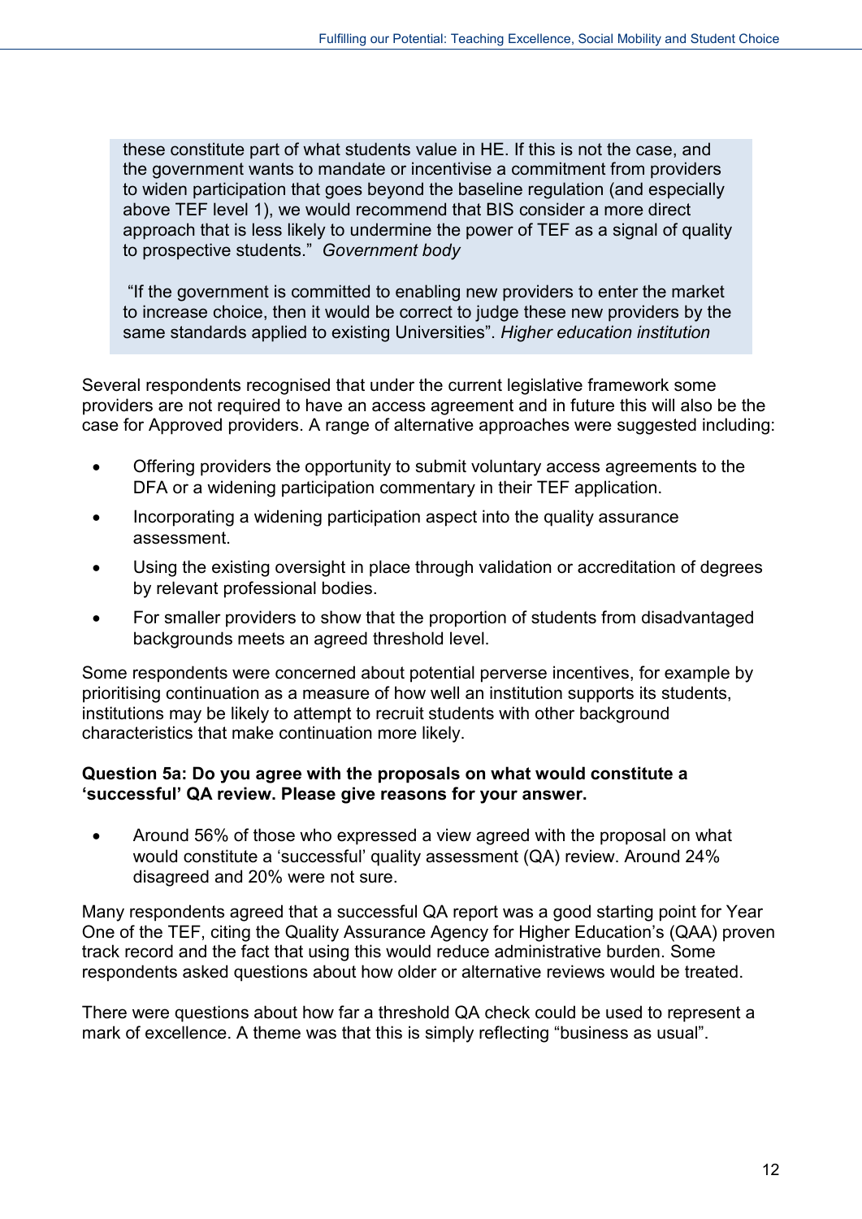> these constitute part of what students value in HE. If this is not the case, and the government wants to mandate or incentivise a commitment from providers to widen participation that goes beyond the baseline regulation (and especially above TEF level 1), we would recommend that BIS consider a more direct approach that is less likely to undermine the power of TEF as a signal of quality to prospective students." *Government body*
>
> "If the government is committed to enabling new providers to enter the market to increase choice, then it would be correct to judge these new providers by the same standards applied to existing Universities". *Higher education institution*

Several respondents recognised that under the current legislative framework some providers are not required to have an access agreement and in future this will also be the case for Approved providers. A range of alternative approaches were suggested including:

- Offering providers the opportunity to submit voluntary access agreements to the DFA or a widening participation commentary in their TEF application.
- Incorporating a widening participation aspect into the quality assurance assessment.
- Using the existing oversight in place through validation or accreditation of degrees by relevant professional bodies.
- For smaller providers to show that the proportion of students from disadvantaged backgrounds meets an agreed threshold level.

Some respondents were concerned about potential perverse incentives, for example by prioritising continuation as a measure of how well an institution supports its students, institutions may be likely to attempt to recruit students with other background characteristics that make continuation more likely.

**Question 5a: Do you agree with the proposals on what would constitute a 'successful' QA review. Please give reasons for your answer.**

- Around 56% of those who expressed a view agreed with the proposal on what would constitute a 'successful' quality assessment (QA) review. Around 24% disagreed and 20% were not sure.

Many respondents agreed that a successful QA report was a good starting point for Year One of the TEF, citing the Quality Assurance Agency for Higher Education's (QAA) proven track record and the fact that using this would reduce administrative burden. Some respondents asked questions about how older or alternative reviews would be treated.

There were questions about how far a threshold QA check could be used to represent a mark of excellence. A theme was that this is simply reflecting "business as usual".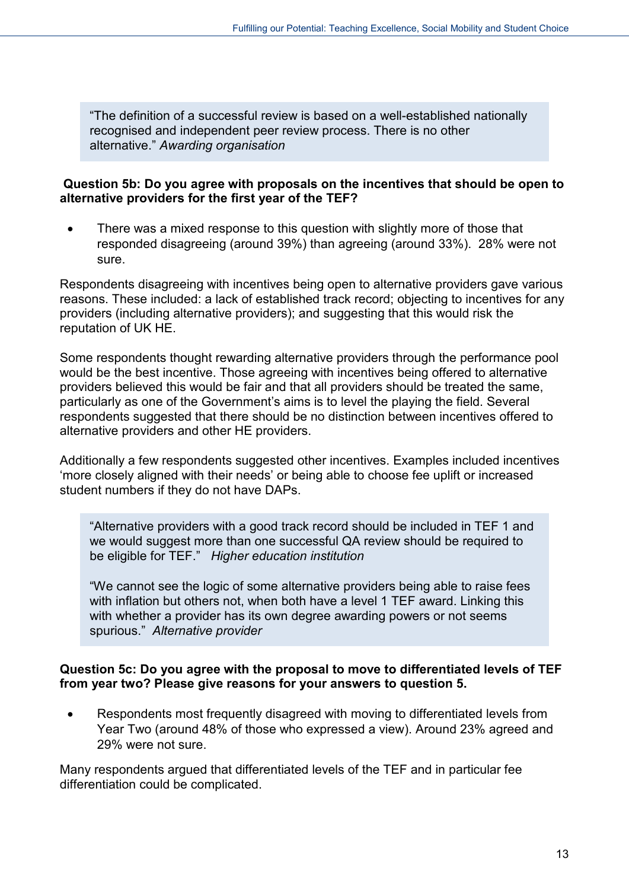> "The definition of a successful review is based on a well-established nationally recognised and independent peer review process. There is no other alternative." *Awarding organisation*

**Question 5b: Do you agree with proposals on the incentives that should be open to alternative providers for the first year of the TEF?**

- There was a mixed response to this question with slightly more of those that responded disagreeing (around 39%) than agreeing (around 33%). 28% were not sure.

Respondents disagreeing with incentives being open to alternative providers gave various reasons. These included: a lack of established track record; objecting to incentives for any providers (including alternative providers); and suggesting that this would risk the reputation of UK HE.

Some respondents thought rewarding alternative providers through the performance pool would be the best incentive. Those agreeing with incentives being offered to alternative providers believed this would be fair and that all providers should be treated the same, particularly as one of the Government's aims is to level the playing the field. Several respondents suggested that there should be no distinction between incentives offered to alternative providers and other HE providers.

Additionally a few respondents suggested other incentives. Examples included incentives 'more closely aligned with their needs' or being able to choose fee uplift or increased student numbers if they do not have DAPs.

> "Alternative providers with a good track record should be included in TEF 1 and we would suggest more than one successful QA review should be required to be eligible for TEF." *Higher education institution*
>
> "We cannot see the logic of some alternative providers being able to raise fees with inflation but others not, when both have a level 1 TEF award. Linking this with whether a provider has its own degree awarding powers or not seems spurious." *Alternative provider*

**Question 5c: Do you agree with the proposal to move to differentiated levels of TEF from year two? Please give reasons for your answers to question 5.**

- Respondents most frequently disagreed with moving to differentiated levels from Year Two (around 48% of those who expressed a view). Around 23% agreed and 29% were not sure.

Many respondents argued that differentiated levels of the TEF and in particular fee differentiation could be complicated.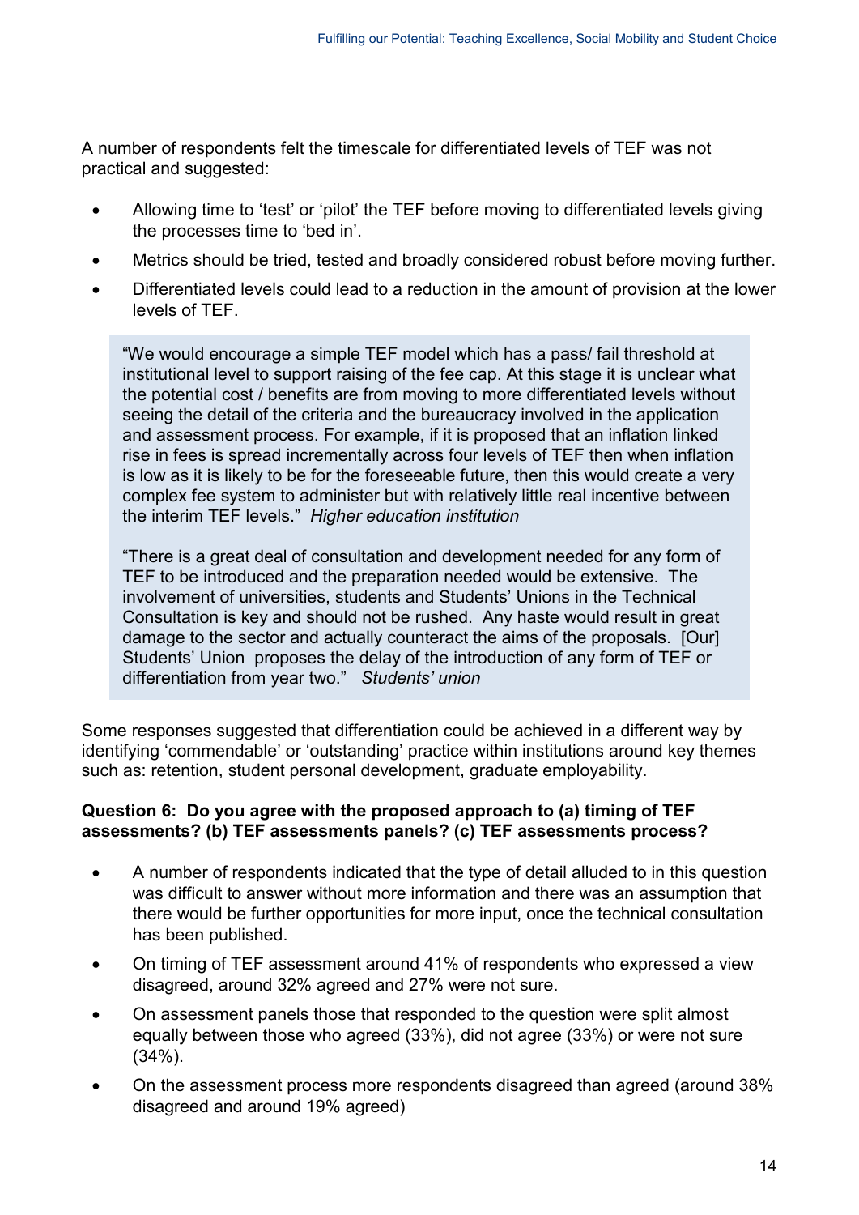A number of respondents felt the timescale for differentiated levels of TEF was not practical and suggested:

- Allowing time to 'test' or 'pilot' the TEF before moving to differentiated levels giving the processes time to 'bed in'.
- Metrics should be tried, tested and broadly considered robust before moving further.
- Differentiated levels could lead to a reduction in the amount of provision at the lower levels of TEF.

> "We would encourage a simple TEF model which has a pass/ fail threshold at institutional level to support raising of the fee cap. At this stage it is unclear what the potential cost / benefits are from moving to more differentiated levels without seeing the detail of the criteria and the bureaucracy involved in the application and assessment process. For example, if it is proposed that an inflation linked rise in fees is spread incrementally across four levels of TEF then when inflation is low as it is likely to be for the foreseeable future, then this would create a very complex fee system to administer but with relatively little real incentive between the interim TEF levels." *Higher education institution*
>
> "There is a great deal of consultation and development needed for any form of TEF to be introduced and the preparation needed would be extensive. The involvement of universities, students and Students' Unions in the Technical Consultation is key and should not be rushed. Any haste would result in great damage to the sector and actually counteract the aims of the proposals. [Our] Students' Union proposes the delay of the introduction of any form of TEF or differentiation from year two." *Students' union*

Some responses suggested that differentiation could be achieved in a different way by identifying 'commendable' or 'outstanding' practice within institutions around key themes such as: retention, student personal development, graduate employability.

**Question 6: Do you agree with the proposed approach to (a) timing of TEF assessments? (b) TEF assessments panels? (c) TEF assessments process?**

- A number of respondents indicated that the type of detail alluded to in this question was difficult to answer without more information and there was an assumption that there would be further opportunities for more input, once the technical consultation has been published.
- On timing of TEF assessment around 41% of respondents who expressed a view disagreed, around 32% agreed and 27% were not sure.
- On assessment panels those that responded to the question were split almost equally between those who agreed (33%), did not agree (33%) or were not sure (34%).
- On the assessment process more respondents disagreed than agreed (around 38% disagreed and around 19% agreed)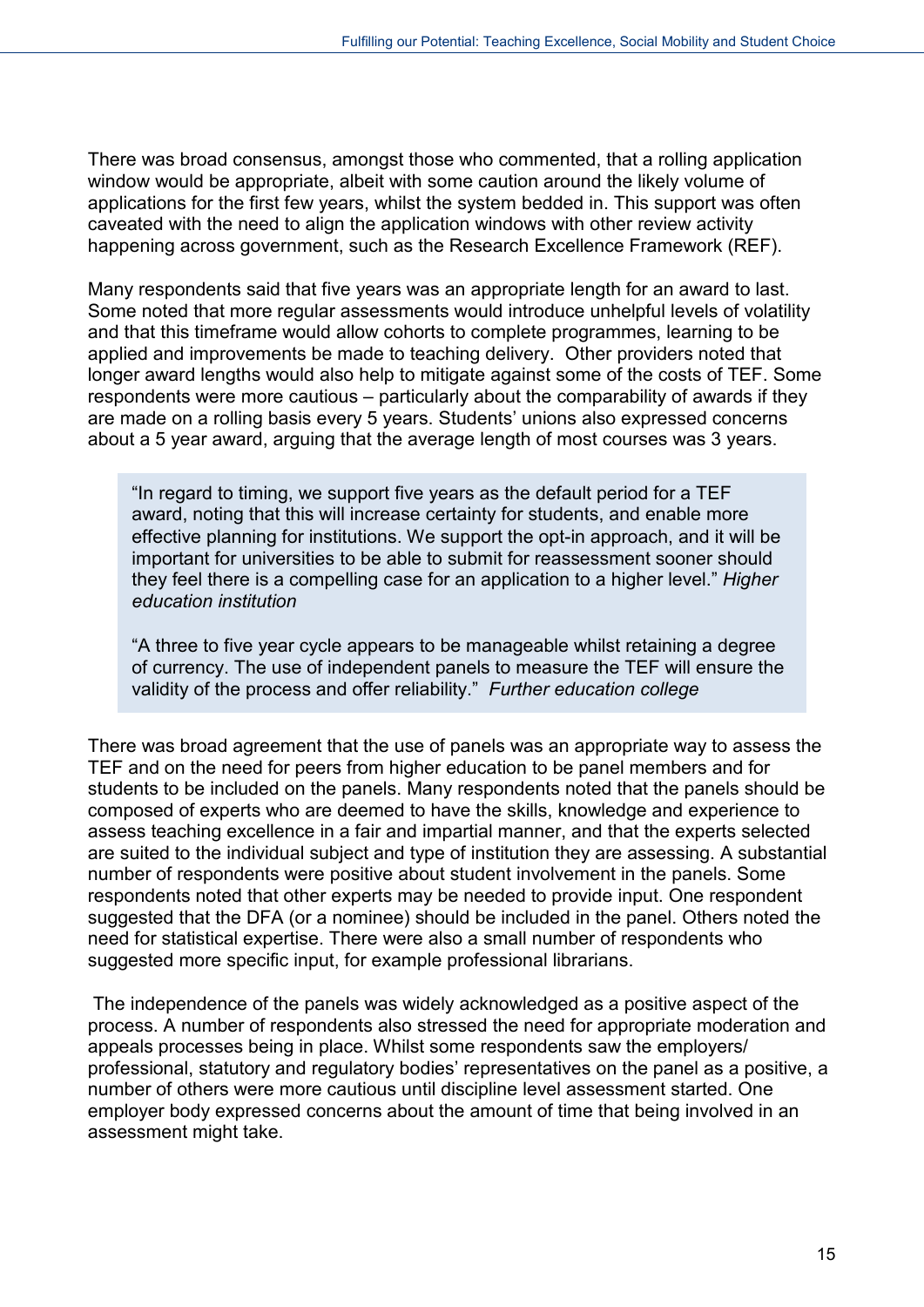There was broad consensus, amongst those who commented, that a rolling application window would be appropriate, albeit with some caution around the likely volume of applications for the first few years, whilst the system bedded in. This support was often caveated with the need to align the application windows with other review activity happening across government, such as the Research Excellence Framework (REF).

Many respondents said that five years was an appropriate length for an award to last. Some noted that more regular assessments would introduce unhelpful levels of volatility and that this timeframe would allow cohorts to complete programmes, learning to be applied and improvements be made to teaching delivery. Other providers noted that longer award lengths would also help to mitigate against some of the costs of TEF. Some respondents were more cautious – particularly about the comparability of awards if they are made on a rolling basis every 5 years. Students' unions also expressed concerns about a 5 year award, arguing that the average length of most courses was 3 years.

> "In regard to timing, we support five years as the default period for a TEF award, noting that this will increase certainty for students, and enable more effective planning for institutions. We support the opt-in approach, and it will be important for universities to be able to submit for reassessment sooner should they feel there is a compelling case for an application to a higher level." *Higher education institution*
>
> "A three to five year cycle appears to be manageable whilst retaining a degree of currency. The use of independent panels to measure the TEF will ensure the validity of the process and offer reliability." *Further education college*

There was broad agreement that the use of panels was an appropriate way to assess the TEF and on the need for peers from higher education to be panel members and for students to be included on the panels. Many respondents noted that the panels should be composed of experts who are deemed to have the skills, knowledge and experience to assess teaching excellence in a fair and impartial manner, and that the experts selected are suited to the individual subject and type of institution they are assessing. A substantial number of respondents were positive about student involvement in the panels. Some respondents noted that other experts may be needed to provide input. One respondent suggested that the DFA (or a nominee) should be included in the panel. Others noted the need for statistical expertise. There were also a small number of respondents who suggested more specific input, for example professional librarians.

The independence of the panels was widely acknowledged as a positive aspect of the process. A number of respondents also stressed the need for appropriate moderation and appeals processes being in place. Whilst some respondents saw the employers/ professional, statutory and regulatory bodies' representatives on the panel as a positive, a number of others were more cautious until discipline level assessment started. One employer body expressed concerns about the amount of time that being involved in an assessment might take.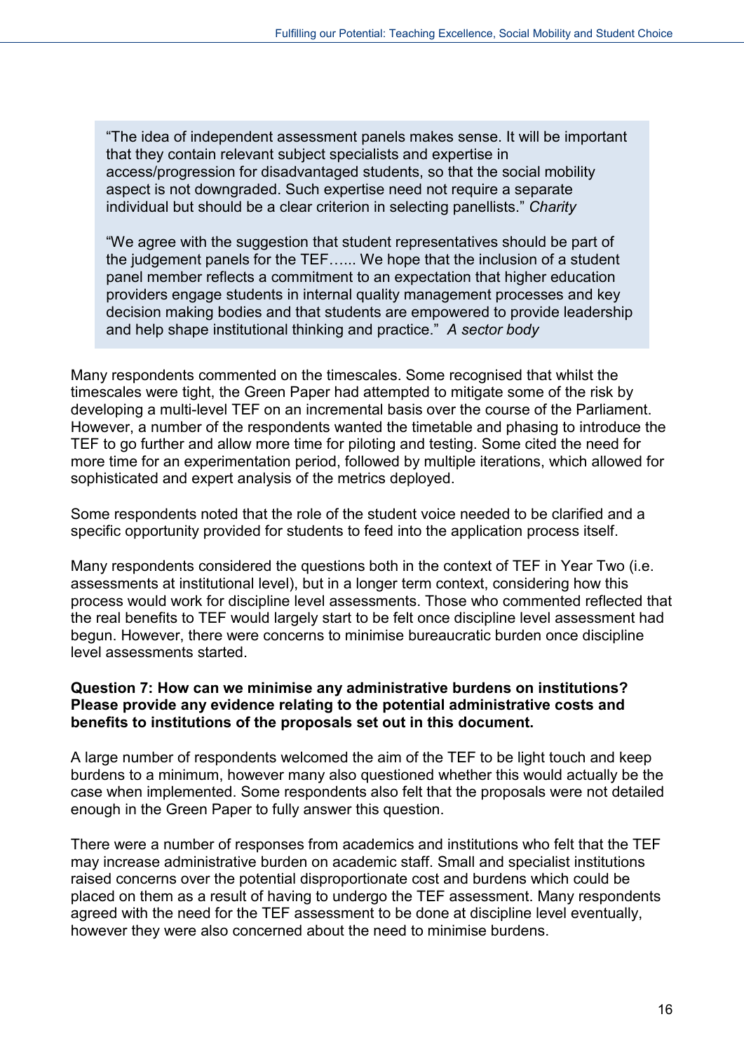> "The idea of independent assessment panels makes sense. It will be important that they contain relevant subject specialists and expertise in access/progression for disadvantaged students, so that the social mobility aspect is not downgraded. Such expertise need not require a separate individual but should be a clear criterion in selecting panellists." *Charity*
>
> "We agree with the suggestion that student representatives should be part of the judgement panels for the TEF…... We hope that the inclusion of a student panel member reflects a commitment to an expectation that higher education providers engage students in internal quality management processes and key decision making bodies and that students are empowered to provide leadership and help shape institutional thinking and practice." *A sector body*

Many respondents commented on the timescales. Some recognised that whilst the timescales were tight, the Green Paper had attempted to mitigate some of the risk by developing a multi-level TEF on an incremental basis over the course of the Parliament. However, a number of the respondents wanted the timetable and phasing to introduce the TEF to go further and allow more time for piloting and testing. Some cited the need for more time for an experimentation period, followed by multiple iterations, which allowed for sophisticated and expert analysis of the metrics deployed.

Some respondents noted that the role of the student voice needed to be clarified and a specific opportunity provided for students to feed into the application process itself.

Many respondents considered the questions both in the context of TEF in Year Two (i.e. assessments at institutional level), but in a longer term context, considering how this process would work for discipline level assessments. Those who commented reflected that the real benefits to TEF would largely start to be felt once discipline level assessment had begun. However, there were concerns to minimise bureaucratic burden once discipline level assessments started.

**Question 7: How can we minimise any administrative burdens on institutions? Please provide any evidence relating to the potential administrative costs and benefits to institutions of the proposals set out in this document.**

A large number of respondents welcomed the aim of the TEF to be light touch and keep burdens to a minimum, however many also questioned whether this would actually be the case when implemented. Some respondents also felt that the proposals were not detailed enough in the Green Paper to fully answer this question.

There were a number of responses from academics and institutions who felt that the TEF may increase administrative burden on academic staff. Small and specialist institutions raised concerns over the potential disproportionate cost and burdens which could be placed on them as a result of having to undergo the TEF assessment. Many respondents agreed with the need for the TEF assessment to be done at discipline level eventually, however they were also concerned about the need to minimise burdens.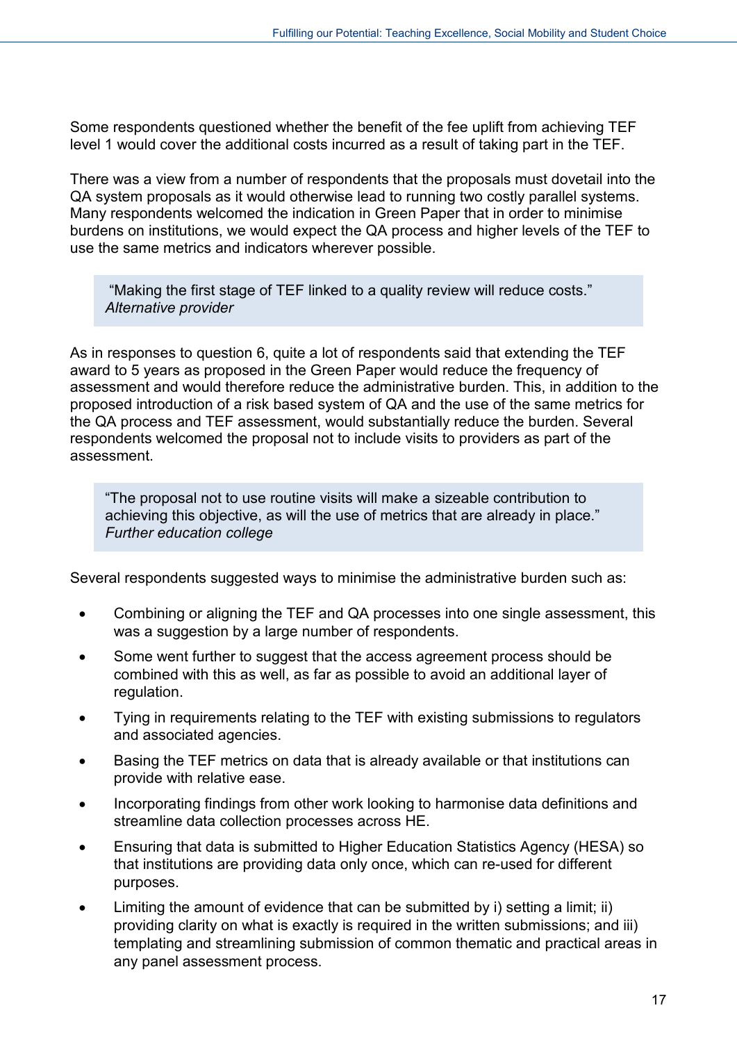Some respondents questioned whether the benefit of the fee uplift from achieving TEF level 1 would cover the additional costs incurred as a result of taking part in the TEF.

There was a view from a number of respondents that the proposals must dovetail into the QA system proposals as it would otherwise lead to running two costly parallel systems. Many respondents welcomed the indication in Green Paper that in order to minimise burdens on institutions, we would expect the QA process and higher levels of the TEF to use the same metrics and indicators wherever possible.

> "Making the first stage of TEF linked to a quality review will reduce costs."
> *Alternative provider*

As in responses to question 6, quite a lot of respondents said that extending the TEF award to 5 years as proposed in the Green Paper would reduce the frequency of assessment and would therefore reduce the administrative burden. This, in addition to the proposed introduction of a risk based system of QA and the use of the same metrics for the QA process and TEF assessment, would substantially reduce the burden. Several respondents welcomed the proposal not to include visits to providers as part of the assessment.

> "The proposal not to use routine visits will make a sizeable contribution to achieving this objective, as will the use of metrics that are already in place."
> *Further education college*

Several respondents suggested ways to minimise the administrative burden such as:

- Combining or aligning the TEF and QA processes into one single assessment, this was a suggestion by a large number of respondents.
- Some went further to suggest that the access agreement process should be combined with this as well, as far as possible to avoid an additional layer of regulation.
- Tying in requirements relating to the TEF with existing submissions to regulators and associated agencies.
- Basing the TEF metrics on data that is already available or that institutions can provide with relative ease.
- Incorporating findings from other work looking to harmonise data definitions and streamline data collection processes across HE.
- Ensuring that data is submitted to Higher Education Statistics Agency (HESA) so that institutions are providing data only once, which can re-used for different purposes.
- Limiting the amount of evidence that can be submitted by i) setting a limit; ii) providing clarity on what is exactly is required in the written submissions; and iii) templating and streamlining submission of common thematic and practical areas in any panel assessment process.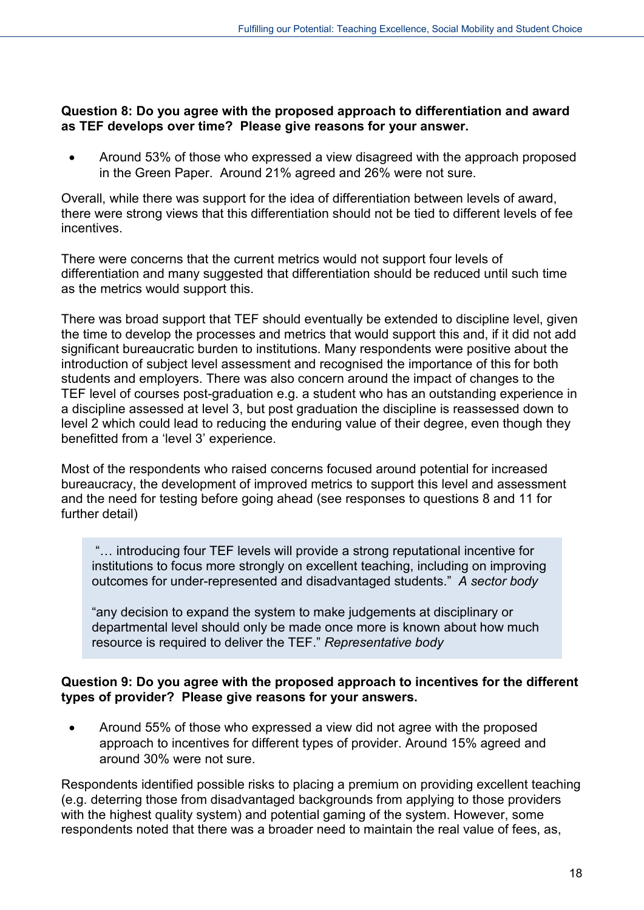**Question 8: Do you agree with the proposed approach to differentiation and award as TEF develops over time? Please give reasons for your answer.**

- Around 53% of those who expressed a view disagreed with the approach proposed in the Green Paper. Around 21% agreed and 26% were not sure.

Overall, while there was support for the idea of differentiation between levels of award, there were strong views that this differentiation should not be tied to different levels of fee incentives.

There were concerns that the current metrics would not support four levels of differentiation and many suggested that differentiation should be reduced until such time as the metrics would support this.

There was broad support that TEF should eventually be extended to discipline level, given the time to develop the processes and metrics that would support this and, if it did not add significant bureaucratic burden to institutions. Many respondents were positive about the introduction of subject level assessment and recognised the importance of this for both students and employers. There was also concern around the impact of changes to the TEF level of courses post-graduation e.g. a student who has an outstanding experience in a discipline assessed at level 3, but post graduation the discipline is reassessed down to level 2 which could lead to reducing the enduring value of their degree, even though they benefitted from a 'level 3' experience.

Most of the respondents who raised concerns focused around potential for increased bureaucracy, the development of improved metrics to support this level and assessment and the need for testing before going ahead (see responses to questions 8 and 11 for further detail)

> "… introducing four TEF levels will provide a strong reputational incentive for institutions to focus more strongly on excellent teaching, including on improving outcomes for under-represented and disadvantaged students." *A sector body*
>
> "any decision to expand the system to make judgements at disciplinary or departmental level should only be made once more is known about how much resource is required to deliver the TEF." *Representative body*

**Question 9: Do you agree with the proposed approach to incentives for the different types of provider? Please give reasons for your answers.**

- Around 55% of those who expressed a view did not agree with the proposed approach to incentives for different types of provider. Around 15% agreed and around 30% were not sure.

Respondents identified possible risks to placing a premium on providing excellent teaching (e.g. deterring those from disadvantaged backgrounds from applying to those providers with the highest quality system) and potential gaming of the system. However, some respondents noted that there was a broader need to maintain the real value of fees, as,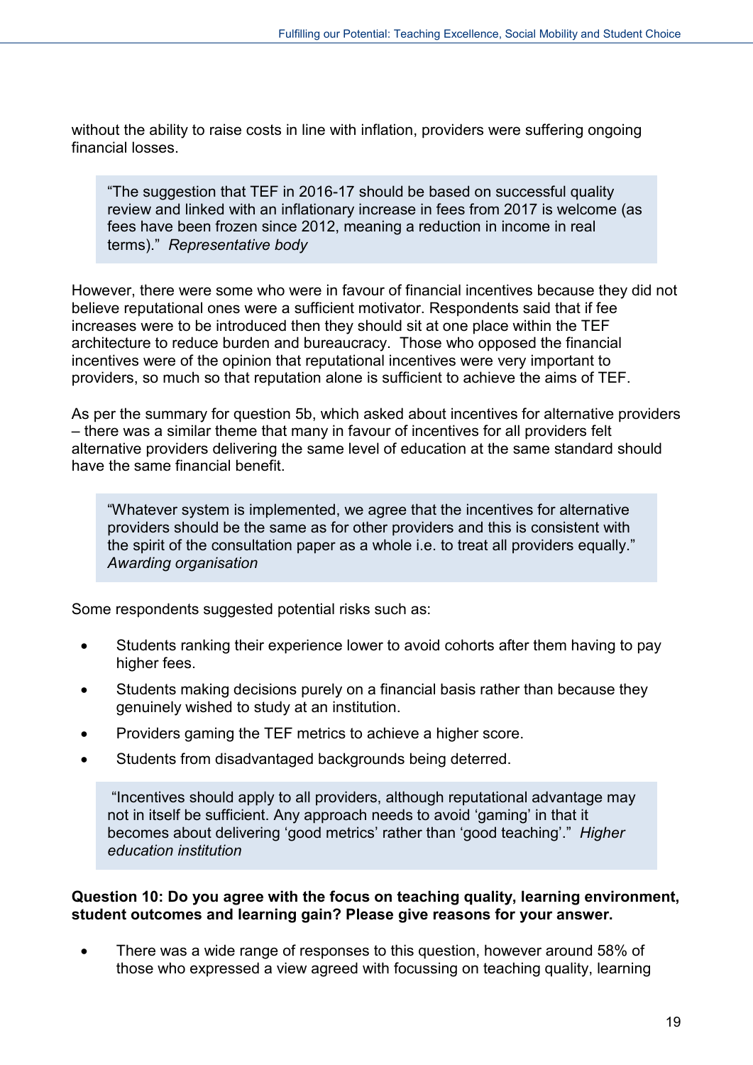without the ability to raise costs in line with inflation, providers were suffering ongoing financial losses.

> "The suggestion that TEF in 2016-17 should be based on successful quality review and linked with an inflationary increase in fees from 2017 is welcome (as fees have been frozen since 2012, meaning a reduction in income in real terms)." *Representative body*

However, there were some who were in favour of financial incentives because they did not believe reputational ones were a sufficient motivator. Respondents said that if fee increases were to be introduced then they should sit at one place within the TEF architecture to reduce burden and bureaucracy. Those who opposed the financial incentives were of the opinion that reputational incentives were very important to providers, so much so that reputation alone is sufficient to achieve the aims of TEF.

As per the summary for question 5b, which asked about incentives for alternative providers – there was a similar theme that many in favour of incentives for all providers felt alternative providers delivering the same level of education at the same standard should have the same financial benefit.

> "Whatever system is implemented, we agree that the incentives for alternative providers should be the same as for other providers and this is consistent with the spirit of the consultation paper as a whole i.e. to treat all providers equally." *Awarding organisation*

Some respondents suggested potential risks such as:

- Students ranking their experience lower to avoid cohorts after them having to pay higher fees.
- Students making decisions purely on a financial basis rather than because they genuinely wished to study at an institution.
- Providers gaming the TEF metrics to achieve a higher score.
- Students from disadvantaged backgrounds being deterred.

> "Incentives should apply to all providers, although reputational advantage may not in itself be sufficient. Any approach needs to avoid 'gaming' in that it becomes about delivering 'good metrics' rather than 'good teaching'." *Higher education institution*

**Question 10: Do you agree with the focus on teaching quality, learning environment, student outcomes and learning gain? Please give reasons for your answer.**

- There was a wide range of responses to this question, however around 58% of those who expressed a view agreed with focussing on teaching quality, learning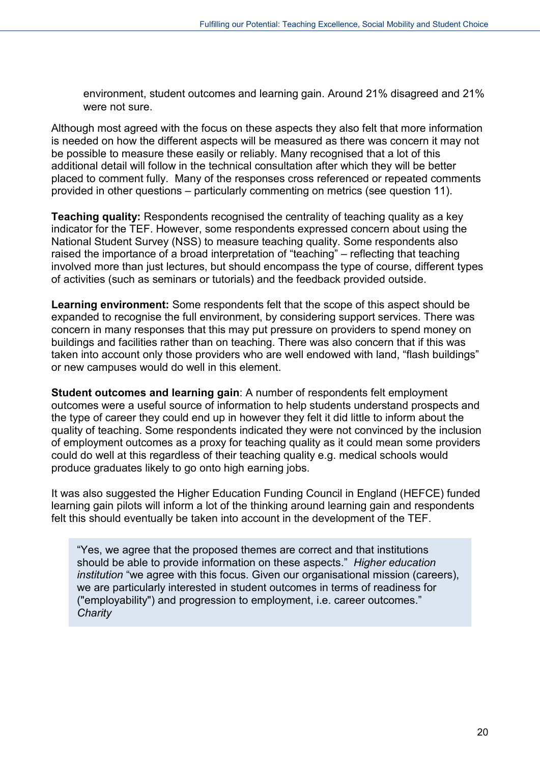environment, student outcomes and learning gain. Around 21% disagreed and 21% were not sure.

Although most agreed with the focus on these aspects they also felt that more information is needed on how the different aspects will be measured as there was concern it may not be possible to measure these easily or reliably. Many recognised that a lot of this additional detail will follow in the technical consultation after which they will be better placed to comment fully. Many of the responses cross referenced or repeated comments provided in other questions – particularly commenting on metrics (see question 11).

**Teaching quality:** Respondents recognised the centrality of teaching quality as a key indicator for the TEF. However, some respondents expressed concern about using the National Student Survey (NSS) to measure teaching quality. Some respondents also raised the importance of a broad interpretation of "teaching" – reflecting that teaching involved more than just lectures, but should encompass the type of course, different types of activities (such as seminars or tutorials) and the feedback provided outside.

**Learning environment:** Some respondents felt that the scope of this aspect should be expanded to recognise the full environment, by considering support services. There was concern in many responses that this may put pressure on providers to spend money on buildings and facilities rather than on teaching. There was also concern that if this was taken into account only those providers who are well endowed with land, "flash buildings" or new campuses would do well in this element.

**Student outcomes and learning gain**: A number of respondents felt employment outcomes were a useful source of information to help students understand prospects and the type of career they could end up in however they felt it did little to inform about the quality of teaching. Some respondents indicated they were not convinced by the inclusion of employment outcomes as a proxy for teaching quality as it could mean some providers could do well at this regardless of their teaching quality e.g. medical schools would produce graduates likely to go onto high earning jobs.

It was also suggested the Higher Education Funding Council in England (HEFCE) funded learning gain pilots will inform a lot of the thinking around learning gain and respondents felt this should eventually be taken into account in the development of the TEF.

> "Yes, we agree that the proposed themes are correct and that institutions should be able to provide information on these aspects." *Higher education institution* "we agree with this focus. Given our organisational mission (careers), we are particularly interested in student outcomes in terms of readiness for ("employability") and progression to employment, i.e. career outcomes." *Charity*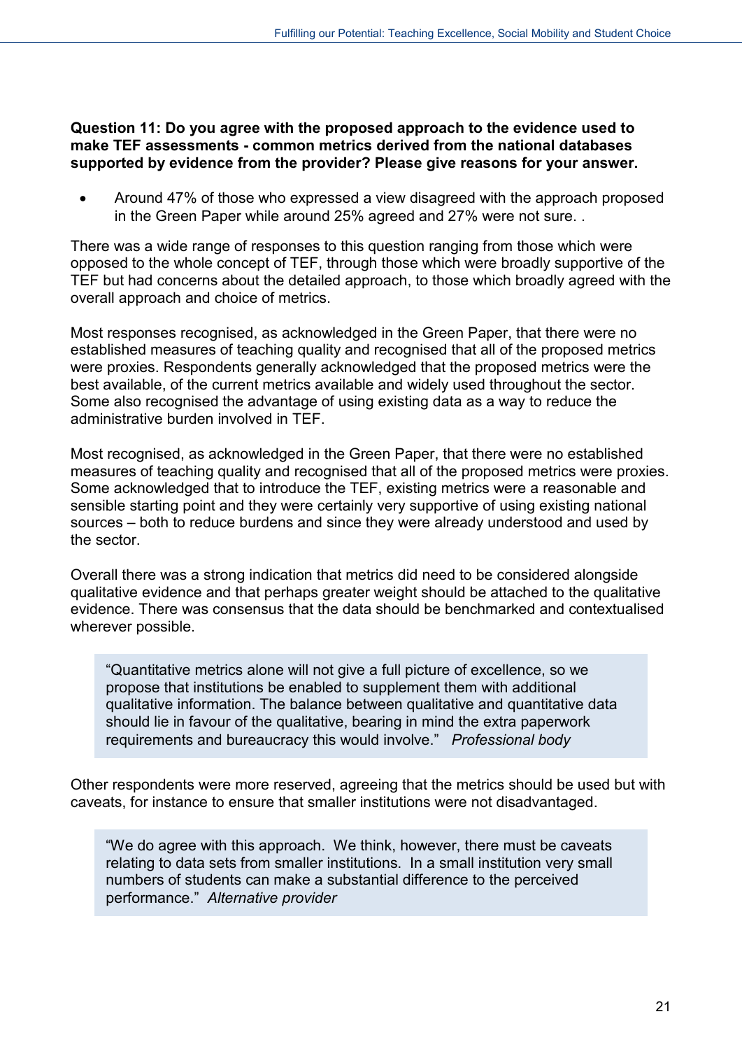**Question 11: Do you agree with the proposed approach to the evidence used to make TEF assessments - common metrics derived from the national databases supported by evidence from the provider? Please give reasons for your answer.**

- Around 47% of those who expressed a view disagreed with the approach proposed in the Green Paper while around 25% agreed and 27% were not sure. .

There was a wide range of responses to this question ranging from those which were opposed to the whole concept of TEF, through those which were broadly supportive of the TEF but had concerns about the detailed approach, to those which broadly agreed with the overall approach and choice of metrics.

Most responses recognised, as acknowledged in the Green Paper, that there were no established measures of teaching quality and recognised that all of the proposed metrics were proxies. Respondents generally acknowledged that the proposed metrics were the best available, of the current metrics available and widely used throughout the sector. Some also recognised the advantage of using existing data as a way to reduce the administrative burden involved in TEF.

Most recognised, as acknowledged in the Green Paper, that there were no established measures of teaching quality and recognised that all of the proposed metrics were proxies. Some acknowledged that to introduce the TEF, existing metrics were a reasonable and sensible starting point and they were certainly very supportive of using existing national sources – both to reduce burdens and since they were already understood and used by the sector.

Overall there was a strong indication that metrics did need to be considered alongside qualitative evidence and that perhaps greater weight should be attached to the qualitative evidence. There was consensus that the data should be benchmarked and contextualised wherever possible.

> "Quantitative metrics alone will not give a full picture of excellence, so we propose that institutions be enabled to supplement them with additional qualitative information. The balance between qualitative and quantitative data should lie in favour of the qualitative, bearing in mind the extra paperwork requirements and bureaucracy this would involve." *Professional body*

Other respondents were more reserved, agreeing that the metrics should be used but with caveats, for instance to ensure that smaller institutions were not disadvantaged.

> "We do agree with this approach. We think, however, there must be caveats relating to data sets from smaller institutions. In a small institution very small numbers of students can make a substantial difference to the perceived performance." *Alternative provider*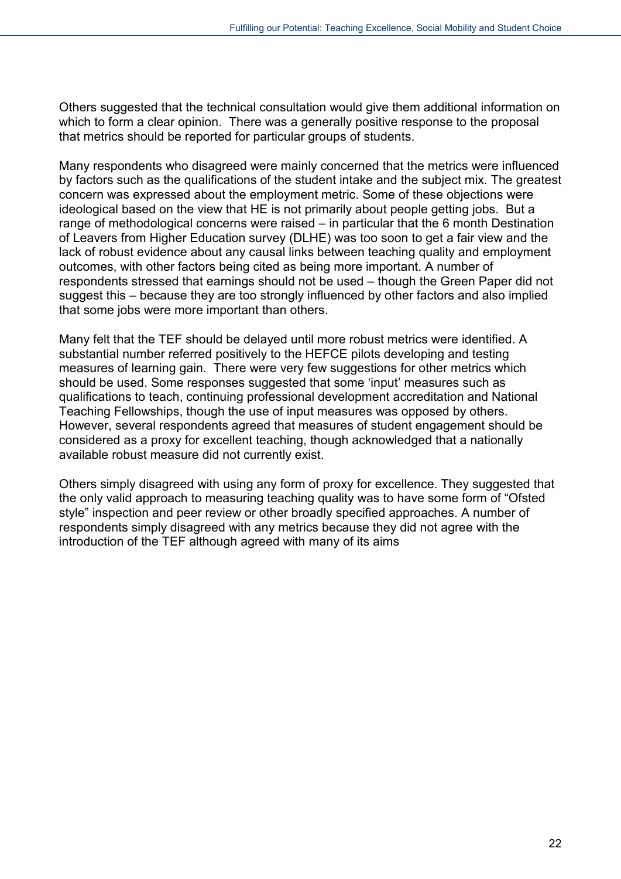Others suggested that the technical consultation would give them additional information on which to form a clear opinion.  There was a generally positive response to the proposal that metrics should be reported for particular groups of students.

Many respondents who disagreed were mainly concerned that the metrics were influenced by factors such as the qualifications of the student intake and the subject mix. The greatest concern was expressed about the employment metric. Some of these objections were ideological based on the view that HE is not primarily about people getting jobs.  But a range of methodological concerns were raised – in particular that the 6 month Destination of Leavers from Higher Education survey (DLHE) was too soon to get a fair view and the lack of robust evidence about any causal links between teaching quality and employment outcomes, with other factors being cited as being more important. A number of respondents stressed that earnings should not be used – though the Green Paper did not suggest this – because they are too strongly influenced by other factors and also implied that some jobs were more important than others.

Many felt that the TEF should be delayed until more robust metrics were identified. A substantial number referred positively to the HEFCE pilots developing and testing measures of learning gain.  There were very few suggestions for other metrics which should be used. Some responses suggested that some 'input' measures such as qualifications to teach, continuing professional development accreditation and National Teaching Fellowships, though the use of input measures was opposed by others. However, several respondents agreed that measures of student engagement should be considered as a proxy for excellent teaching, though acknowledged that a nationally available robust measure did not currently exist.

Others simply disagreed with using any form of proxy for excellence. They suggested that the only valid approach to measuring teaching quality was to have some form of "Ofsted style" inspection and peer review or other broadly specified approaches. A number of respondents simply disagreed with any metrics because they did not agree with the introduction of the TEF although agreed with many of its aims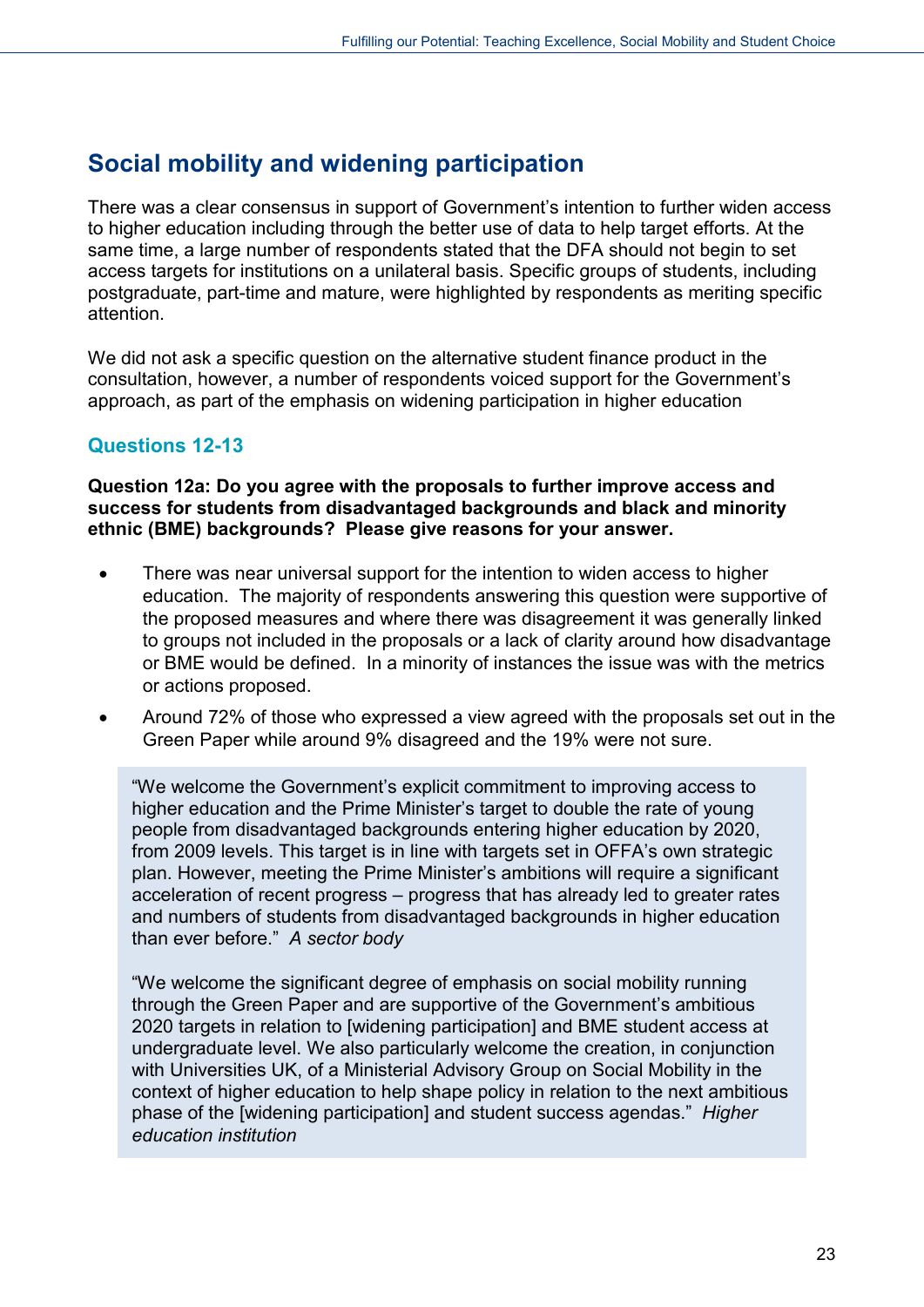## Social mobility and widening participation

There was a clear consensus in support of Government's intention to further widen access to higher education including through the better use of data to help target efforts. At the same time, a large number of respondents stated that the DFA should not begin to set access targets for institutions on a unilateral basis. Specific groups of students, including postgraduate, part-time and mature, were highlighted by respondents as meriting specific attention.

We did not ask a specific question on the alternative student finance product in the consultation, however, a number of respondents voiced support for the Government's approach, as part of the emphasis on widening participation in higher education

### Questions 12-13

**Question 12a: Do you agree with the proposals to further improve access and success for students from disadvantaged backgrounds and black and minority ethnic (BME) backgrounds? Please give reasons for your answer.**

- There was near universal support for the intention to widen access to higher education. The majority of respondents answering this question were supportive of the proposed measures and where there was disagreement it was generally linked to groups not included in the proposals or a lack of clarity around how disadvantage or BME would be defined. In a minority of instances the issue was with the metrics or actions proposed.
- Around 72% of those who expressed a view agreed with the proposals set out in the Green Paper while around 9% disagreed and the 19% were not sure.

> "We welcome the Government's explicit commitment to improving access to higher education and the Prime Minister's target to double the rate of young people from disadvantaged backgrounds entering higher education by 2020, from 2009 levels. This target is in line with targets set in OFFA's own strategic plan. However, meeting the Prime Minister's ambitions will require a significant acceleration of recent progress – progress that has already led to greater rates and numbers of students from disadvantaged backgrounds in higher education than ever before." *A sector body*
>
> "We welcome the significant degree of emphasis on social mobility running through the Green Paper and are supportive of the Government's ambitious 2020 targets in relation to [widening participation] and BME student access at undergraduate level. We also particularly welcome the creation, in conjunction with Universities UK, of a Ministerial Advisory Group on Social Mobility in the context of higher education to help shape policy in relation to the next ambitious phase of the [widening participation] and student success agendas." *Higher education institution*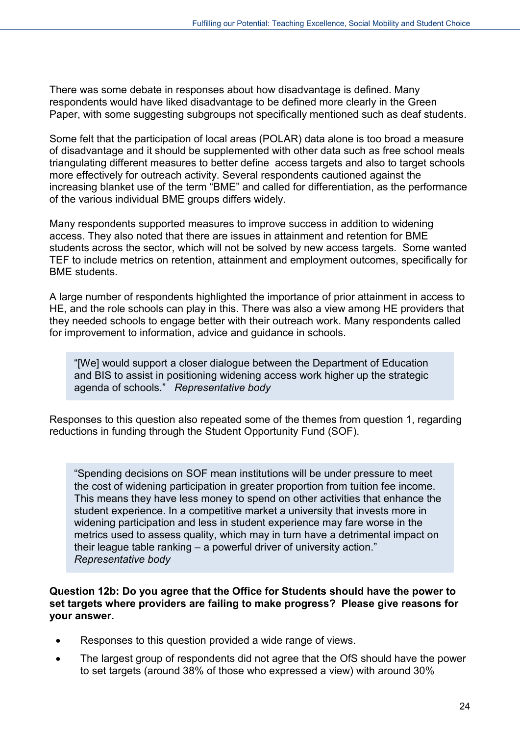There was some debate in responses about how disadvantage is defined. Many respondents would have liked disadvantage to be defined more clearly in the Green Paper, with some suggesting subgroups not specifically mentioned such as deaf students.

Some felt that the participation of local areas (POLAR) data alone is too broad a measure of disadvantage and it should be supplemented with other data such as free school meals triangulating different measures to better define access targets and also to target schools more effectively for outreach activity. Several respondents cautioned against the increasing blanket use of the term "BME" and called for differentiation, as the performance of the various individual BME groups differs widely.

Many respondents supported measures to improve success in addition to widening access. They also noted that there are issues in attainment and retention for BME students across the sector, which will not be solved by new access targets. Some wanted TEF to include metrics on retention, attainment and employment outcomes, specifically for BME students.

A large number of respondents highlighted the importance of prior attainment in access to HE, and the role schools can play in this. There was also a view among HE providers that they needed schools to engage better with their outreach work. Many respondents called for improvement to information, advice and guidance in schools.

> "[We] would support a closer dialogue between the Department of Education and BIS to assist in positioning widening access work higher up the strategic agenda of schools." *Representative body*

Responses to this question also repeated some of the themes from question 1, regarding reductions in funding through the Student Opportunity Fund (SOF).

> "Spending decisions on SOF mean institutions will be under pressure to meet the cost of widening participation in greater proportion from tuition fee income. This means they have less money to spend on other activities that enhance the student experience. In a competitive market a university that invests more in widening participation and less in student experience may fare worse in the metrics used to assess quality, which may in turn have a detrimental impact on their league table ranking – a powerful driver of university action."
> *Representative body*

**Question 12b: Do you agree that the Office for Students should have the power to set targets where providers are failing to make progress? Please give reasons for your answer.**

- Responses to this question provided a wide range of views.
- The largest group of respondents did not agree that the OfS should have the power to set targets (around 38% of those who expressed a view) with around 30%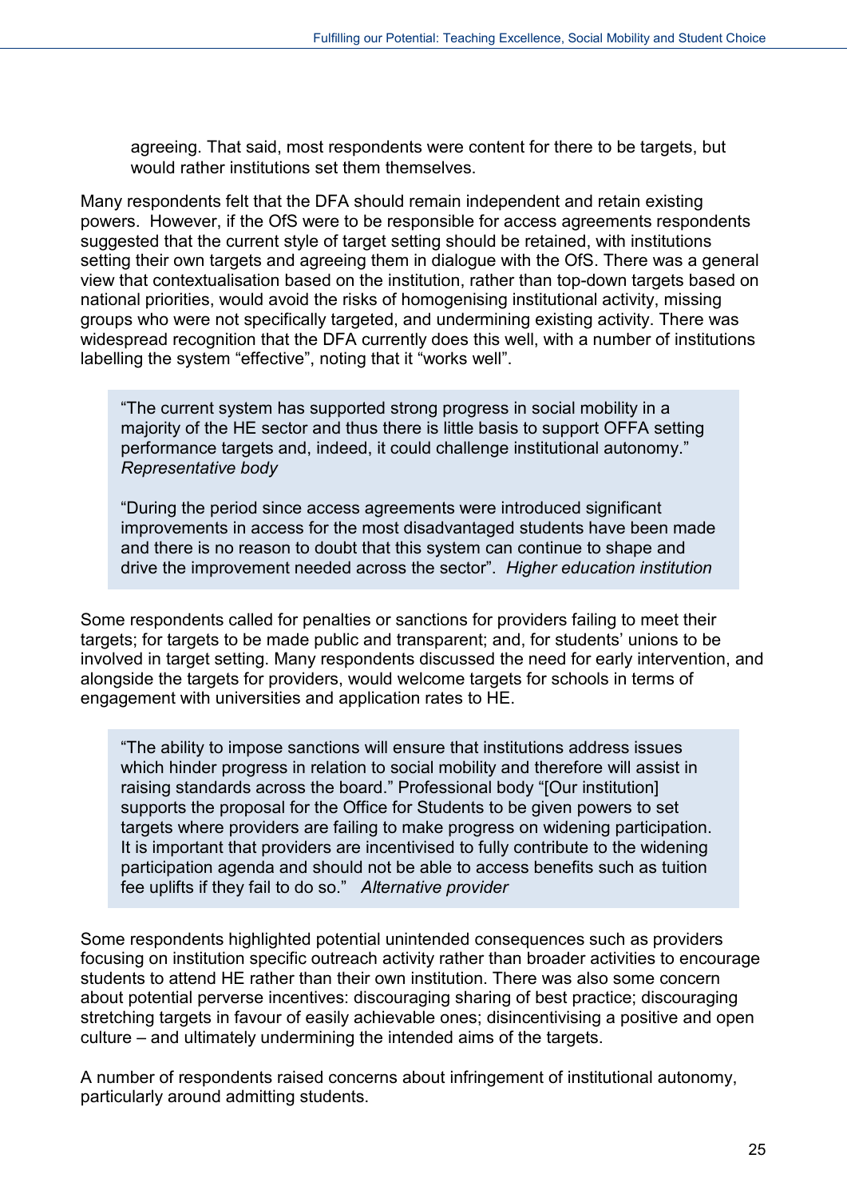agreeing. That said, most respondents were content for there to be targets, but would rather institutions set them themselves.

Many respondents felt that the DFA should remain independent and retain existing powers. However, if the OfS were to be responsible for access agreements respondents suggested that the current style of target setting should be retained, with institutions setting their own targets and agreeing them in dialogue with the OfS. There was a general view that contextualisation based on the institution, rather than top-down targets based on national priorities, would avoid the risks of homogenising institutional activity, missing groups who were not specifically targeted, and undermining existing activity. There was widespread recognition that the DFA currently does this well, with a number of institutions labelling the system "effective", noting that it "works well".

> "The current system has supported strong progress in social mobility in a majority of the HE sector and thus there is little basis to support OFFA setting performance targets and, indeed, it could challenge institutional autonomy." *Representative body*
>
> "During the period since access agreements were introduced significant improvements in access for the most disadvantaged students have been made and there is no reason to doubt that this system can continue to shape and drive the improvement needed across the sector". *Higher education institution*

Some respondents called for penalties or sanctions for providers failing to meet their targets; for targets to be made public and transparent; and, for students' unions to be involved in target setting. Many respondents discussed the need for early intervention, and alongside the targets for providers, would welcome targets for schools in terms of engagement with universities and application rates to HE.

> "The ability to impose sanctions will ensure that institutions address issues which hinder progress in relation to social mobility and therefore will assist in raising standards across the board." Professional body "[Our institution] supports the proposal for the Office for Students to be given powers to set targets where providers are failing to make progress on widening participation. It is important that providers are incentivised to fully contribute to the widening participation agenda and should not be able to access benefits such as tuition fee uplifts if they fail to do so." *Alternative provider*

Some respondents highlighted potential unintended consequences such as providers focusing on institution specific outreach activity rather than broader activities to encourage students to attend HE rather than their own institution. There was also some concern about potential perverse incentives: discouraging sharing of best practice; discouraging stretching targets in favour of easily achievable ones; disincentivising a positive and open culture – and ultimately undermining the intended aims of the targets.

A number of respondents raised concerns about infringement of institutional autonomy, particularly around admitting students.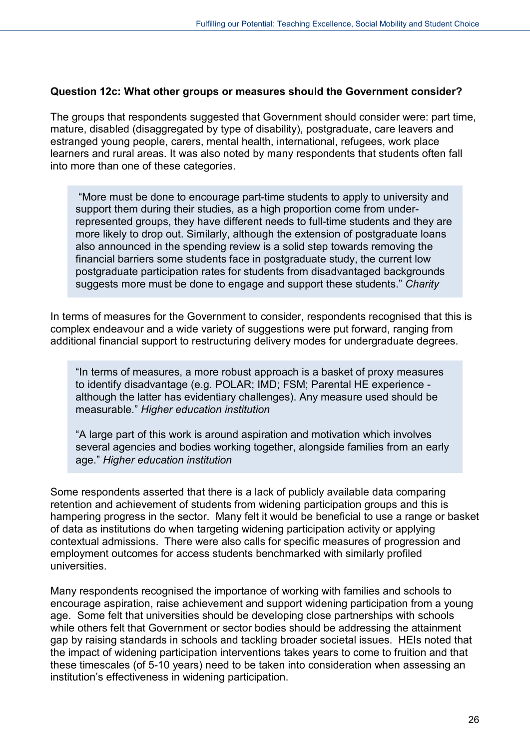**Question 12c: What other groups or measures should the Government consider?**

The groups that respondents suggested that Government should consider were: part time, mature, disabled (disaggregated by type of disability), postgraduate, care leavers and estranged young people, carers, mental health, international, refugees, work place learners and rural areas. It was also noted by many respondents that students often fall into more than one of these categories.

> "More must be done to encourage part-time students to apply to university and support them during their studies, as a high proportion come from under-represented groups, they have different needs to full-time students and they are more likely to drop out. Similarly, although the extension of postgraduate loans also announced in the spending review is a solid step towards removing the financial barriers some students face in postgraduate study, the current low postgraduate participation rates for students from disadvantaged backgrounds suggests more must be done to engage and support these students." *Charity*

In terms of measures for the Government to consider, respondents recognised that this is complex endeavour and a wide variety of suggestions were put forward, ranging from additional financial support to restructuring delivery modes for undergraduate degrees.

> "In terms of measures, a more robust approach is a basket of proxy measures to identify disadvantage (e.g. POLAR; IMD; FSM; Parental HE experience - although the latter has evidentiary challenges). Any measure used should be measurable." *Higher education institution*
>
> "A large part of this work is around aspiration and motivation which involves several agencies and bodies working together, alongside families from an early age." *Higher education institution*

Some respondents asserted that there is a lack of publicly available data comparing retention and achievement of students from widening participation groups and this is hampering progress in the sector. Many felt it would be beneficial to use a range or basket of data as institutions do when targeting widening participation activity or applying contextual admissions. There were also calls for specific measures of progression and employment outcomes for access students benchmarked with similarly profiled universities.

Many respondents recognised the importance of working with families and schools to encourage aspiration, raise achievement and support widening participation from a young age. Some felt that universities should be developing close partnerships with schools while others felt that Government or sector bodies should be addressing the attainment gap by raising standards in schools and tackling broader societal issues. HEIs noted that the impact of widening participation interventions takes years to come to fruition and that these timescales (of 5-10 years) need to be taken into consideration when assessing an institution's effectiveness in widening participation.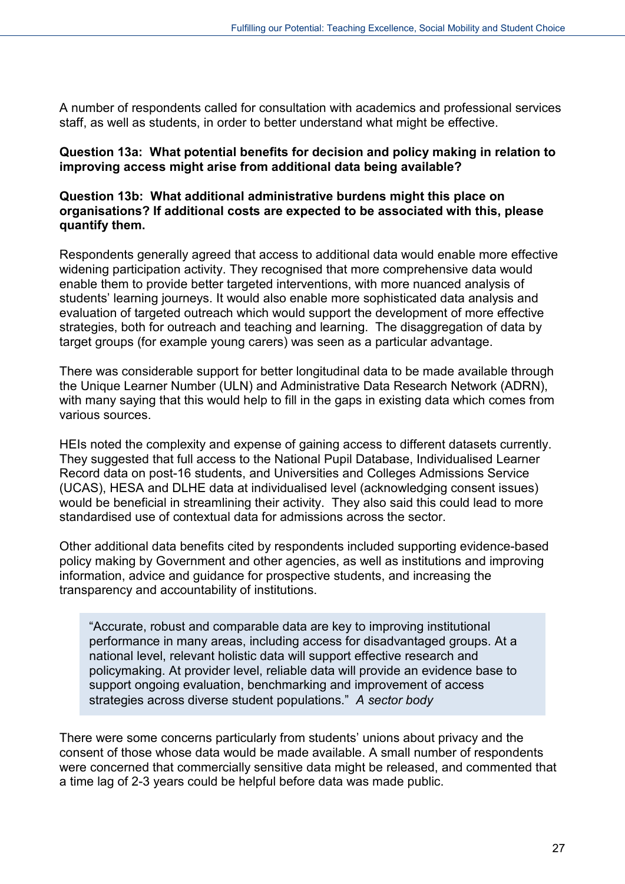A number of respondents called for consultation with academics and professional services staff, as well as students, in order to better understand what might be effective.

**Question 13a: What potential benefits for decision and policy making in relation to improving access might arise from additional data being available?**

**Question 13b: What additional administrative burdens might this place on organisations? If additional costs are expected to be associated with this, please quantify them.**

Respondents generally agreed that access to additional data would enable more effective widening participation activity. They recognised that more comprehensive data would enable them to provide better targeted interventions, with more nuanced analysis of students' learning journeys. It would also enable more sophisticated data analysis and evaluation of targeted outreach which would support the development of more effective strategies, both for outreach and teaching and learning. The disaggregation of data by target groups (for example young carers) was seen as a particular advantage.

There was considerable support for better longitudinal data to be made available through the Unique Learner Number (ULN) and Administrative Data Research Network (ADRN), with many saying that this would help to fill in the gaps in existing data which comes from various sources.

HEIs noted the complexity and expense of gaining access to different datasets currently. They suggested that full access to the National Pupil Database, Individualised Learner Record data on post-16 students, and Universities and Colleges Admissions Service (UCAS), HESA and DLHE data at individualised level (acknowledging consent issues) would be beneficial in streamlining their activity. They also said this could lead to more standardised use of contextual data for admissions across the sector.

Other additional data benefits cited by respondents included supporting evidence-based policy making by Government and other agencies, as well as institutions and improving information, advice and guidance for prospective students, and increasing the transparency and accountability of institutions.

> "Accurate, robust and comparable data are key to improving institutional performance in many areas, including access for disadvantaged groups. At a national level, relevant holistic data will support effective research and policymaking. At provider level, reliable data will provide an evidence base to support ongoing evaluation, benchmarking and improvement of access strategies across diverse student populations." *A sector body*

There were some concerns particularly from students' unions about privacy and the consent of those whose data would be made available. A small number of respondents were concerned that commercially sensitive data might be released, and commented that a time lag of 2-3 years could be helpful before data was made public.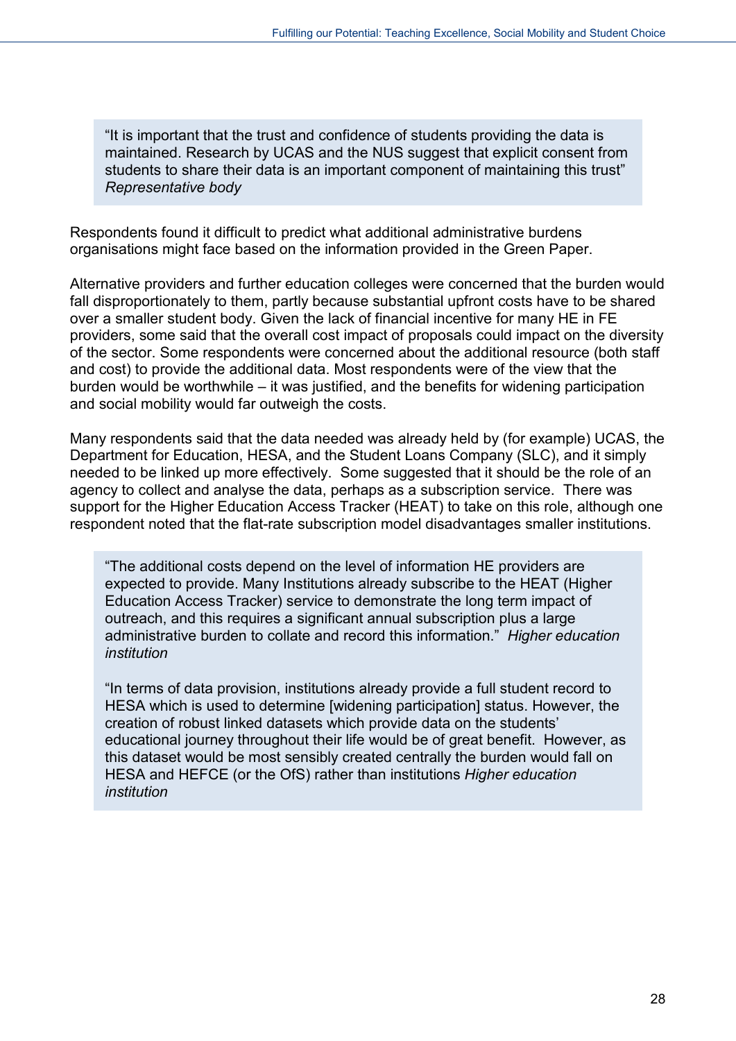> "It is important that the trust and confidence of students providing the data is maintained. Research by UCAS and the NUS suggest that explicit consent from students to share their data is an important component of maintaining this trust" *Representative body*

Respondents found it difficult to predict what additional administrative burdens organisations might face based on the information provided in the Green Paper.

Alternative providers and further education colleges were concerned that the burden would fall disproportionately to them, partly because substantial upfront costs have to be shared over a smaller student body. Given the lack of financial incentive for many HE in FE providers, some said that the overall cost impact of proposals could impact on the diversity of the sector. Some respondents were concerned about the additional resource (both staff and cost) to provide the additional data. Most respondents were of the view that the burden would be worthwhile – it was justified, and the benefits for widening participation and social mobility would far outweigh the costs.

Many respondents said that the data needed was already held by (for example) UCAS, the Department for Education, HESA, and the Student Loans Company (SLC), and it simply needed to be linked up more effectively. Some suggested that it should be the role of an agency to collect and analyse the data, perhaps as a subscription service. There was support for the Higher Education Access Tracker (HEAT) to take on this role, although one respondent noted that the flat-rate subscription model disadvantages smaller institutions.

> "The additional costs depend on the level of information HE providers are expected to provide. Many Institutions already subscribe to the HEAT (Higher Education Access Tracker) service to demonstrate the long term impact of outreach, and this requires a significant annual subscription plus a large administrative burden to collate and record this information." *Higher education institution*
>
> "In terms of data provision, institutions already provide a full student record to HESA which is used to determine [widening participation] status. However, the creation of robust linked datasets which provide data on the students' educational journey throughout their life would be of great benefit. However, as this dataset would be most sensibly created centrally the burden would fall on HESA and HEFCE (or the OfS) rather than institutions *Higher education institution*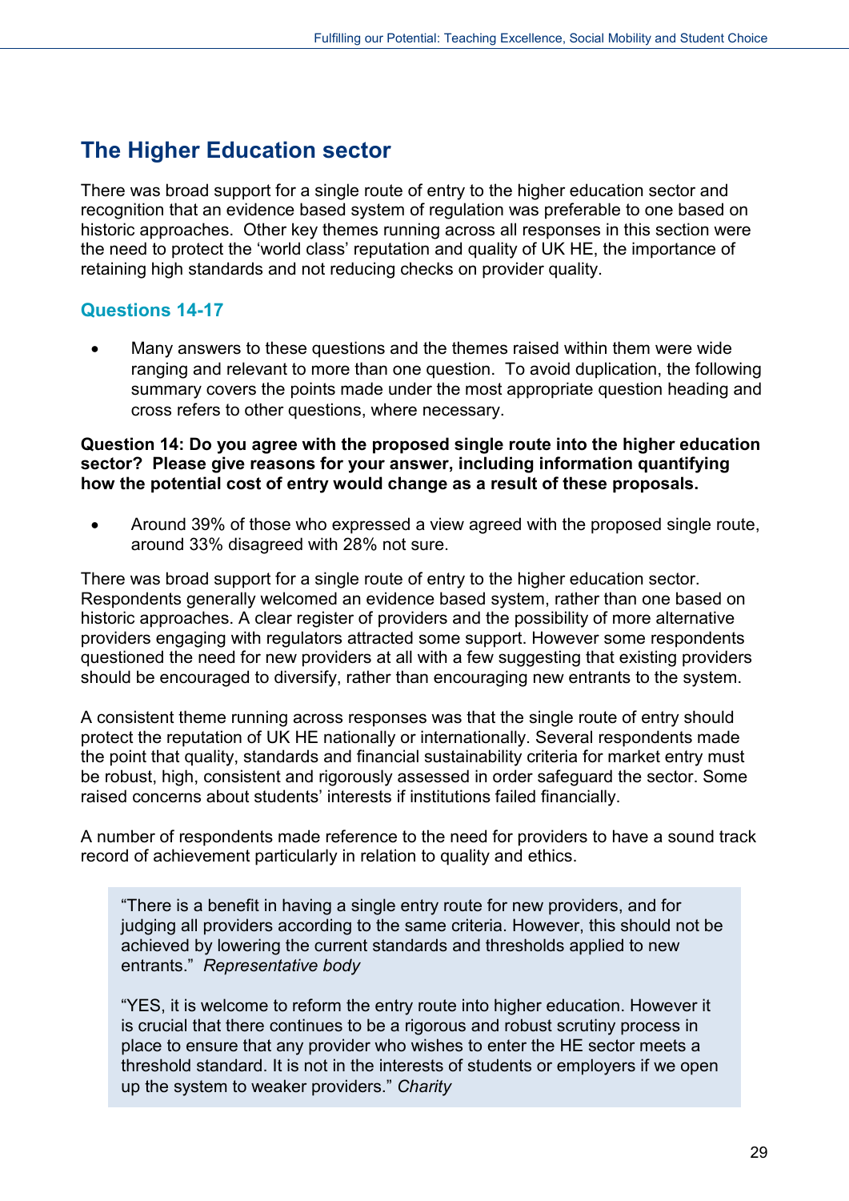## The Higher Education sector

There was broad support for a single route of entry to the higher education sector and recognition that an evidence based system of regulation was preferable to one based on historic approaches. Other key themes running across all responses in this section were the need to protect the 'world class' reputation and quality of UK HE, the importance of retaining high standards and not reducing checks on provider quality.

### Questions 14-17

- Many answers to these questions and the themes raised within them were wide ranging and relevant to more than one question. To avoid duplication, the following summary covers the points made under the most appropriate question heading and cross refers to other questions, where necessary.

**Question 14: Do you agree with the proposed single route into the higher education sector? Please give reasons for your answer, including information quantifying how the potential cost of entry would change as a result of these proposals.**

- Around 39% of those who expressed a view agreed with the proposed single route, around 33% disagreed with 28% not sure.

There was broad support for a single route of entry to the higher education sector. Respondents generally welcomed an evidence based system, rather than one based on historic approaches. A clear register of providers and the possibility of more alternative providers engaging with regulators attracted some support. However some respondents questioned the need for new providers at all with a few suggesting that existing providers should be encouraged to diversify, rather than encouraging new entrants to the system.

A consistent theme running across responses was that the single route of entry should protect the reputation of UK HE nationally or internationally. Several respondents made the point that quality, standards and financial sustainability criteria for market entry must be robust, high, consistent and rigorously assessed in order safeguard the sector. Some raised concerns about students' interests if institutions failed financially.

A number of respondents made reference to the need for providers to have a sound track record of achievement particularly in relation to quality and ethics.

> "There is a benefit in having a single entry route for new providers, and for judging all providers according to the same criteria. However, this should not be achieved by lowering the current standards and thresholds applied to new entrants." *Representative body*
>
> "YES, it is welcome to reform the entry route into higher education. However it is crucial that there continues to be a rigorous and robust scrutiny process in place to ensure that any provider who wishes to enter the HE sector meets a threshold standard. It is not in the interests of students or employers if we open up the system to weaker providers." *Charity*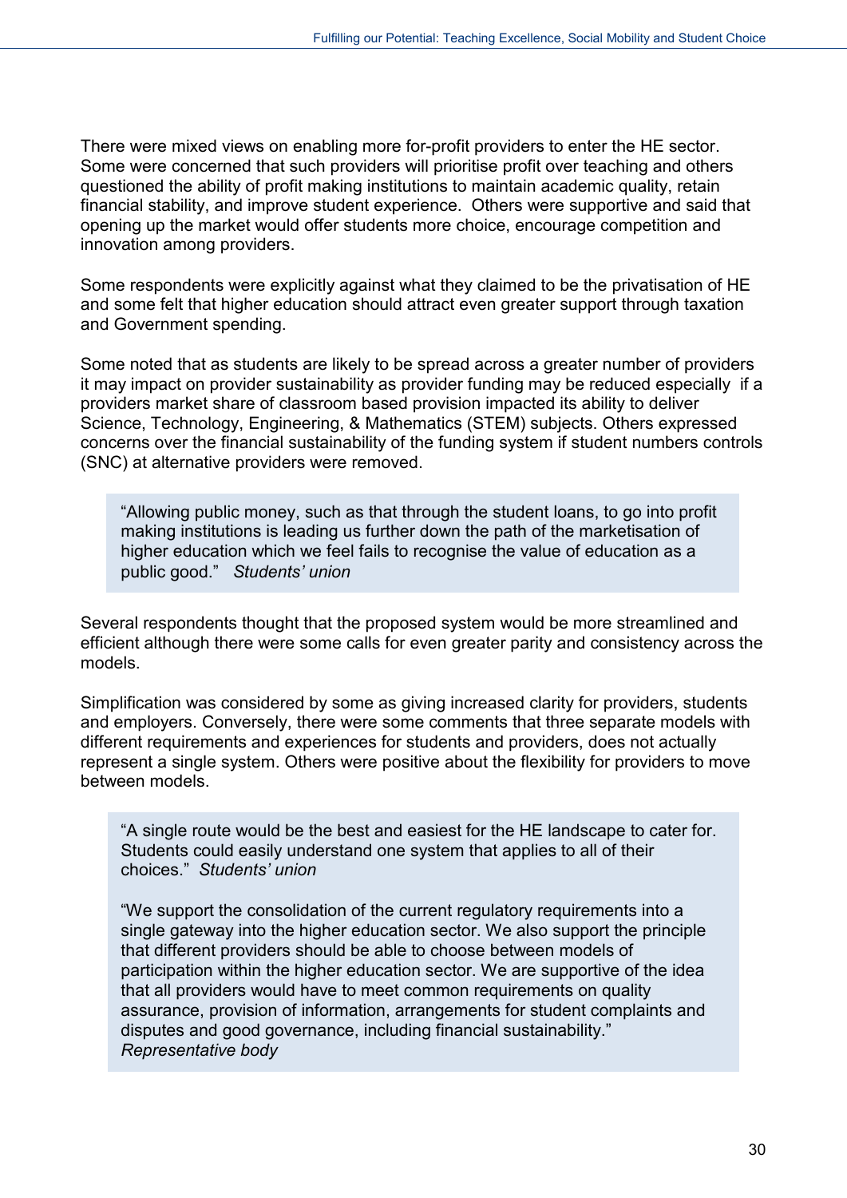There were mixed views on enabling more for-profit providers to enter the HE sector. Some were concerned that such providers will prioritise profit over teaching and others questioned the ability of profit making institutions to maintain academic quality, retain financial stability, and improve student experience. Others were supportive and said that opening up the market would offer students more choice, encourage competition and innovation among providers.

Some respondents were explicitly against what they claimed to be the privatisation of HE and some felt that higher education should attract even greater support through taxation and Government spending.

Some noted that as students are likely to be spread across a greater number of providers it may impact on provider sustainability as provider funding may be reduced especially if a providers market share of classroom based provision impacted its ability to deliver Science, Technology, Engineering, & Mathematics (STEM) subjects. Others expressed concerns over the financial sustainability of the funding system if student numbers controls (SNC) at alternative providers were removed.

> "Allowing public money, such as that through the student loans, to go into profit making institutions is leading us further down the path of the marketisation of higher education which we feel fails to recognise the value of education as a public good." *Students' union*

Several respondents thought that the proposed system would be more streamlined and efficient although there were some calls for even greater parity and consistency across the models.

Simplification was considered by some as giving increased clarity for providers, students and employers. Conversely, there were some comments that three separate models with different requirements and experiences for students and providers, does not actually represent a single system. Others were positive about the flexibility for providers to move between models.

> "A single route would be the best and easiest for the HE landscape to cater for. Students could easily understand one system that applies to all of their choices." *Students' union*
>
> "We support the consolidation of the current regulatory requirements into a single gateway into the higher education sector. We also support the principle that different providers should be able to choose between models of participation within the higher education sector. We are supportive of the idea that all providers would have to meet common requirements on quality assurance, provision of information, arrangements for student complaints and disputes and good governance, including financial sustainability."
> *Representative body*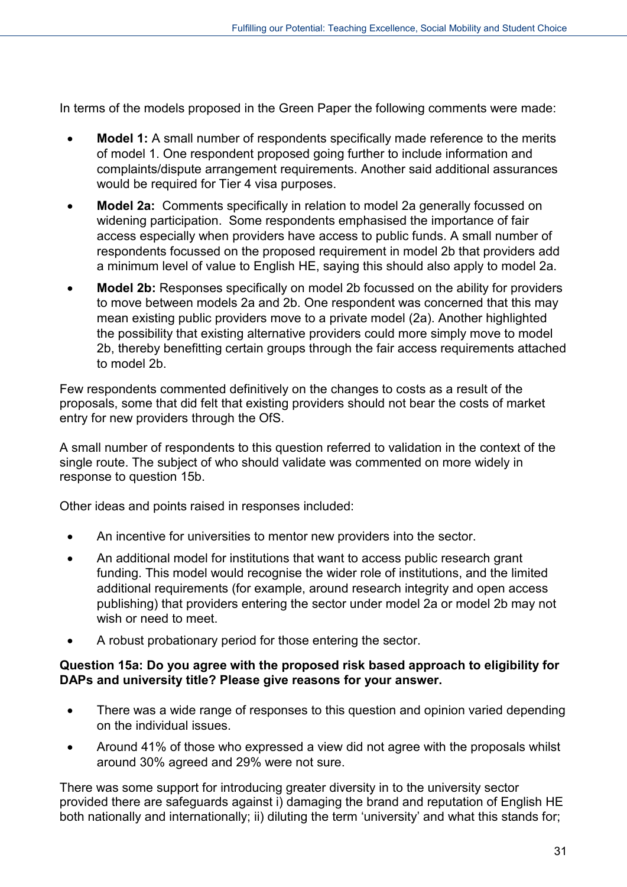In terms of the models proposed in the Green Paper the following comments were made:

- **Model 1:** A small number of respondents specifically made reference to the merits of model 1. One respondent proposed going further to include information and complaints/dispute arrangement requirements. Another said additional assurances would be required for Tier 4 visa purposes.
- **Model 2a:** Comments specifically in relation to model 2a generally focussed on widening participation. Some respondents emphasised the importance of fair access especially when providers have access to public funds. A small number of respondents focussed on the proposed requirement in model 2b that providers add a minimum level of value to English HE, saying this should also apply to model 2a.
- **Model 2b:** Responses specifically on model 2b focussed on the ability for providers to move between models 2a and 2b. One respondent was concerned that this may mean existing public providers move to a private model (2a). Another highlighted the possibility that existing alternative providers could more simply move to model 2b, thereby benefitting certain groups through the fair access requirements attached to model 2b.

Few respondents commented definitively on the changes to costs as a result of the proposals, some that did felt that existing providers should not bear the costs of market entry for new providers through the OfS.

A small number of respondents to this question referred to validation in the context of the single route. The subject of who should validate was commented on more widely in response to question 15b.

Other ideas and points raised in responses included:

- An incentive for universities to mentor new providers into the sector.
- An additional model for institutions that want to access public research grant funding. This model would recognise the wider role of institutions, and the limited additional requirements (for example, around research integrity and open access publishing) that providers entering the sector under model 2a or model 2b may not wish or need to meet.
- A robust probationary period for those entering the sector.

**Question 15a: Do you agree with the proposed risk based approach to eligibility for DAPs and university title? Please give reasons for your answer.**

- There was a wide range of responses to this question and opinion varied depending on the individual issues.
- Around 41% of those who expressed a view did not agree with the proposals whilst around 30% agreed and 29% were not sure.

There was some support for introducing greater diversity in to the university sector provided there are safeguards against i) damaging the brand and reputation of English HE both nationally and internationally; ii) diluting the term 'university' and what this stands for;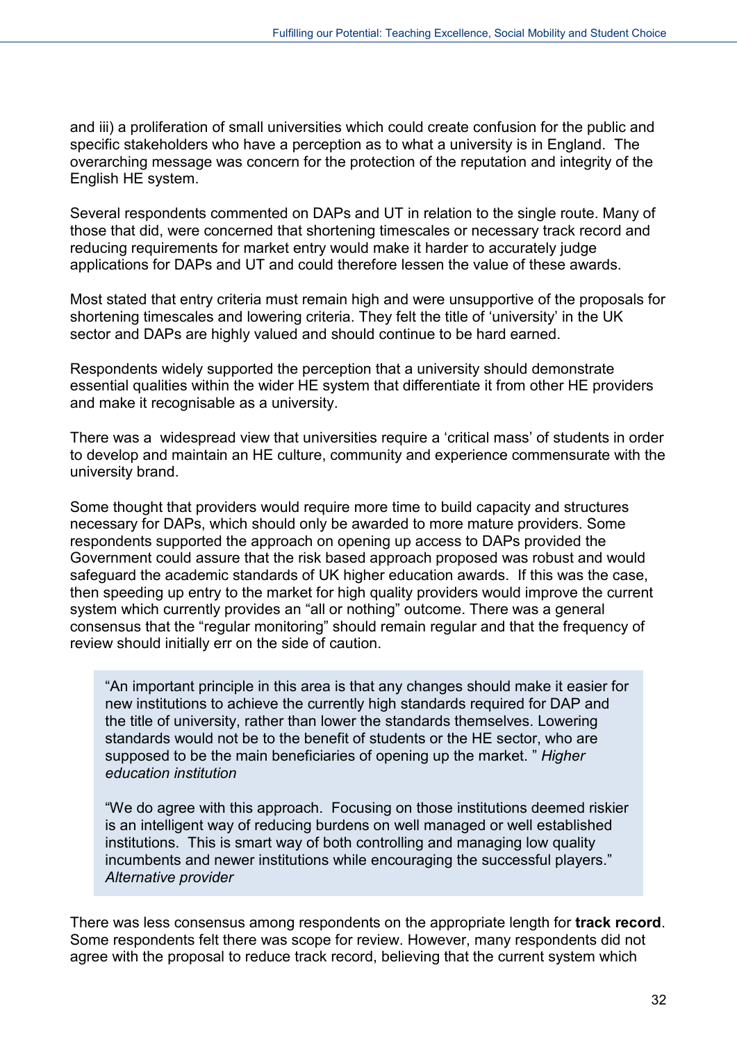and iii) a proliferation of small universities which could create confusion for the public and specific stakeholders who have a perception as to what a university is in England. The overarching message was concern for the protection of the reputation and integrity of the English HE system.

Several respondents commented on DAPs and UT in relation to the single route. Many of those that did, were concerned that shortening timescales or necessary track record and reducing requirements for market entry would make it harder to accurately judge applications for DAPs and UT and could therefore lessen the value of these awards.

Most stated that entry criteria must remain high and were unsupportive of the proposals for shortening timescales and lowering criteria. They felt the title of 'university' in the UK sector and DAPs are highly valued and should continue to be hard earned.

Respondents widely supported the perception that a university should demonstrate essential qualities within the wider HE system that differentiate it from other HE providers and make it recognisable as a university.

There was a widespread view that universities require a 'critical mass' of students in order to develop and maintain an HE culture, community and experience commensurate with the university brand.

Some thought that providers would require more time to build capacity and structures necessary for DAPs, which should only be awarded to more mature providers. Some respondents supported the approach on opening up access to DAPs provided the Government could assure that the risk based approach proposed was robust and would safeguard the academic standards of UK higher education awards. If this was the case, then speeding up entry to the market for high quality providers would improve the current system which currently provides an "all or nothing" outcome. There was a general consensus that the "regular monitoring" should remain regular and that the frequency of review should initially err on the side of caution.

> "An important principle in this area is that any changes should make it easier for new institutions to achieve the currently high standards required for DAP and the title of university, rather than lower the standards themselves. Lowering standards would not be to the benefit of students or the HE sector, who are supposed to be the main beneficiaries of opening up the market. " *Higher education institution*
>
> "We do agree with this approach. Focusing on those institutions deemed riskier is an intelligent way of reducing burdens on well managed or well established institutions. This is smart way of both controlling and managing low quality incumbents and newer institutions while encouraging the successful players." *Alternative provider*

There was less consensus among respondents on the appropriate length for **track record**. Some respondents felt there was scope for review. However, many respondents did not agree with the proposal to reduce track record, believing that the current system which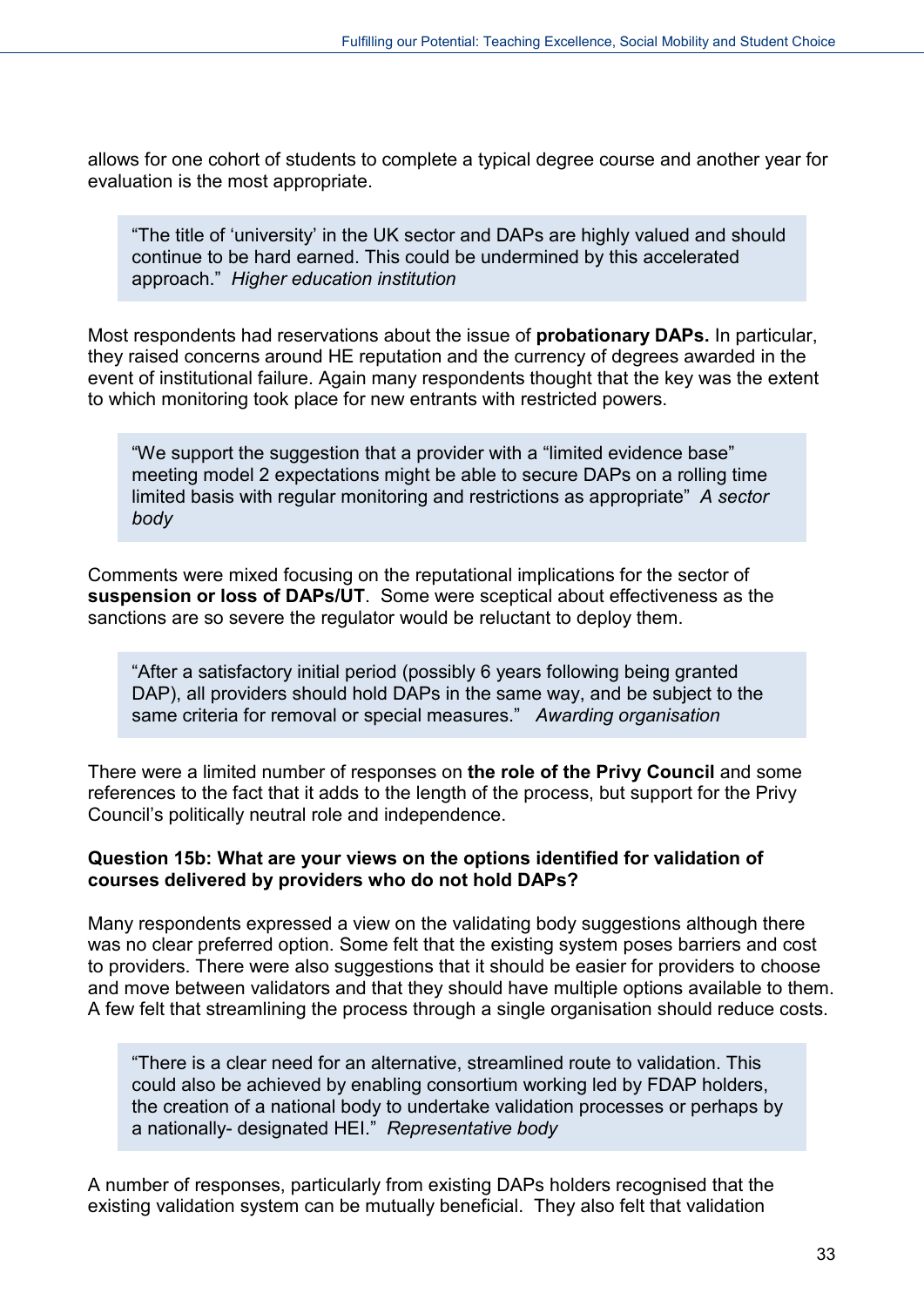allows for one cohort of students to complete a typical degree course and another year for evaluation is the most appropriate.

> “The title of ‘university’ in the UK sector and DAPs are highly valued and should continue to be hard earned. This could be undermined by this accelerated approach.” *Higher education institution*

Most respondents had reservations about the issue of **probationary DAPs.** In particular, they raised concerns around HE reputation and the currency of degrees awarded in the event of institutional failure. Again many respondents thought that the key was the extent to which monitoring took place for new entrants with restricted powers.

> “We support the suggestion that a provider with a “limited evidence base” meeting model 2 expectations might be able to secure DAPs on a rolling time limited basis with regular monitoring and restrictions as appropriate” *A sector body*

Comments were mixed focusing on the reputational implications for the sector of **suspension or loss of DAPs/UT**. Some were sceptical about effectiveness as the sanctions are so severe the regulator would be reluctant to deploy them.

> “After a satisfactory initial period (possibly 6 years following being granted DAP), all providers should hold DAPs in the same way, and be subject to the same criteria for removal or special measures.” *Awarding organisation*

There were a limited number of responses on **the role of the Privy Council** and some references to the fact that it adds to the length of the process, but support for the Privy Council’s politically neutral role and independence.

**Question 15b: What are your views on the options identified for validation of courses delivered by providers who do not hold DAPs?**

Many respondents expressed a view on the validating body suggestions although there was no clear preferred option. Some felt that the existing system poses barriers and cost to providers. There were also suggestions that it should be easier for providers to choose and move between validators and that they should have multiple options available to them. A few felt that streamlining the process through a single organisation should reduce costs.

> “There is a clear need for an alternative, streamlined route to validation. This could also be achieved by enabling consortium working led by FDAP holders, the creation of a national body to undertake validation processes or perhaps by a nationally- designated HEI.” *Representative body*

A number of responses, particularly from existing DAPs holders recognised that the existing validation system can be mutually beneficial. They also felt that validation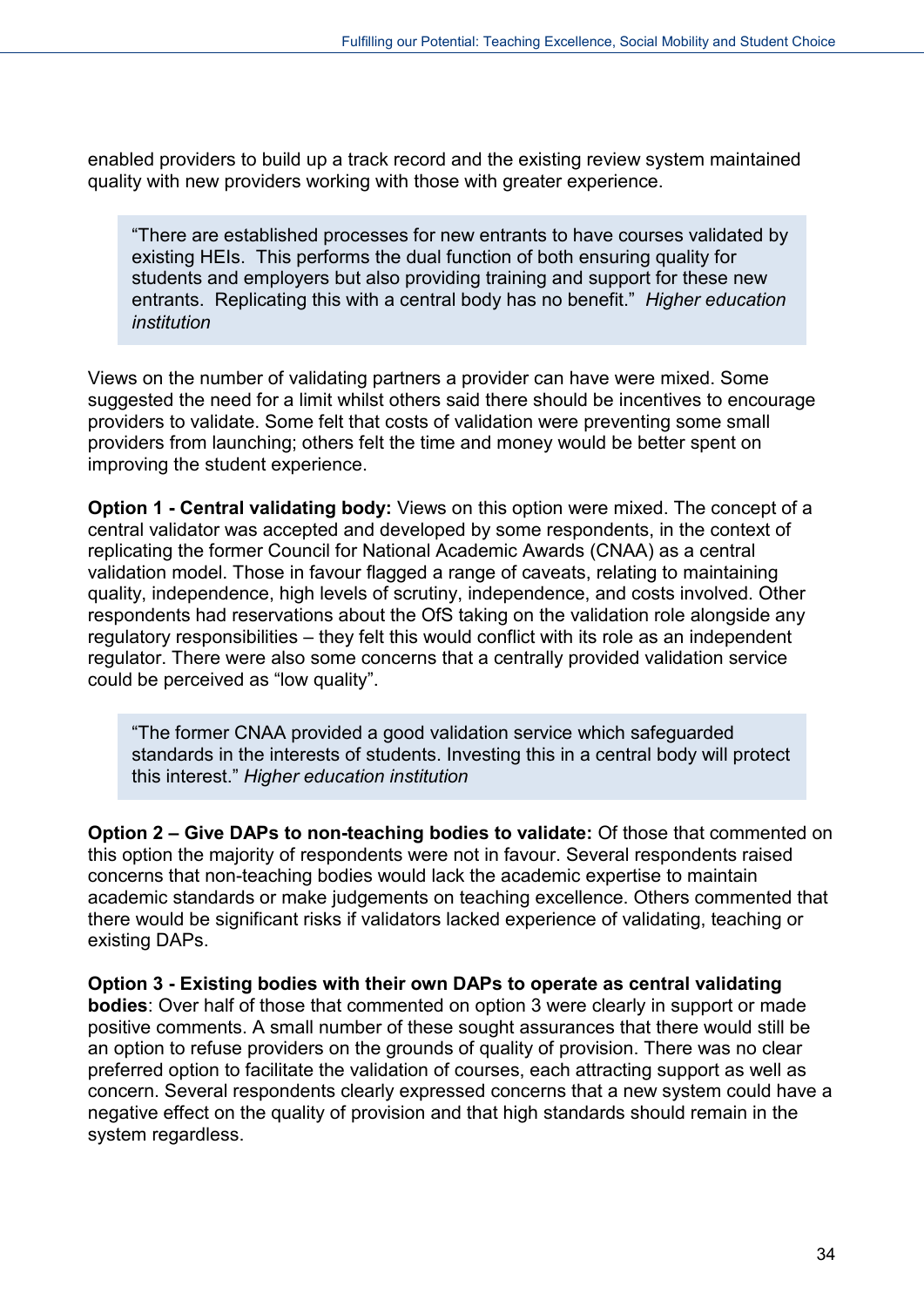enabled providers to build up a track record and the existing review system maintained quality with new providers working with those with greater experience.

> "There are established processes for new entrants to have courses validated by existing HEIs. This performs the dual function of both ensuring quality for students and employers but also providing training and support for these new entrants. Replicating this with a central body has no benefit." *Higher education institution*

Views on the number of validating partners a provider can have were mixed. Some suggested the need for a limit whilst others said there should be incentives to encourage providers to validate. Some felt that costs of validation were preventing some small providers from launching; others felt the time and money would be better spent on improving the student experience.

**Option 1 - Central validating body:** Views on this option were mixed. The concept of a central validator was accepted and developed by some respondents, in the context of replicating the former Council for National Academic Awards (CNAA) as a central validation model. Those in favour flagged a range of caveats, relating to maintaining quality, independence, high levels of scrutiny, independence, and costs involved. Other respondents had reservations about the OfS taking on the validation role alongside any regulatory responsibilities – they felt this would conflict with its role as an independent regulator. There were also some concerns that a centrally provided validation service could be perceived as "low quality".

> "The former CNAA provided a good validation service which safeguarded standards in the interests of students. Investing this in a central body will protect this interest." *Higher education institution*

**Option 2 – Give DAPs to non-teaching bodies to validate:** Of those that commented on this option the majority of respondents were not in favour. Several respondents raised concerns that non-teaching bodies would lack the academic expertise to maintain academic standards or make judgements on teaching excellence. Others commented that there would be significant risks if validators lacked experience of validating, teaching or existing DAPs.

**Option 3 - Existing bodies with their own DAPs to operate as central validating bodies**: Over half of those that commented on option 3 were clearly in support or made positive comments. A small number of these sought assurances that there would still be an option to refuse providers on the grounds of quality of provision. There was no clear preferred option to facilitate the validation of courses, each attracting support as well as concern. Several respondents clearly expressed concerns that a new system could have a negative effect on the quality of provision and that high standards should remain in the system regardless.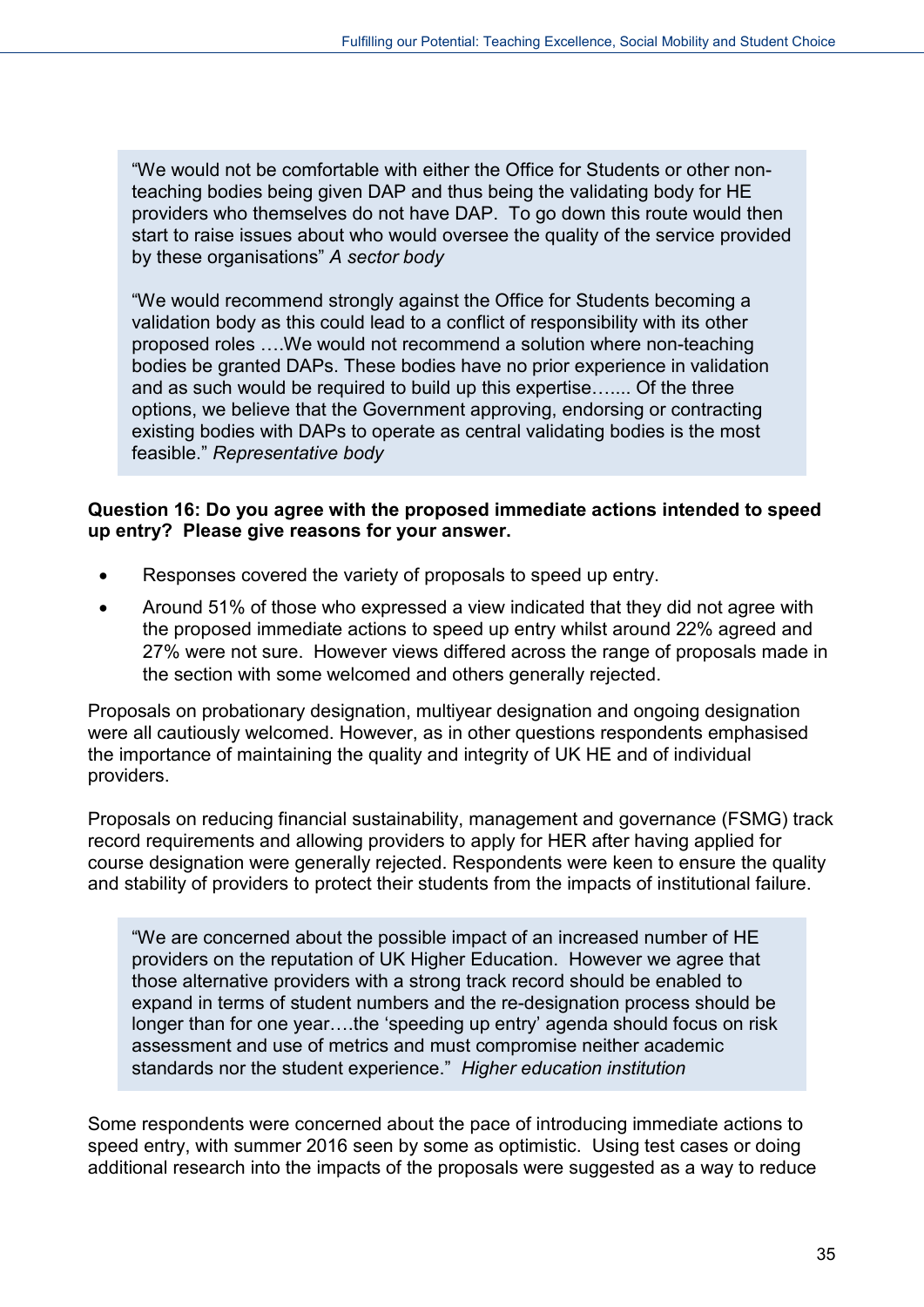> "We would not be comfortable with either the Office for Students or other non-teaching bodies being given DAP and thus being the validating body for HE providers who themselves do not have DAP. To go down this route would then start to raise issues about who would oversee the quality of the service provided by these organisations" *A sector body*
>
> "We would recommend strongly against the Office for Students becoming a validation body as this could lead to a conflict of responsibility with its other proposed roles ….We would not recommend a solution where non-teaching bodies be granted DAPs. These bodies have no prior experience in validation and as such would be required to build up this expertise…..... Of the three options, we believe that the Government approving, endorsing or contracting existing bodies with DAPs to operate as central validating bodies is the most feasible." *Representative body*

**Question 16: Do you agree with the proposed immediate actions intended to speed up entry? Please give reasons for your answer.**

- Responses covered the variety of proposals to speed up entry.
- Around 51% of those who expressed a view indicated that they did not agree with the proposed immediate actions to speed up entry whilst around 22% agreed and 27% were not sure. However views differed across the range of proposals made in the section with some welcomed and others generally rejected.

Proposals on probationary designation, multiyear designation and ongoing designation were all cautiously welcomed. However, as in other questions respondents emphasised the importance of maintaining the quality and integrity of UK HE and of individual providers.

Proposals on reducing financial sustainability, management and governance (FSMG) track record requirements and allowing providers to apply for HER after having applied for course designation were generally rejected. Respondents were keen to ensure the quality and stability of providers to protect their students from the impacts of institutional failure.

> "We are concerned about the possible impact of an increased number of HE providers on the reputation of UK Higher Education. However we agree that those alternative providers with a strong track record should be enabled to expand in terms of student numbers and the re-designation process should be longer than for one year….the 'speeding up entry' agenda should focus on risk assessment and use of metrics and must compromise neither academic standards nor the student experience." *Higher education institution*

Some respondents were concerned about the pace of introducing immediate actions to speed entry, with summer 2016 seen by some as optimistic. Using test cases or doing additional research into the impacts of the proposals were suggested as a way to reduce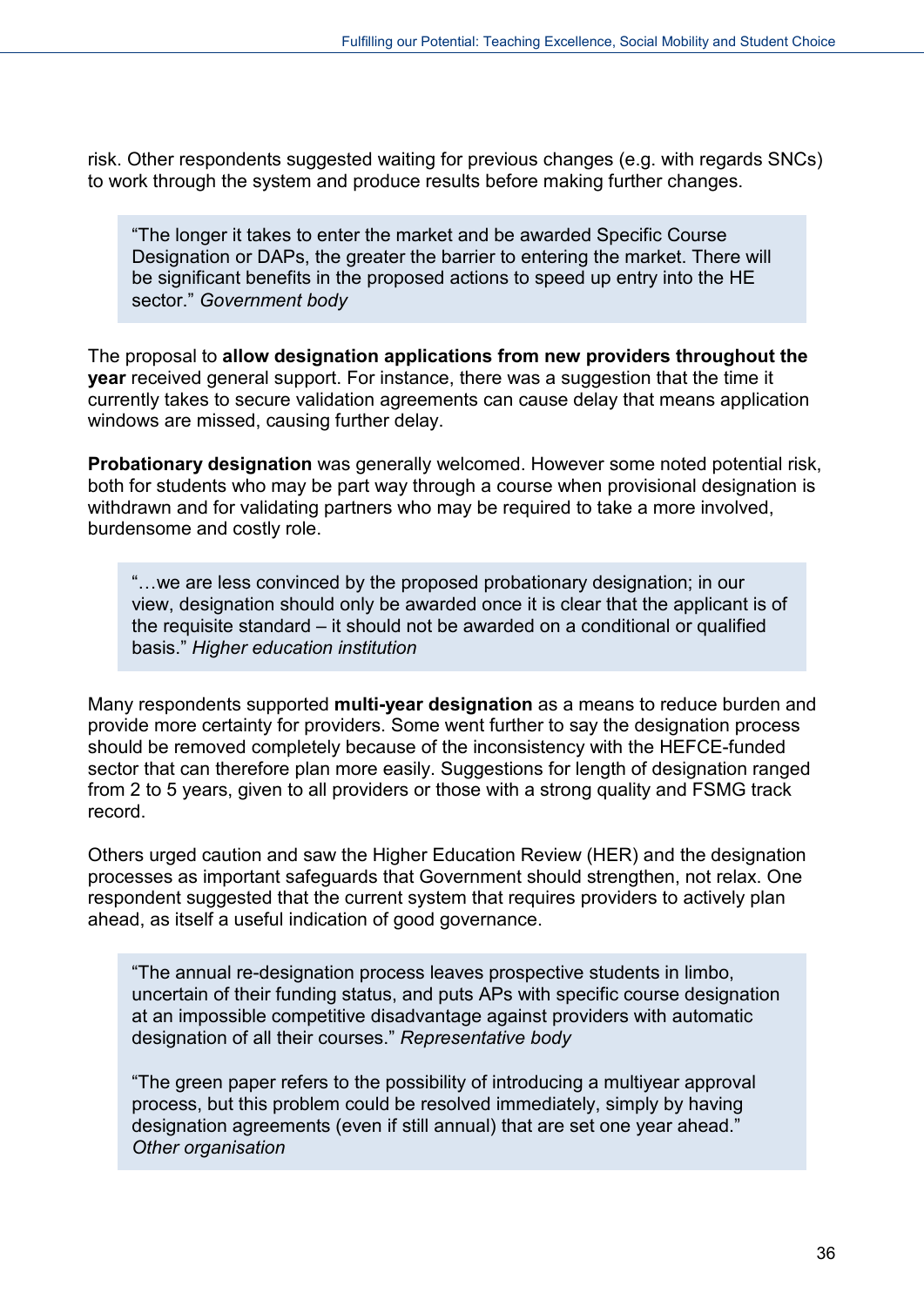risk. Other respondents suggested waiting for previous changes (e.g. with regards SNCs) to work through the system and produce results before making further changes.

> "The longer it takes to enter the market and be awarded Specific Course Designation or DAPs, the greater the barrier to entering the market. There will be significant benefits in the proposed actions to speed up entry into the HE sector." *Government body*

The proposal to **allow designation applications from new providers throughout the year** received general support. For instance, there was a suggestion that the time it currently takes to secure validation agreements can cause delay that means application windows are missed, causing further delay.

**Probationary designation** was generally welcomed. However some noted potential risk, both for students who may be part way through a course when provisional designation is withdrawn and for validating partners who may be required to take a more involved, burdensome and costly role.

> "…we are less convinced by the proposed probationary designation; in our view, designation should only be awarded once it is clear that the applicant is of the requisite standard – it should not be awarded on a conditional or qualified basis." *Higher education institution*

Many respondents supported **multi-year designation** as a means to reduce burden and provide more certainty for providers. Some went further to say the designation process should be removed completely because of the inconsistency with the HEFCE-funded sector that can therefore plan more easily. Suggestions for length of designation ranged from 2 to 5 years, given to all providers or those with a strong quality and FSMG track record.

Others urged caution and saw the Higher Education Review (HER) and the designation processes as important safeguards that Government should strengthen, not relax. One respondent suggested that the current system that requires providers to actively plan ahead, as itself a useful indication of good governance.

> "The annual re-designation process leaves prospective students in limbo, uncertain of their funding status, and puts APs with specific course designation at an impossible competitive disadvantage against providers with automatic designation of all their courses." *Representative body*
>
> "The green paper refers to the possibility of introducing a multiyear approval process, but this problem could be resolved immediately, simply by having designation agreements (even if still annual) that are set one year ahead." *Other organisation*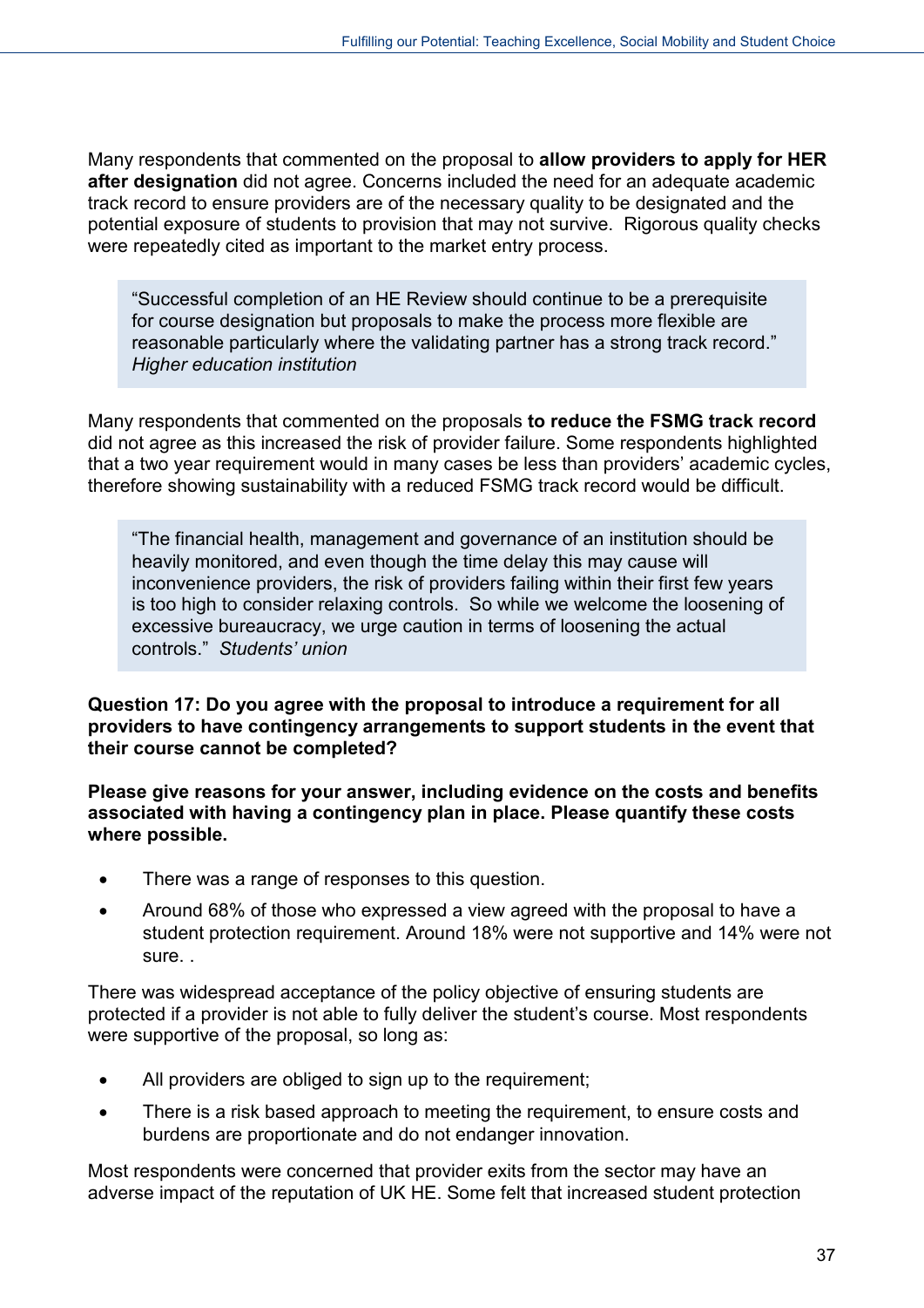Many respondents that commented on the proposal to **allow providers to apply for HER after designation** did not agree. Concerns included the need for an adequate academic track record to ensure providers are of the necessary quality to be designated and the potential exposure of students to provision that may not survive. Rigorous quality checks were repeatedly cited as important to the market entry process.

> "Successful completion of an HE Review should continue to be a prerequisite for course designation but proposals to make the process more flexible are reasonable particularly where the validating partner has a strong track record." *Higher education institution*

Many respondents that commented on the proposals **to reduce the FSMG track record** did not agree as this increased the risk of provider failure. Some respondents highlighted that a two year requirement would in many cases be less than providers' academic cycles, therefore showing sustainability with a reduced FSMG track record would be difficult.

> "The financial health, management and governance of an institution should be heavily monitored, and even though the time delay this may cause will inconvenience providers, the risk of providers failing within their first few years is too high to consider relaxing controls. So while we welcome the loosening of excessive bureaucracy, we urge caution in terms of loosening the actual controls." *Students' union*

**Question 17: Do you agree with the proposal to introduce a requirement for all providers to have contingency arrangements to support students in the event that their course cannot be completed?**

**Please give reasons for your answer, including evidence on the costs and benefits associated with having a contingency plan in place. Please quantify these costs where possible.**

- There was a range of responses to this question.
- Around 68% of those who expressed a view agreed with the proposal to have a student protection requirement. Around 18% were not supportive and 14% were not sure. .

There was widespread acceptance of the policy objective of ensuring students are protected if a provider is not able to fully deliver the student's course. Most respondents were supportive of the proposal, so long as:

- All providers are obliged to sign up to the requirement;
- There is a risk based approach to meeting the requirement, to ensure costs and burdens are proportionate and do not endanger innovation.

Most respondents were concerned that provider exits from the sector may have an adverse impact of the reputation of UK HE. Some felt that increased student protection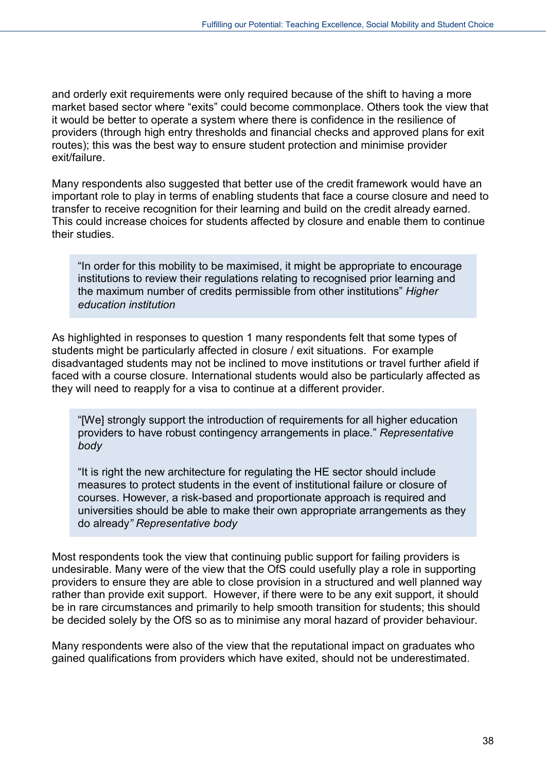and orderly exit requirements were only required because of the shift to having a more market based sector where "exits" could become commonplace. Others took the view that it would be better to operate a system where there is confidence in the resilience of providers (through high entry thresholds and financial checks and approved plans for exit routes); this was the best way to ensure student protection and minimise provider exit/failure.

Many respondents also suggested that better use of the credit framework would have an important role to play in terms of enabling students that face a course closure and need to transfer to receive recognition for their learning and build on the credit already earned. This could increase choices for students affected by closure and enable them to continue their studies.

> "In order for this mobility to be maximised, it might be appropriate to encourage institutions to review their regulations relating to recognised prior learning and the maximum number of credits permissible from other institutions" *Higher education institution*

As highlighted in responses to question 1 many respondents felt that some types of students might be particularly affected in closure / exit situations. For example disadvantaged students may not be inclined to move institutions or travel further afield if faced with a course closure. International students would also be particularly affected as they will need to reapply for a visa to continue at a different provider.

> "[We] strongly support the introduction of requirements for all higher education providers to have robust contingency arrangements in place." *Representative body*
>
> "It is right the new architecture for regulating the HE sector should include measures to protect students in the event of institutional failure or closure of courses. However, a risk-based and proportionate approach is required and universities should be able to make their own appropriate arrangements as they do already" *Representative body*

Most respondents took the view that continuing public support for failing providers is undesirable. Many were of the view that the OfS could usefully play a role in supporting providers to ensure they are able to close provision in a structured and well planned way rather than provide exit support. However, if there were to be any exit support, it should be in rare circumstances and primarily to help smooth transition for students; this should be decided solely by the OfS so as to minimise any moral hazard of provider behaviour.

Many respondents were also of the view that the reputational impact on graduates who gained qualifications from providers which have exited, should not be underestimated.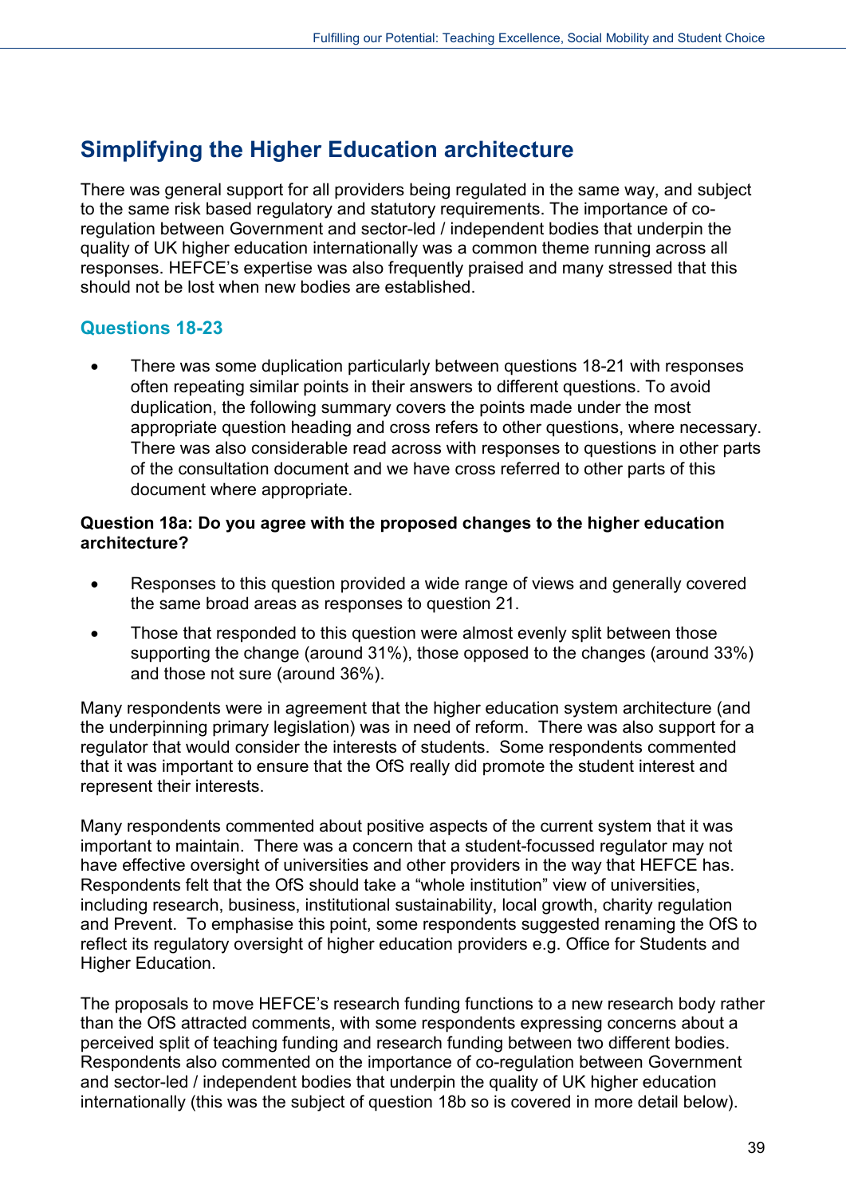## Simplifying the Higher Education architecture

There was general support for all providers being regulated in the same way, and subject to the same risk based regulatory and statutory requirements. The importance of co-regulation between Government and sector-led / independent bodies that underpin the quality of UK higher education internationally was a common theme running across all responses. HEFCE's expertise was also frequently praised and many stressed that this should not be lost when new bodies are established.

### Questions 18-23

- There was some duplication particularly between questions 18-21 with responses often repeating similar points in their answers to different questions. To avoid duplication, the following summary covers the points made under the most appropriate question heading and cross refers to other questions, where necessary. There was also considerable read across with responses to questions in other parts of the consultation document and we have cross referred to other parts of this document where appropriate.

**Question 18a: Do you agree with the proposed changes to the higher education architecture?**

- Responses to this question provided a wide range of views and generally covered the same broad areas as responses to question 21.
- Those that responded to this question were almost evenly split between those supporting the change (around 31%), those opposed to the changes (around 33%) and those not sure (around 36%).

Many respondents were in agreement that the higher education system architecture (and the underpinning primary legislation) was in need of reform. There was also support for a regulator that would consider the interests of students. Some respondents commented that it was important to ensure that the OfS really did promote the student interest and represent their interests.

Many respondents commented about positive aspects of the current system that it was important to maintain. There was a concern that a student-focussed regulator may not have effective oversight of universities and other providers in the way that HEFCE has. Respondents felt that the OfS should take a "whole institution" view of universities, including research, business, institutional sustainability, local growth, charity regulation and Prevent. To emphasise this point, some respondents suggested renaming the OfS to reflect its regulatory oversight of higher education providers e.g. Office for Students and Higher Education.

The proposals to move HEFCE's research funding functions to a new research body rather than the OfS attracted comments, with some respondents expressing concerns about a perceived split of teaching funding and research funding between two different bodies. Respondents also commented on the importance of co-regulation between Government and sector-led / independent bodies that underpin the quality of UK higher education internationally (this was the subject of question 18b so is covered in more detail below).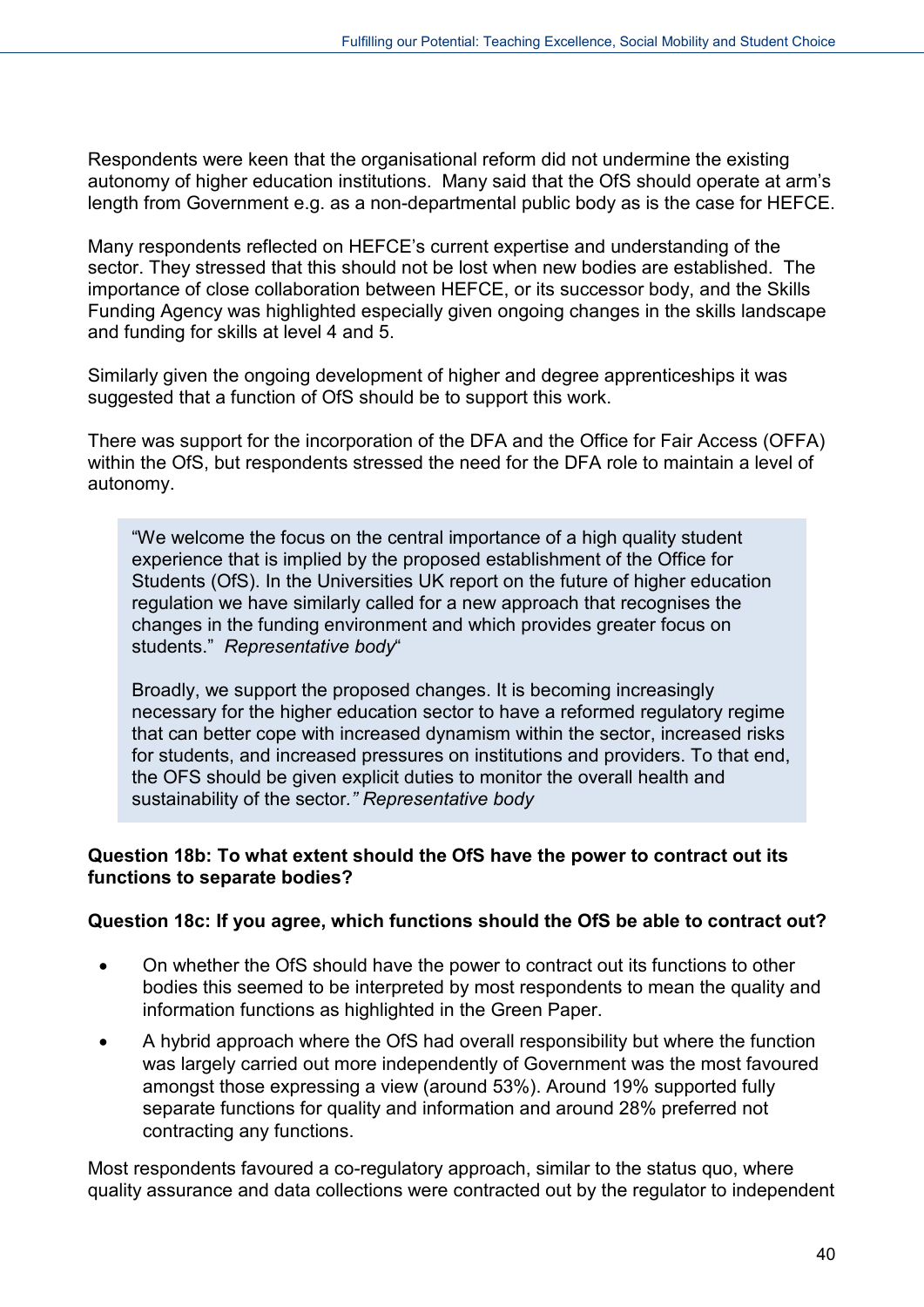Respondents were keen that the organisational reform did not undermine the existing autonomy of higher education institutions. Many said that the OfS should operate at arm's length from Government e.g. as a non-departmental public body as is the case for HEFCE.

Many respondents reflected on HEFCE's current expertise and understanding of the sector. They stressed that this should not be lost when new bodies are established. The importance of close collaboration between HEFCE, or its successor body, and the Skills Funding Agency was highlighted especially given ongoing changes in the skills landscape and funding for skills at level 4 and 5.

Similarly given the ongoing development of higher and degree apprenticeships it was suggested that a function of OfS should be to support this work.

There was support for the incorporation of the DFA and the Office for Fair Access (OFFA) within the OfS, but respondents stressed the need for the DFA role to maintain a level of autonomy.

> "We welcome the focus on the central importance of a high quality student experience that is implied by the proposed establishment of the Office for Students (OfS). In the Universities UK report on the future of higher education regulation we have similarly called for a new approach that recognises the changes in the funding environment and which provides greater focus on students." *Representative body*"
>
> Broadly, we support the proposed changes. It is becoming increasingly necessary for the higher education sector to have a reformed regulatory regime that can better cope with increased dynamism within the sector, increased risks for students, and increased pressures on institutions and providers. To that end, the OFS should be given explicit duties to monitor the overall health and sustainability of the sector.*" Representative body*

**Question 18b: To what extent should the OfS have the power to contract out its functions to separate bodies?**

**Question 18c: If you agree, which functions should the OfS be able to contract out?**

- On whether the OfS should have the power to contract out its functions to other bodies this seemed to be interpreted by most respondents to mean the quality and information functions as highlighted in the Green Paper.
- A hybrid approach where the OfS had overall responsibility but where the function was largely carried out more independently of Government was the most favoured amongst those expressing a view (around 53%). Around 19% supported fully separate functions for quality and information and around 28% preferred not contracting any functions.

Most respondents favoured a co-regulatory approach, similar to the status quo, where quality assurance and data collections were contracted out by the regulator to independent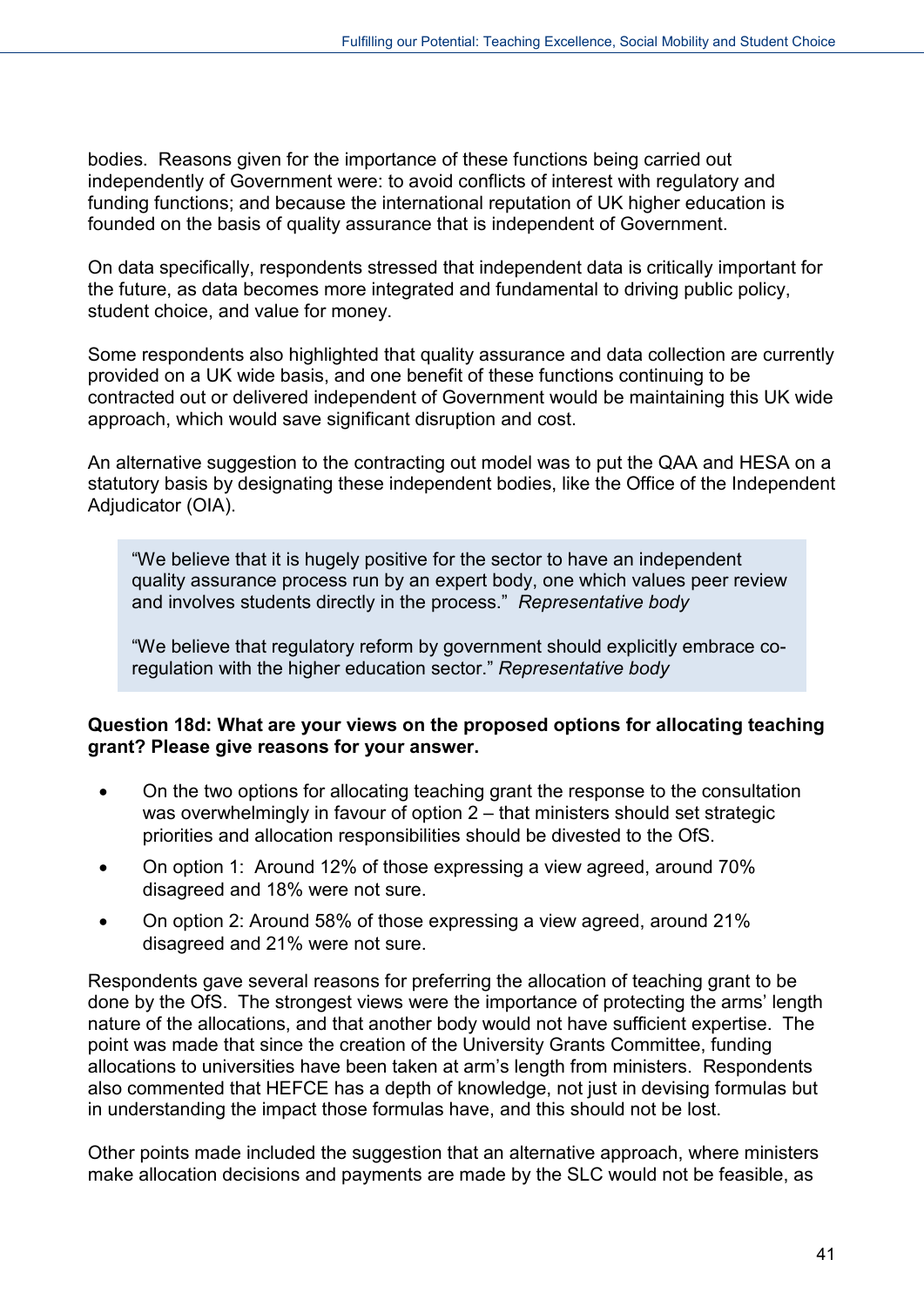bodies. Reasons given for the importance of these functions being carried out independently of Government were: to avoid conflicts of interest with regulatory and funding functions; and because the international reputation of UK higher education is founded on the basis of quality assurance that is independent of Government.

On data specifically, respondents stressed that independent data is critically important for the future, as data becomes more integrated and fundamental to driving public policy, student choice, and value for money.

Some respondents also highlighted that quality assurance and data collection are currently provided on a UK wide basis, and one benefit of these functions continuing to be contracted out or delivered independent of Government would be maintaining this UK wide approach, which would save significant disruption and cost.

An alternative suggestion to the contracting out model was to put the QAA and HESA on a statutory basis by designating these independent bodies, like the Office of the Independent Adjudicator (OIA).

> "We believe that it is hugely positive for the sector to have an independent quality assurance process run by an expert body, one which values peer review and involves students directly in the process." *Representative body*
>
> "We believe that regulatory reform by government should explicitly embrace co-regulation with the higher education sector." *Representative body*

**Question 18d: What are your views on the proposed options for allocating teaching grant? Please give reasons for your answer.**

- On the two options for allocating teaching grant the response to the consultation was overwhelmingly in favour of option 2 – that ministers should set strategic priorities and allocation responsibilities should be divested to the OfS.
- On option 1: Around 12% of those expressing a view agreed, around 70% disagreed and 18% were not sure.
- On option 2: Around 58% of those expressing a view agreed, around 21% disagreed and 21% were not sure.

Respondents gave several reasons for preferring the allocation of teaching grant to be done by the OfS. The strongest views were the importance of protecting the arms' length nature of the allocations, and that another body would not have sufficient expertise. The point was made that since the creation of the University Grants Committee, funding allocations to universities have been taken at arm's length from ministers. Respondents also commented that HEFCE has a depth of knowledge, not just in devising formulas but in understanding the impact those formulas have, and this should not be lost.

Other points made included the suggestion that an alternative approach, where ministers make allocation decisions and payments are made by the SLC would not be feasible, as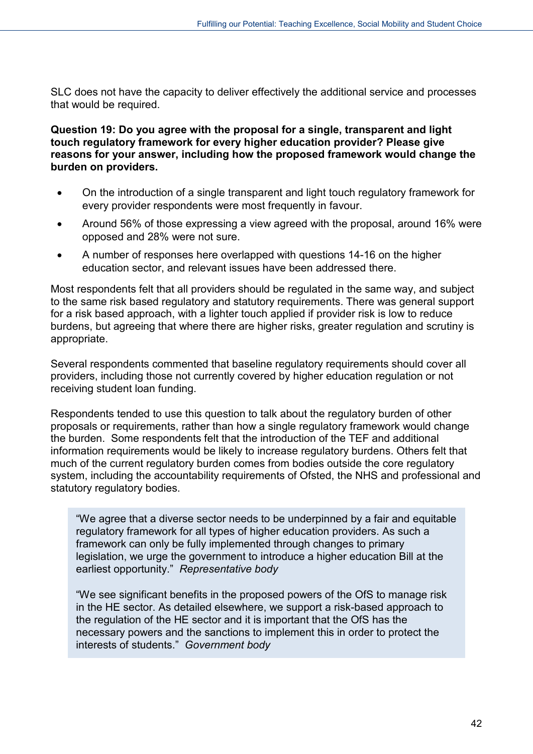SLC does not have the capacity to deliver effectively the additional service and processes that would be required.

**Question 19: Do you agree with the proposal for a single, transparent and light touch regulatory framework for every higher education provider? Please give reasons for your answer, including how the proposed framework would change the burden on providers.**

- On the introduction of a single transparent and light touch regulatory framework for every provider respondents were most frequently in favour.
- Around 56% of those expressing a view agreed with the proposal, around 16% were opposed and 28% were not sure.
- A number of responses here overlapped with questions 14-16 on the higher education sector, and relevant issues have been addressed there.

Most respondents felt that all providers should be regulated in the same way, and subject to the same risk based regulatory and statutory requirements. There was general support for a risk based approach, with a lighter touch applied if provider risk is low to reduce burdens, but agreeing that where there are higher risks, greater regulation and scrutiny is appropriate.

Several respondents commented that baseline regulatory requirements should cover all providers, including those not currently covered by higher education regulation or not receiving student loan funding.

Respondents tended to use this question to talk about the regulatory burden of other proposals or requirements, rather than how a single regulatory framework would change the burden. Some respondents felt that the introduction of the TEF and additional information requirements would be likely to increase regulatory burdens. Others felt that much of the current regulatory burden comes from bodies outside the core regulatory system, including the accountability requirements of Ofsted, the NHS and professional and statutory regulatory bodies.

> "We agree that a diverse sector needs to be underpinned by a fair and equitable regulatory framework for all types of higher education providers. As such a framework can only be fully implemented through changes to primary legislation, we urge the government to introduce a higher education Bill at the earliest opportunity." *Representative body*
>
> "We see significant benefits in the proposed powers of the OfS to manage risk in the HE sector. As detailed elsewhere, we support a risk-based approach to the regulation of the HE sector and it is important that the OfS has the necessary powers and the sanctions to implement this in order to protect the interests of students." *Government body*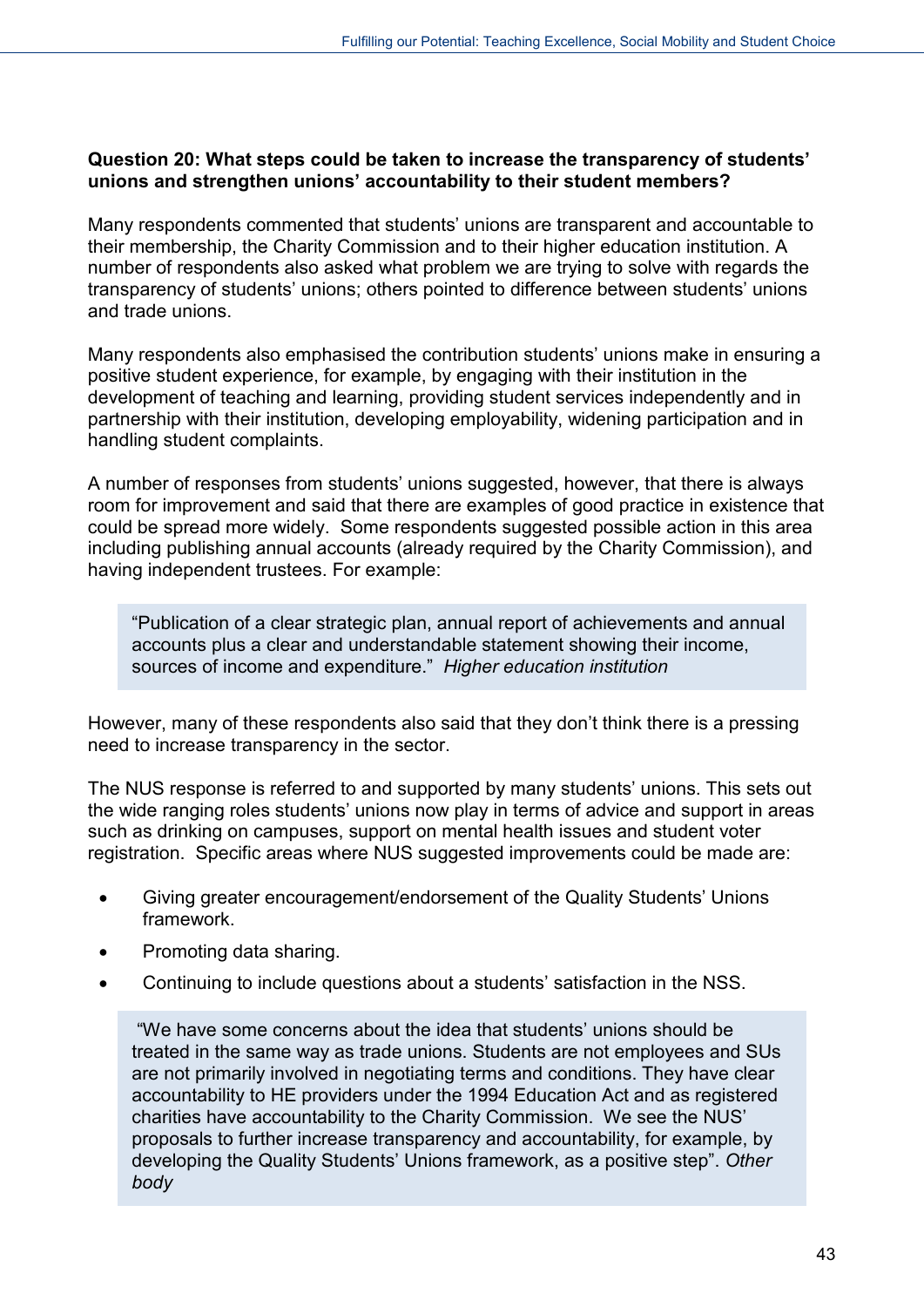**Question 20: What steps could be taken to increase the transparency of students' unions and strengthen unions' accountability to their student members?**

Many respondents commented that students' unions are transparent and accountable to their membership, the Charity Commission and to their higher education institution. A number of respondents also asked what problem we are trying to solve with regards the transparency of students' unions; others pointed to difference between students' unions and trade unions.

Many respondents also emphasised the contribution students' unions make in ensuring a positive student experience, for example, by engaging with their institution in the development of teaching and learning, providing student services independently and in partnership with their institution, developing employability, widening participation and in handling student complaints.

A number of responses from students' unions suggested, however, that there is always room for improvement and said that there are examples of good practice in existence that could be spread more widely. Some respondents suggested possible action in this area including publishing annual accounts (already required by the Charity Commission), and having independent trustees. For example:

> "Publication of a clear strategic plan, annual report of achievements and annual accounts plus a clear and understandable statement showing their income, sources of income and expenditure." *Higher education institution*

However, many of these respondents also said that they don't think there is a pressing need to increase transparency in the sector.

The NUS response is referred to and supported by many students' unions. This sets out the wide ranging roles students' unions now play in terms of advice and support in areas such as drinking on campuses, support on mental health issues and student voter registration. Specific areas where NUS suggested improvements could be made are:

- Giving greater encouragement/endorsement of the Quality Students' Unions framework.
- Promoting data sharing.
- Continuing to include questions about a students' satisfaction in the NSS.

> "We have some concerns about the idea that students' unions should be treated in the same way as trade unions. Students are not employees and SUs are not primarily involved in negotiating terms and conditions. They have clear accountability to HE providers under the 1994 Education Act and as registered charities have accountability to the Charity Commission. We see the NUS' proposals to further increase transparency and accountability, for example, by developing the Quality Students' Unions framework, as a positive step". *Other body*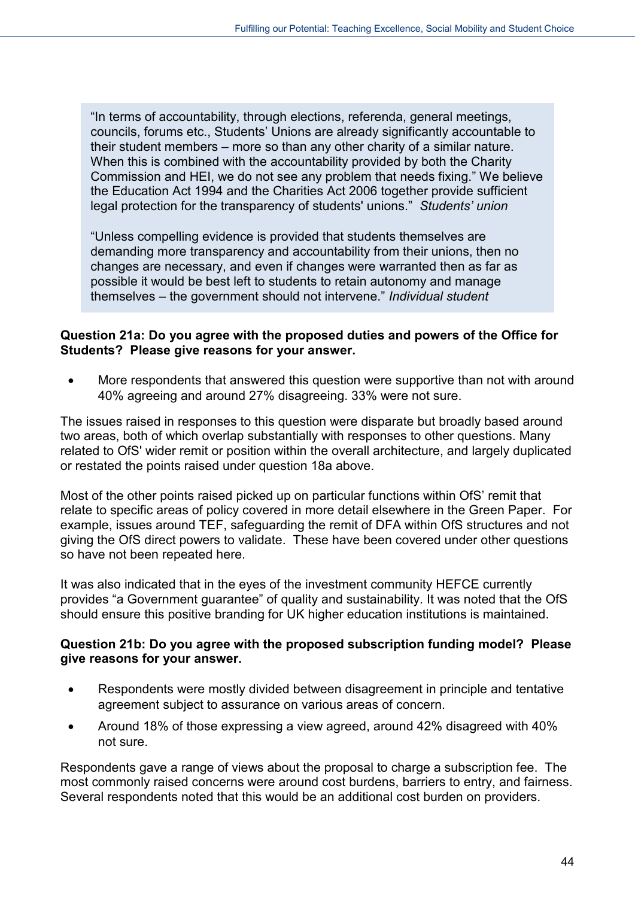> "In terms of accountability, through elections, referenda, general meetings, councils, forums etc., Students' Unions are already significantly accountable to their student members – more so than any other charity of a similar nature. When this is combined with the accountability provided by both the Charity Commission and HEI, we do not see any problem that needs fixing." We believe the Education Act 1994 and the Charities Act 2006 together provide sufficient legal protection for the transparency of students' unions." *Students' union*
>
> "Unless compelling evidence is provided that students themselves are demanding more transparency and accountability from their unions, then no changes are necessary, and even if changes were warranted then as far as possible it would be best left to students to retain autonomy and manage themselves – the government should not intervene." *Individual student*

**Question 21a: Do you agree with the proposed duties and powers of the Office for Students? Please give reasons for your answer.**

- More respondents that answered this question were supportive than not with around 40% agreeing and around 27% disagreeing. 33% were not sure.

The issues raised in responses to this question were disparate but broadly based around two areas, both of which overlap substantially with responses to other questions. Many related to OfS' wider remit or position within the overall architecture, and largely duplicated or restated the points raised under question 18a above.

Most of the other points raised picked up on particular functions within OfS' remit that relate to specific areas of policy covered in more detail elsewhere in the Green Paper. For example, issues around TEF, safeguarding the remit of DFA within OfS structures and not giving the OfS direct powers to validate. These have been covered under other questions so have not been repeated here.

It was also indicated that in the eyes of the investment community HEFCE currently provides "a Government guarantee" of quality and sustainability. It was noted that the OfS should ensure this positive branding for UK higher education institutions is maintained.

**Question 21b: Do you agree with the proposed subscription funding model? Please give reasons for your answer.**

- Respondents were mostly divided between disagreement in principle and tentative agreement subject to assurance on various areas of concern.
- Around 18% of those expressing a view agreed, around 42% disagreed with 40% not sure.

Respondents gave a range of views about the proposal to charge a subscription fee. The most commonly raised concerns were around cost burdens, barriers to entry, and fairness. Several respondents noted that this would be an additional cost burden on providers.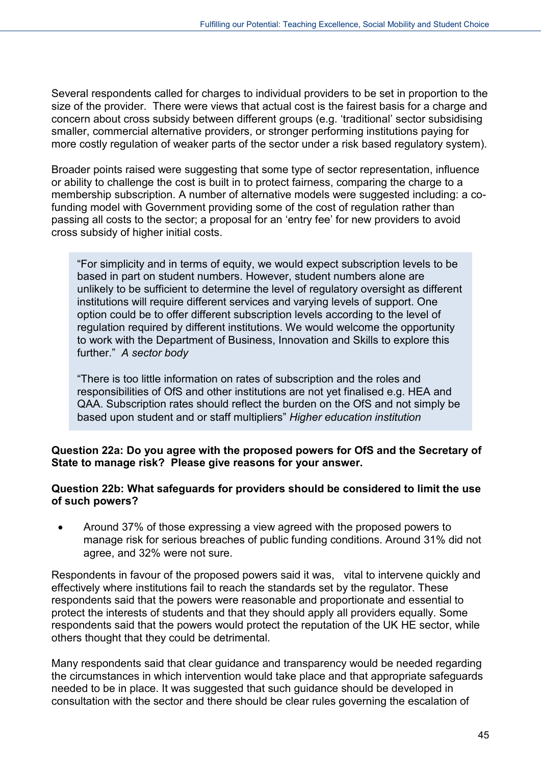Several respondents called for charges to individual providers to be set in proportion to the size of the provider. There were views that actual cost is the fairest basis for a charge and concern about cross subsidy between different groups (e.g. 'traditional' sector subsidising smaller, commercial alternative providers, or stronger performing institutions paying for more costly regulation of weaker parts of the sector under a risk based regulatory system).

Broader points raised were suggesting that some type of sector representation, influence or ability to challenge the cost is built in to protect fairness, comparing the charge to a membership subscription. A number of alternative models were suggested including: a co-funding model with Government providing some of the cost of regulation rather than passing all costs to the sector; a proposal for an 'entry fee' for new providers to avoid cross subsidy of higher initial costs.

> "For simplicity and in terms of equity, we would expect subscription levels to be based in part on student numbers. However, student numbers alone are unlikely to be sufficient to determine the level of regulatory oversight as different institutions will require different services and varying levels of support. One option could be to offer different subscription levels according to the level of regulation required by different institutions. We would welcome the opportunity to work with the Department of Business, Innovation and Skills to explore this further." *A sector body*
>
> "There is too little information on rates of subscription and the roles and responsibilities of OfS and other institutions are not yet finalised e.g. HEA and QAA. Subscription rates should reflect the burden on the OfS and not simply be based upon student and or staff multipliers" *Higher education institution*

**Question 22a: Do you agree with the proposed powers for OfS and the Secretary of State to manage risk? Please give reasons for your answer.**

**Question 22b: What safeguards for providers should be considered to limit the use of such powers?**

- Around 37% of those expressing a view agreed with the proposed powers to manage risk for serious breaches of public funding conditions. Around 31% did not agree, and 32% were not sure.

Respondents in favour of the proposed powers said it was, vital to intervene quickly and effectively where institutions fail to reach the standards set by the regulator. These respondents said that the powers were reasonable and proportionate and essential to protect the interests of students and that they should apply all providers equally. Some respondents said that the powers would protect the reputation of the UK HE sector, while others thought that they could be detrimental.

Many respondents said that clear guidance and transparency would be needed regarding the circumstances in which intervention would take place and that appropriate safeguards needed to be in place. It was suggested that such guidance should be developed in consultation with the sector and there should be clear rules governing the escalation of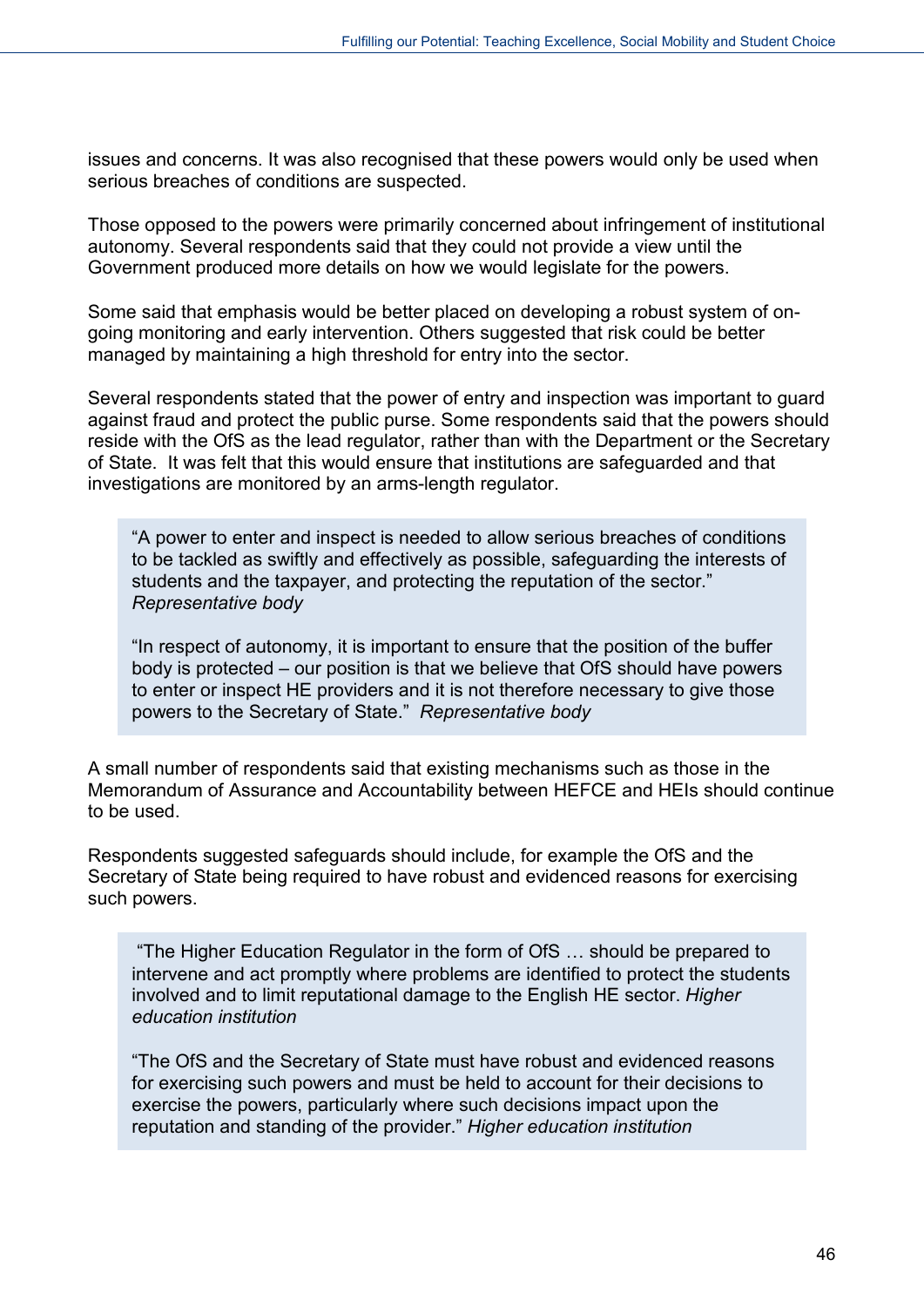issues and concerns. It was also recognised that these powers would only be used when serious breaches of conditions are suspected.

Those opposed to the powers were primarily concerned about infringement of institutional autonomy. Several respondents said that they could not provide a view until the Government produced more details on how we would legislate for the powers.

Some said that emphasis would be better placed on developing a robust system of on-going monitoring and early intervention. Others suggested that risk could be better managed by maintaining a high threshold for entry into the sector.

Several respondents stated that the power of entry and inspection was important to guard against fraud and protect the public purse. Some respondents said that the powers should reside with the OfS as the lead regulator, rather than with the Department or the Secretary of State. It was felt that this would ensure that institutions are safeguarded and that investigations are monitored by an arms-length regulator.

> "A power to enter and inspect is needed to allow serious breaches of conditions to be tackled as swiftly and effectively as possible, safeguarding the interests of students and the taxpayer, and protecting the reputation of the sector." *Representative body*
>
> "In respect of autonomy, it is important to ensure that the position of the buffer body is protected – our position is that we believe that OfS should have powers to enter or inspect HE providers and it is not therefore necessary to give those powers to the Secretary of State." *Representative body*

A small number of respondents said that existing mechanisms such as those in the Memorandum of Assurance and Accountability between HEFCE and HEIs should continue to be used.

Respondents suggested safeguards should include, for example the OfS and the Secretary of State being required to have robust and evidenced reasons for exercising such powers.

> "The Higher Education Regulator in the form of OfS … should be prepared to intervene and act promptly where problems are identified to protect the students involved and to limit reputational damage to the English HE sector. *Higher education institution*
>
> "The OfS and the Secretary of State must have robust and evidenced reasons for exercising such powers and must be held to account for their decisions to exercise the powers, particularly where such decisions impact upon the reputation and standing of the provider." *Higher education institution*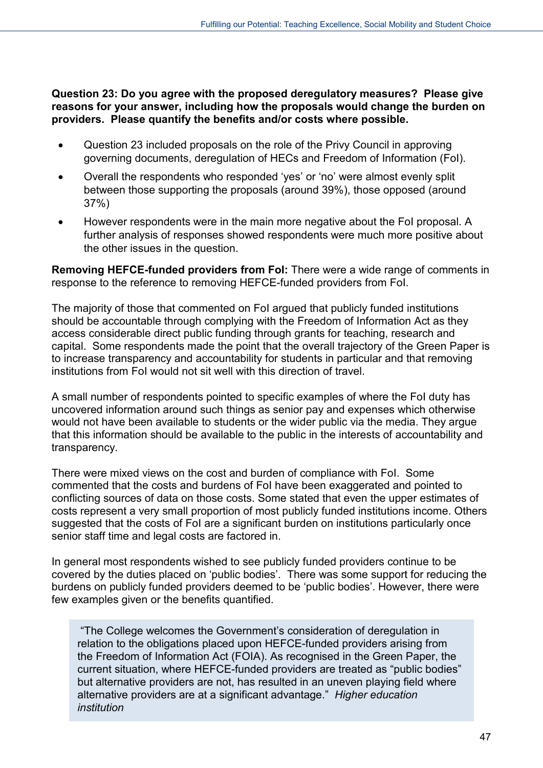**Question 23: Do you agree with the proposed deregulatory measures? Please give reasons for your answer, including how the proposals would change the burden on providers. Please quantify the benefits and/or costs where possible.**

- Question 23 included proposals on the role of the Privy Council in approving governing documents, deregulation of HECs and Freedom of Information (FoI).
- Overall the respondents who responded 'yes' or 'no' were almost evenly split between those supporting the proposals (around 39%), those opposed (around 37%)
- However respondents were in the main more negative about the FoI proposal. A further analysis of responses showed respondents were much more positive about the other issues in the question.

**Removing HEFCE-funded providers from FoI:** There were a wide range of comments in response to the reference to removing HEFCE-funded providers from FoI.

The majority of those that commented on FoI argued that publicly funded institutions should be accountable through complying with the Freedom of Information Act as they access considerable direct public funding through grants for teaching, research and capital. Some respondents made the point that the overall trajectory of the Green Paper is to increase transparency and accountability for students in particular and that removing institutions from FoI would not sit well with this direction of travel.

A small number of respondents pointed to specific examples of where the FoI duty has uncovered information around such things as senior pay and expenses which otherwise would not have been available to students or the wider public via the media. They argue that this information should be available to the public in the interests of accountability and transparency.

There were mixed views on the cost and burden of compliance with FoI. Some commented that the costs and burdens of FoI have been exaggerated and pointed to conflicting sources of data on those costs. Some stated that even the upper estimates of costs represent a very small proportion of most publicly funded institutions income. Others suggested that the costs of FoI are a significant burden on institutions particularly once senior staff time and legal costs are factored in.

In general most respondents wished to see publicly funded providers continue to be covered by the duties placed on 'public bodies'. There was some support for reducing the burdens on publicly funded providers deemed to be 'public bodies'. However, there were few examples given or the benefits quantified.

> "The College welcomes the Government's consideration of deregulation in relation to the obligations placed upon HEFCE-funded providers arising from the Freedom of Information Act (FOIA). As recognised in the Green Paper, the current situation, where HEFCE-funded providers are treated as "public bodies" but alternative providers are not, has resulted in an uneven playing field where alternative providers are at a significant advantage." *Higher education institution*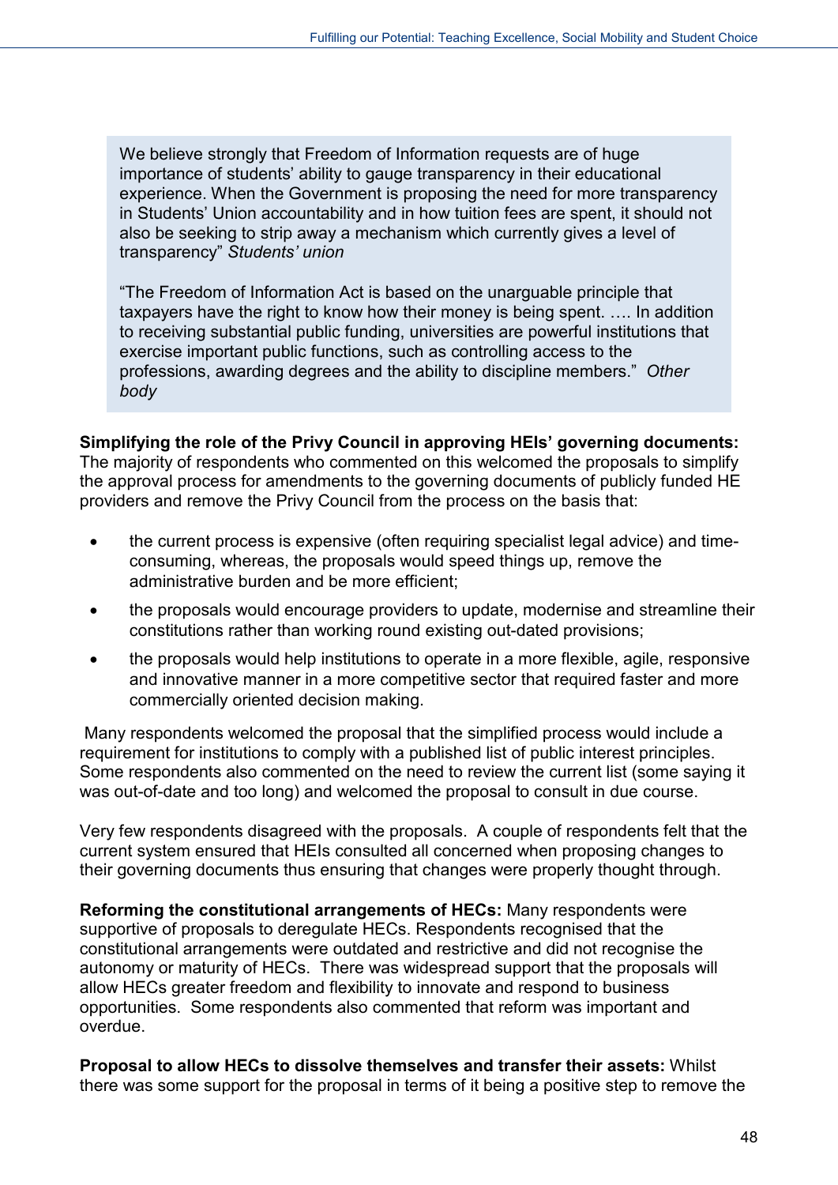> We believe strongly that Freedom of Information requests are of huge importance of students' ability to gauge transparency in their educational experience. When the Government is proposing the need for more transparency in Students' Union accountability and in how tuition fees are spent, it should not also be seeking to strip away a mechanism which currently gives a level of transparency" *Students' union*
>
> "The Freedom of Information Act is based on the unarguable principle that taxpayers have the right to know how their money is being spent. …. In addition to receiving substantial public funding, universities are powerful institutions that exercise important public functions, such as controlling access to the professions, awarding degrees and the ability to discipline members." *Other body*

**Simplifying the role of the Privy Council in approving HEIs' governing documents:** The majority of respondents who commented on this welcomed the proposals to simplify the approval process for amendments to the governing documents of publicly funded HE providers and remove the Privy Council from the process on the basis that:

- the current process is expensive (often requiring specialist legal advice) and time-consuming, whereas, the proposals would speed things up, remove the administrative burden and be more efficient;
- the proposals would encourage providers to update, modernise and streamline their constitutions rather than working round existing out-dated provisions;
- the proposals would help institutions to operate in a more flexible, agile, responsive and innovative manner in a more competitive sector that required faster and more commercially oriented decision making.

Many respondents welcomed the proposal that the simplified process would include a requirement for institutions to comply with a published list of public interest principles. Some respondents also commented on the need to review the current list (some saying it was out-of-date and too long) and welcomed the proposal to consult in due course.

Very few respondents disagreed with the proposals. A couple of respondents felt that the current system ensured that HEIs consulted all concerned when proposing changes to their governing documents thus ensuring that changes were properly thought through.

**Reforming the constitutional arrangements of HECs:** Many respondents were supportive of proposals to deregulate HECs. Respondents recognised that the constitutional arrangements were outdated and restrictive and did not recognise the autonomy or maturity of HECs. There was widespread support that the proposals will allow HECs greater freedom and flexibility to innovate and respond to business opportunities. Some respondents also commented that reform was important and overdue.

**Proposal to allow HECs to dissolve themselves and transfer their assets:** Whilst there was some support for the proposal in terms of it being a positive step to remove the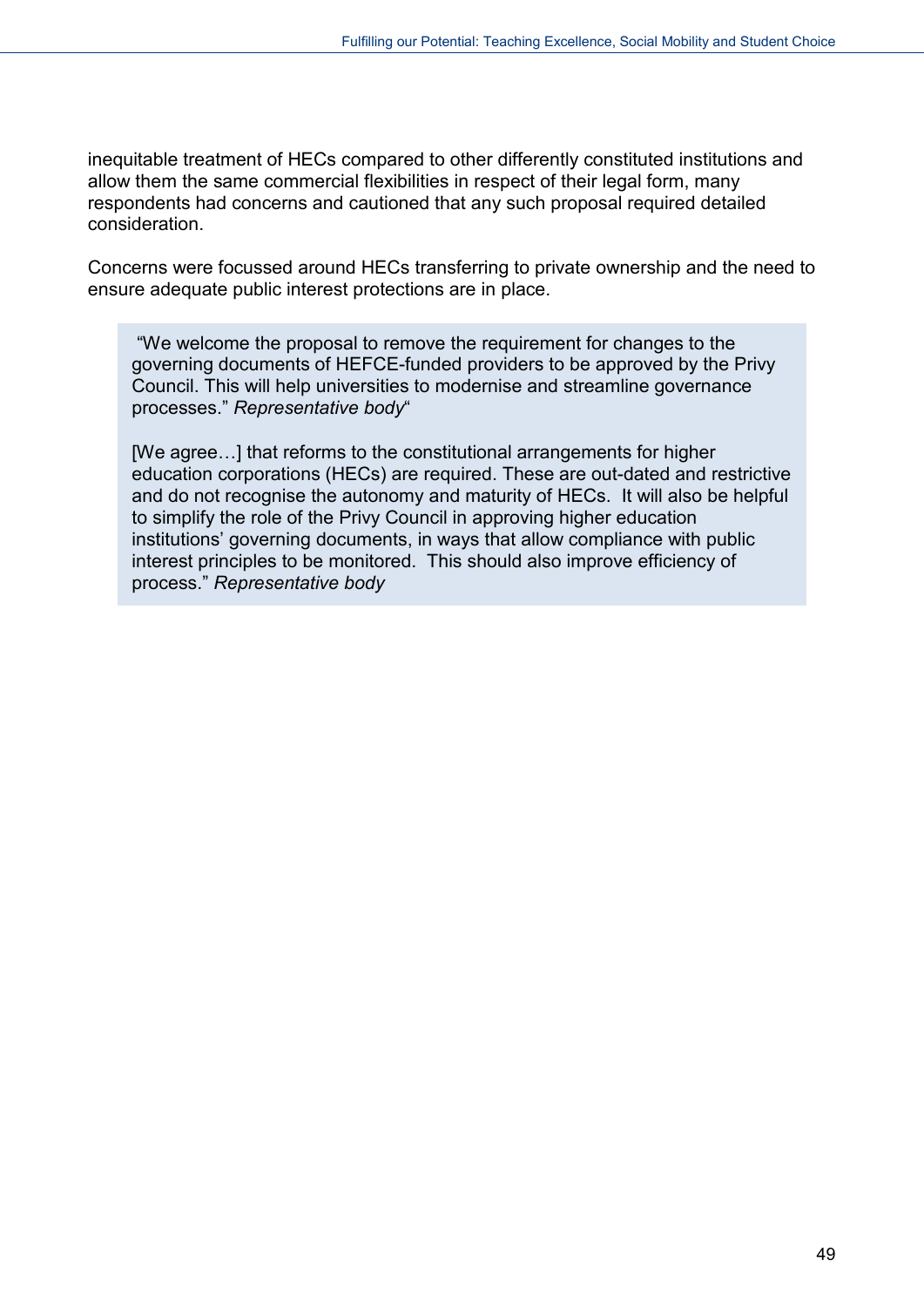inequitable treatment of HECs compared to other differently constituted institutions and allow them the same commercial flexibilities in respect of their legal form, many respondents had concerns and cautioned that any such proposal required detailed consideration.

Concerns were focussed around HECs transferring to private ownership and the need to ensure adequate public interest protections are in place.

> "We welcome the proposal to remove the requirement for changes to the governing documents of HEFCE-funded providers to be approved by the Privy Council. This will help universities to modernise and streamline governance processes." *Representative body*"
>
> [We agree…] that reforms to the constitutional arrangements for higher education corporations (HECs) are required. These are out-dated and restrictive and do not recognise the autonomy and maturity of HECs. It will also be helpful to simplify the role of the Privy Council in approving higher education institutions' governing documents, in ways that allow compliance with public interest principles to be monitored. This should also improve efficiency of process." *Representative body*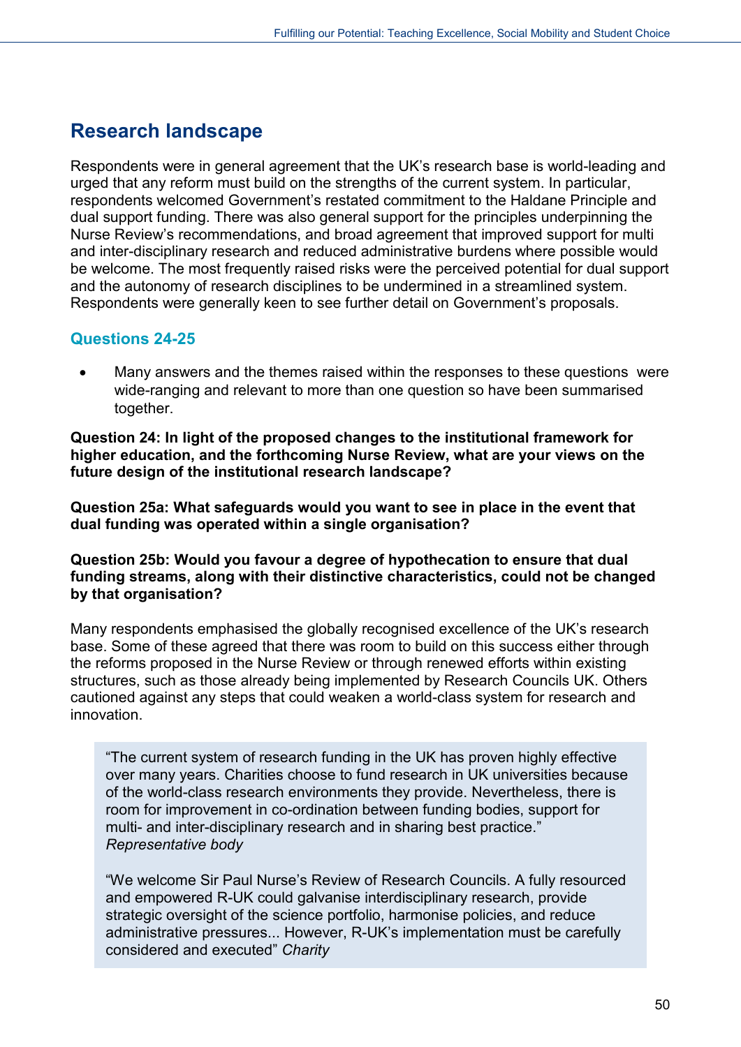## Research landscape

Respondents were in general agreement that the UK's research base is world-leading and urged that any reform must build on the strengths of the current system. In particular, respondents welcomed Government's restated commitment to the Haldane Principle and dual support funding. There was also general support for the principles underpinning the Nurse Review's recommendations, and broad agreement that improved support for multi and inter-disciplinary research and reduced administrative burdens where possible would be welcome. The most frequently raised risks were the perceived potential for dual support and the autonomy of research disciplines to be undermined in a streamlined system. Respondents were generally keen to see further detail on Government's proposals.

### Questions 24-25

- Many answers and the themes raised within the responses to these questions were wide-ranging and relevant to more than one question so have been summarised together.

**Question 24: In light of the proposed changes to the institutional framework for higher education, and the forthcoming Nurse Review, what are your views on the future design of the institutional research landscape?**

**Question 25a: What safeguards would you want to see in place in the event that dual funding was operated within a single organisation?**

**Question 25b: Would you favour a degree of hypothecation to ensure that dual funding streams, along with their distinctive characteristics, could not be changed by that organisation?**

Many respondents emphasised the globally recognised excellence of the UK's research base. Some of these agreed that there was room to build on this success either through the reforms proposed in the Nurse Review or through renewed efforts within existing structures, such as those already being implemented by Research Councils UK. Others cautioned against any steps that could weaken a world-class system for research and innovation.

> "The current system of research funding in the UK has proven highly effective over many years. Charities choose to fund research in UK universities because of the world-class research environments they provide. Nevertheless, there is room for improvement in co-ordination between funding bodies, support for multi- and inter-disciplinary research and in sharing best practice."
> *Representative body*
>
> "We welcome Sir Paul Nurse's Review of Research Councils. A fully resourced and empowered R-UK could galvanise interdisciplinary research, provide strategic oversight of the science portfolio, harmonise policies, and reduce administrative pressures... However, R-UK's implementation must be carefully considered and executed" *Charity*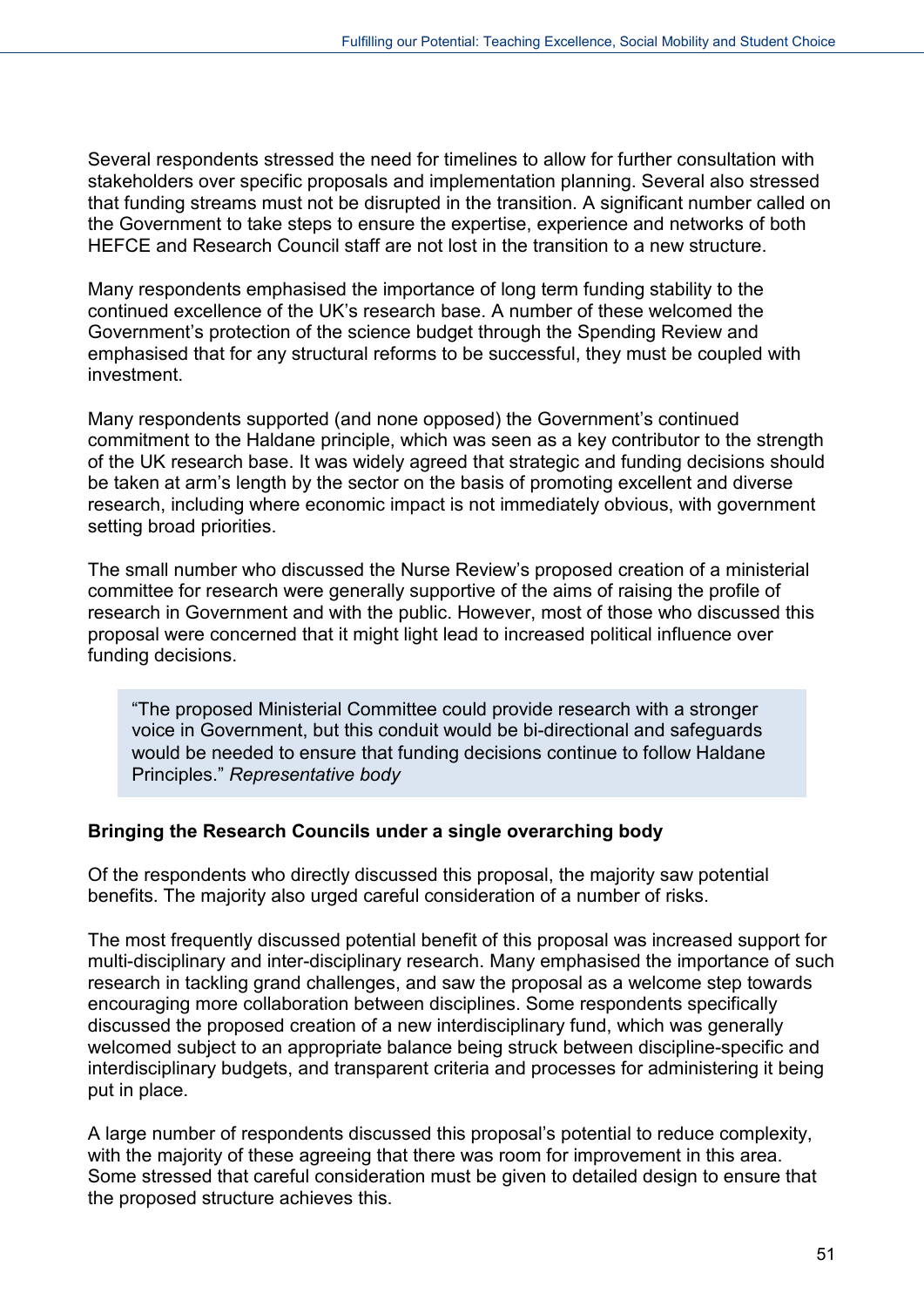Several respondents stressed the need for timelines to allow for further consultation with stakeholders over specific proposals and implementation planning. Several also stressed that funding streams must not be disrupted in the transition. A significant number called on the Government to take steps to ensure the expertise, experience and networks of both HEFCE and Research Council staff are not lost in the transition to a new structure.

Many respondents emphasised the importance of long term funding stability to the continued excellence of the UK's research base. A number of these welcomed the Government's protection of the science budget through the Spending Review and emphasised that for any structural reforms to be successful, they must be coupled with investment.

Many respondents supported (and none opposed) the Government's continued commitment to the Haldane principle, which was seen as a key contributor to the strength of the UK research base. It was widely agreed that strategic and funding decisions should be taken at arm's length by the sector on the basis of promoting excellent and diverse research, including where economic impact is not immediately obvious, with government setting broad priorities.

The small number who discussed the Nurse Review's proposed creation of a ministerial committee for research were generally supportive of the aims of raising the profile of research in Government and with the public. However, most of those who discussed this proposal were concerned that it might light lead to increased political influence over funding decisions.

> "The proposed Ministerial Committee could provide research with a stronger voice in Government, but this conduit would be bi-directional and safeguards would be needed to ensure that funding decisions continue to follow Haldane Principles." *Representative body*

**Bringing the Research Councils under a single overarching body**

Of the respondents who directly discussed this proposal, the majority saw potential benefits. The majority also urged careful consideration of a number of risks.

The most frequently discussed potential benefit of this proposal was increased support for multi-disciplinary and inter-disciplinary research. Many emphasised the importance of such research in tackling grand challenges, and saw the proposal as a welcome step towards encouraging more collaboration between disciplines. Some respondents specifically discussed the proposed creation of a new interdisciplinary fund, which was generally welcomed subject to an appropriate balance being struck between discipline-specific and interdisciplinary budgets, and transparent criteria and processes for administering it being put in place.

A large number of respondents discussed this proposal's potential to reduce complexity, with the majority of these agreeing that there was room for improvement in this area. Some stressed that careful consideration must be given to detailed design to ensure that the proposed structure achieves this.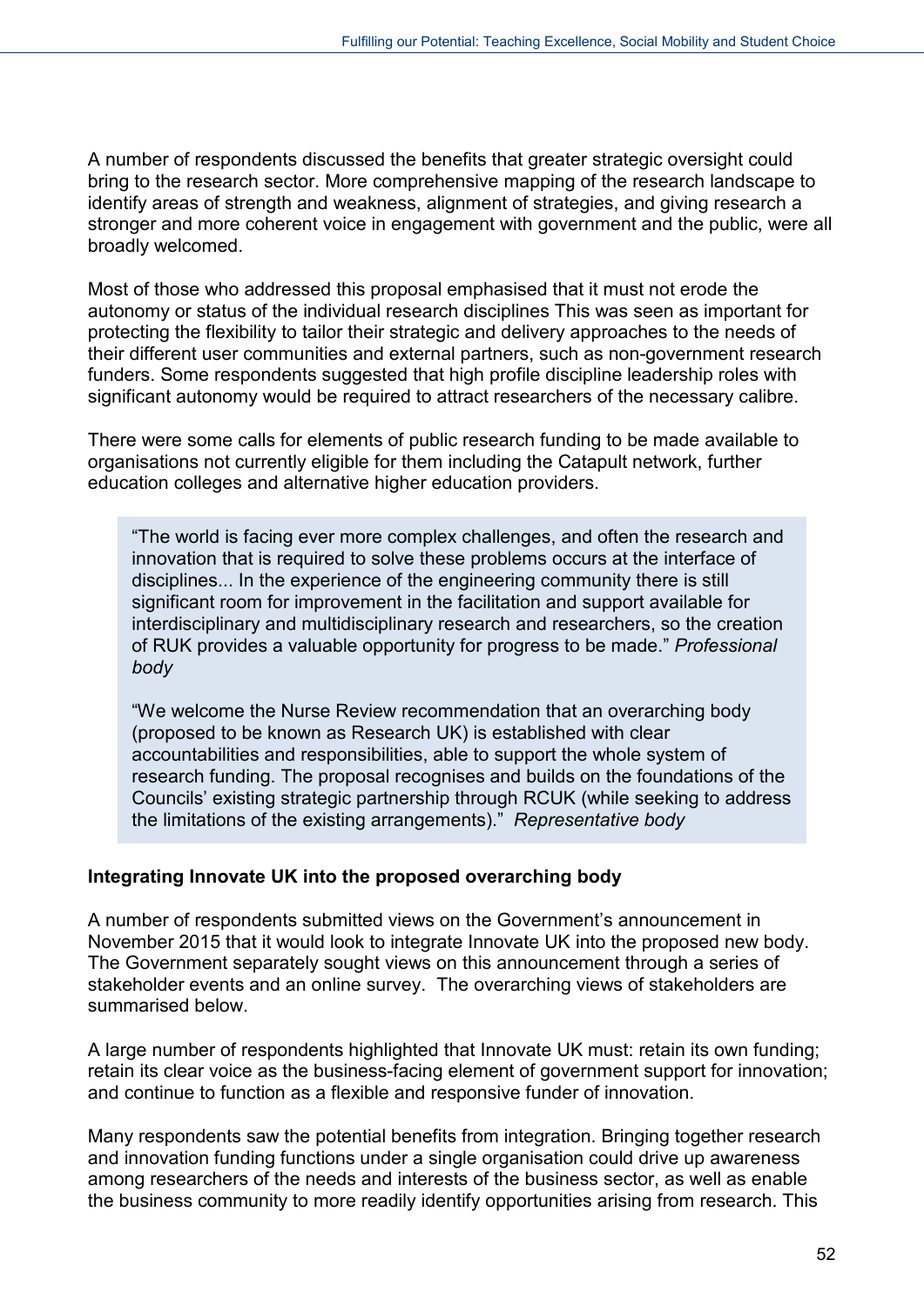A number of respondents discussed the benefits that greater strategic oversight could bring to the research sector. More comprehensive mapping of the research landscape to identify areas of strength and weakness, alignment of strategies, and giving research a stronger and more coherent voice in engagement with government and the public, were all broadly welcomed.

Most of those who addressed this proposal emphasised that it must not erode the autonomy or status of the individual research disciplines This was seen as important for protecting the flexibility to tailor their strategic and delivery approaches to the needs of their different user communities and external partners, such as non-government research funders. Some respondents suggested that high profile discipline leadership roles with significant autonomy would be required to attract researchers of the necessary calibre.

There were some calls for elements of public research funding to be made available to organisations not currently eligible for them including the Catapult network, further education colleges and alternative higher education providers.

> "The world is facing ever more complex challenges, and often the research and innovation that is required to solve these problems occurs at the interface of disciplines... In the experience of the engineering community there is still significant room for improvement in the facilitation and support available for interdisciplinary and multidisciplinary research and researchers, so the creation of RUK provides a valuable opportunity for progress to be made." *Professional body*
>
> "We welcome the Nurse Review recommendation that an overarching body (proposed to be known as Research UK) is established with clear accountabilities and responsibilities, able to support the whole system of research funding. The proposal recognises and builds on the foundations of the Councils' existing strategic partnership through RCUK (while seeking to address the limitations of the existing arrangements)." *Representative body*

**Integrating Innovate UK into the proposed overarching body**

A number of respondents submitted views on the Government's announcement in November 2015 that it would look to integrate Innovate UK into the proposed new body. The Government separately sought views on this announcement through a series of stakeholder events and an online survey. The overarching views of stakeholders are summarised below.

A large number of respondents highlighted that Innovate UK must: retain its own funding; retain its clear voice as the business-facing element of government support for innovation; and continue to function as a flexible and responsive funder of innovation.

Many respondents saw the potential benefits from integration. Bringing together research and innovation funding functions under a single organisation could drive up awareness among researchers of the needs and interests of the business sector, as well as enable the business community to more readily identify opportunities arising from research. This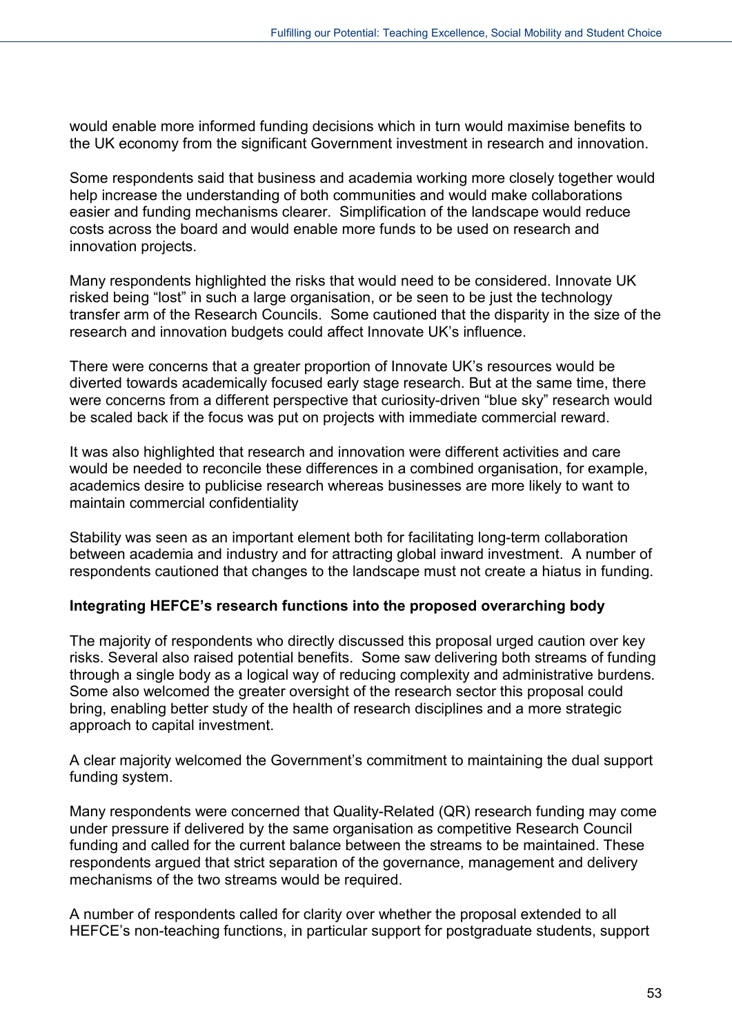would enable more informed funding decisions which in turn would maximise benefits to the UK economy from the significant Government investment in research and innovation.

Some respondents said that business and academia working more closely together would help increase the understanding of both communities and would make collaborations easier and funding mechanisms clearer. Simplification of the landscape would reduce costs across the board and would enable more funds to be used on research and innovation projects.

Many respondents highlighted the risks that would need to be considered. Innovate UK risked being "lost" in such a large organisation, or be seen to be just the technology transfer arm of the Research Councils. Some cautioned that the disparity in the size of the research and innovation budgets could affect Innovate UK's influence.

There were concerns that a greater proportion of Innovate UK's resources would be diverted towards academically focused early stage research. But at the same time, there were concerns from a different perspective that curiosity-driven "blue sky" research would be scaled back if the focus was put on projects with immediate commercial reward.

It was also highlighted that research and innovation were different activities and care would be needed to reconcile these differences in a combined organisation, for example, academics desire to publicise research whereas businesses are more likely to want to maintain commercial confidentiality

Stability was seen as an important element both for facilitating long-term collaboration between academia and industry and for attracting global inward investment. A number of respondents cautioned that changes to the landscape must not create a hiatus in funding.

**Integrating HEFCE's research functions into the proposed overarching body**

The majority of respondents who directly discussed this proposal urged caution over key risks. Several also raised potential benefits. Some saw delivering both streams of funding through a single body as a logical way of reducing complexity and administrative burdens. Some also welcomed the greater oversight of the research sector this proposal could bring, enabling better study of the health of research disciplines and a more strategic approach to capital investment.

A clear majority welcomed the Government's commitment to maintaining the dual support funding system.

Many respondents were concerned that Quality-Related (QR) research funding may come under pressure if delivered by the same organisation as competitive Research Council funding and called for the current balance between the streams to be maintained. These respondents argued that strict separation of the governance, management and delivery mechanisms of the two streams would be required.

A number of respondents called for clarity over whether the proposal extended to all HEFCE's non-teaching functions, in particular support for postgraduate students, support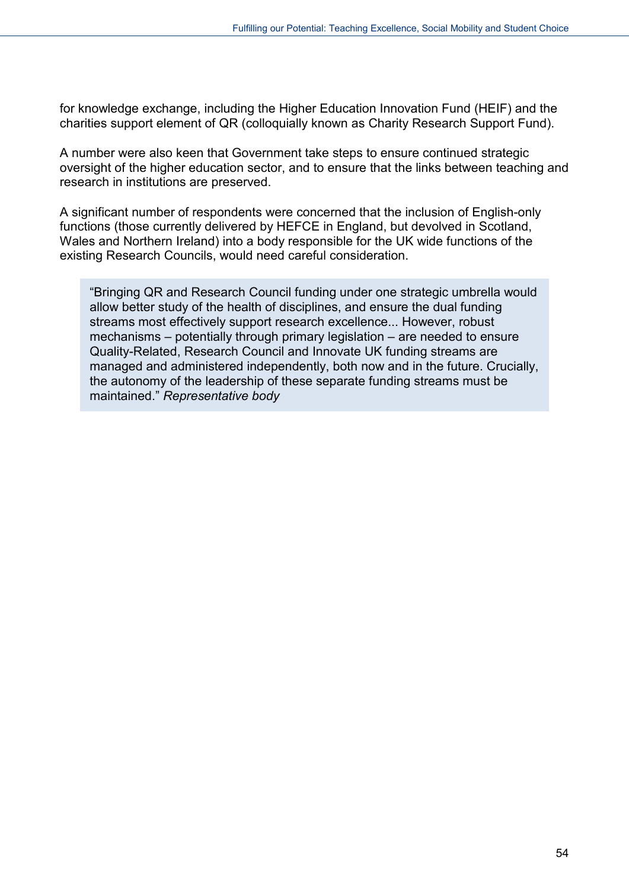for knowledge exchange, including the Higher Education Innovation Fund (HEIF) and the charities support element of QR (colloquially known as Charity Research Support Fund).

A number were also keen that Government take steps to ensure continued strategic oversight of the higher education sector, and to ensure that the links between teaching and research in institutions are preserved.

A significant number of respondents were concerned that the inclusion of English-only functions (those currently delivered by HEFCE in England, but devolved in Scotland, Wales and Northern Ireland) into a body responsible for the UK wide functions of the existing Research Councils, would need careful consideration.

> "Bringing QR and Research Council funding under one strategic umbrella would allow better study of the health of disciplines, and ensure the dual funding streams most effectively support research excellence... However, robust mechanisms – potentially through primary legislation – are needed to ensure Quality-Related, Research Council and Innovate UK funding streams are managed and administered independently, both now and in the future. Crucially, the autonomy of the leadership of these separate funding streams must be maintained." *Representative body*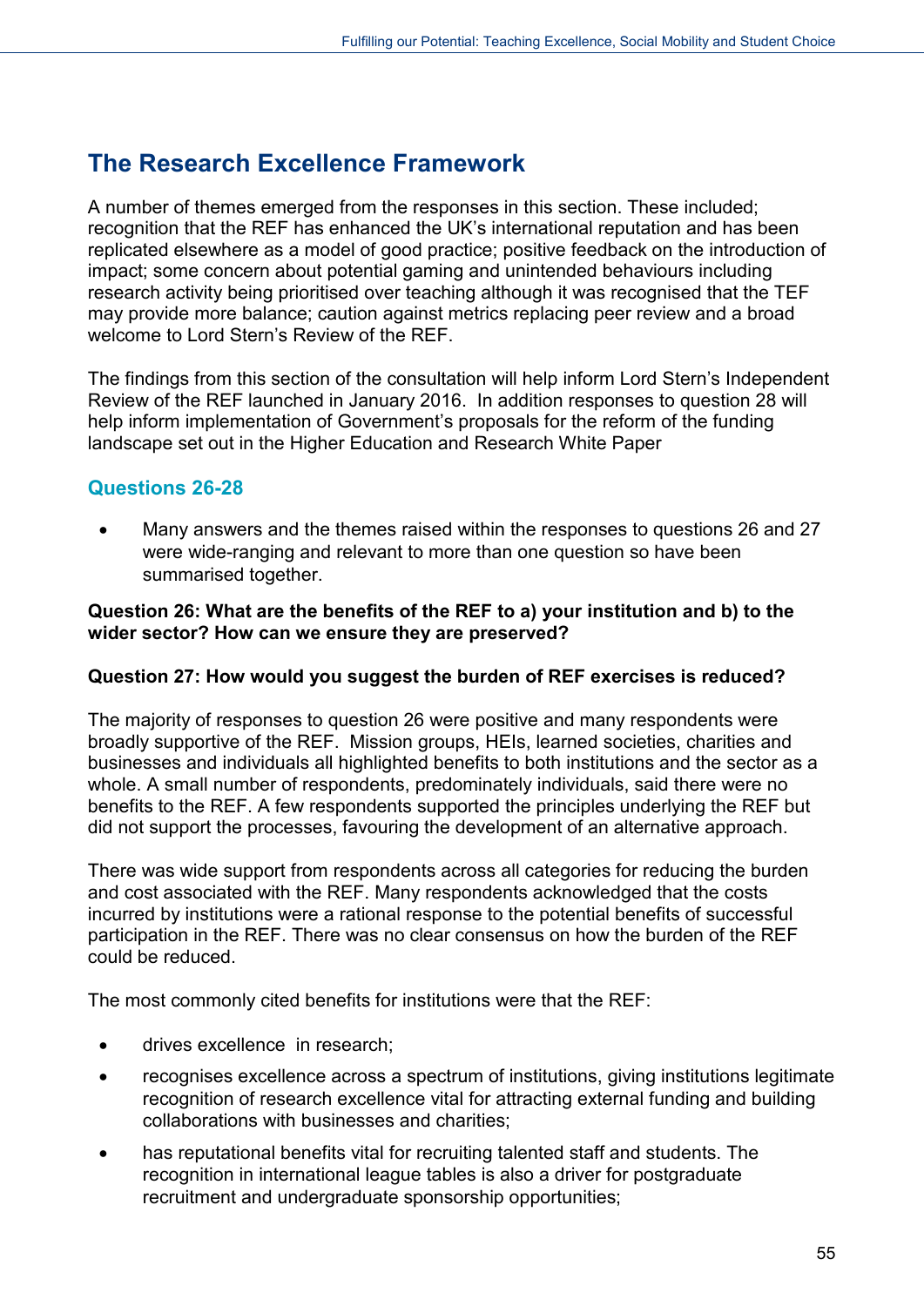## The Research Excellence Framework

A number of themes emerged from the responses in this section. These included; recognition that the REF has enhanced the UK's international reputation and has been replicated elsewhere as a model of good practice; positive feedback on the introduction of impact; some concern about potential gaming and unintended behaviours including research activity being prioritised over teaching although it was recognised that the TEF may provide more balance; caution against metrics replacing peer review and a broad welcome to Lord Stern's Review of the REF.

The findings from this section of the consultation will help inform Lord Stern's Independent Review of the REF launched in January 2016. In addition responses to question 28 will help inform implementation of Government's proposals for the reform of the funding landscape set out in the Higher Education and Research White Paper

### Questions 26-28

- Many answers and the themes raised within the responses to questions 26 and 27 were wide-ranging and relevant to more than one question so have been summarised together.

**Question 26: What are the benefits of the REF to a) your institution and b) to the wider sector? How can we ensure they are preserved?**

**Question 27: How would you suggest the burden of REF exercises is reduced?**

The majority of responses to question 26 were positive and many respondents were broadly supportive of the REF. Mission groups, HEIs, learned societies, charities and businesses and individuals all highlighted benefits to both institutions and the sector as a whole. A small number of respondents, predominately individuals, said there were no benefits to the REF. A few respondents supported the principles underlying the REF but did not support the processes, favouring the development of an alternative approach.

There was wide support from respondents across all categories for reducing the burden and cost associated with the REF. Many respondents acknowledged that the costs incurred by institutions were a rational response to the potential benefits of successful participation in the REF. There was no clear consensus on how the burden of the REF could be reduced.

The most commonly cited benefits for institutions were that the REF:

- drives excellence in research;
- recognises excellence across a spectrum of institutions, giving institutions legitimate recognition of research excellence vital for attracting external funding and building collaborations with businesses and charities;
- has reputational benefits vital for recruiting talented staff and students. The recognition in international league tables is also a driver for postgraduate recruitment and undergraduate sponsorship opportunities;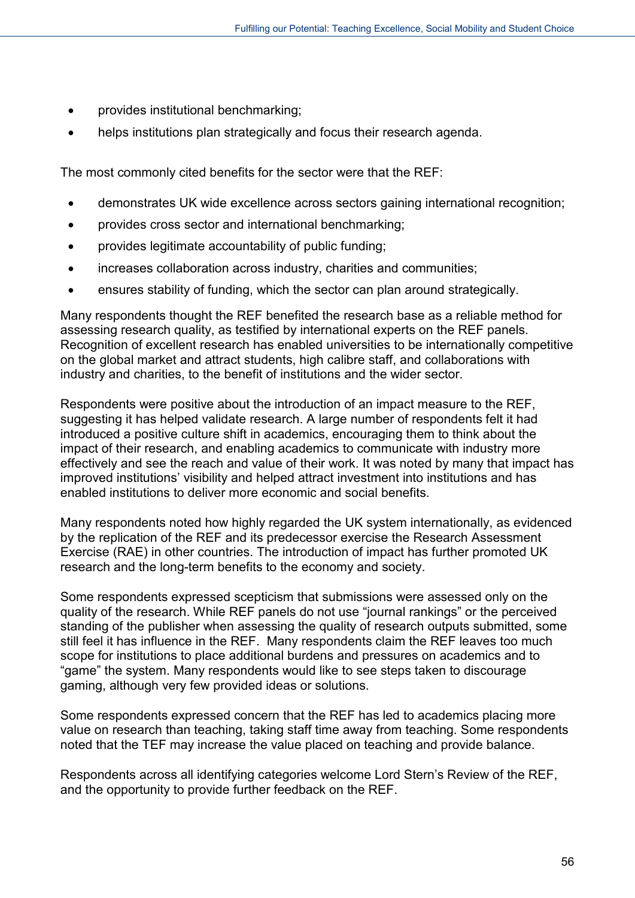- provides institutional benchmarking;
- helps institutions plan strategically and focus their research agenda.

The most commonly cited benefits for the sector were that the REF:

- demonstrates UK wide excellence across sectors gaining international recognition;
- provides cross sector and international benchmarking;
- provides legitimate accountability of public funding;
- increases collaboration across industry, charities and communities;
- ensures stability of funding, which the sector can plan around strategically.

Many respondents thought the REF benefited the research base as a reliable method for assessing research quality, as testified by international experts on the REF panels. Recognition of excellent research has enabled universities to be internationally competitive on the global market and attract students, high calibre staff, and collaborations with industry and charities, to the benefit of institutions and the wider sector.

Respondents were positive about the introduction of an impact measure to the REF, suggesting it has helped validate research. A large number of respondents felt it had introduced a positive culture shift in academics, encouraging them to think about the impact of their research, and enabling academics to communicate with industry more effectively and see the reach and value of their work. It was noted by many that impact has improved institutions' visibility and helped attract investment into institutions and has enabled institutions to deliver more economic and social benefits.

Many respondents noted how highly regarded the UK system internationally, as evidenced by the replication of the REF and its predecessor exercise the Research Assessment Exercise (RAE) in other countries. The introduction of impact has further promoted UK research and the long-term benefits to the economy and society.

Some respondents expressed scepticism that submissions were assessed only on the quality of the research. While REF panels do not use "journal rankings" or the perceived standing of the publisher when assessing the quality of research outputs submitted, some still feel it has influence in the REF. Many respondents claim the REF leaves too much scope for institutions to place additional burdens and pressures on academics and to "game" the system. Many respondents would like to see steps taken to discourage gaming, although very few provided ideas or solutions.

Some respondents expressed concern that the REF has led to academics placing more value on research than teaching, taking staff time away from teaching. Some respondents noted that the TEF may increase the value placed on teaching and provide balance.

Respondents across all identifying categories welcome Lord Stern's Review of the REF, and the opportunity to provide further feedback on the REF.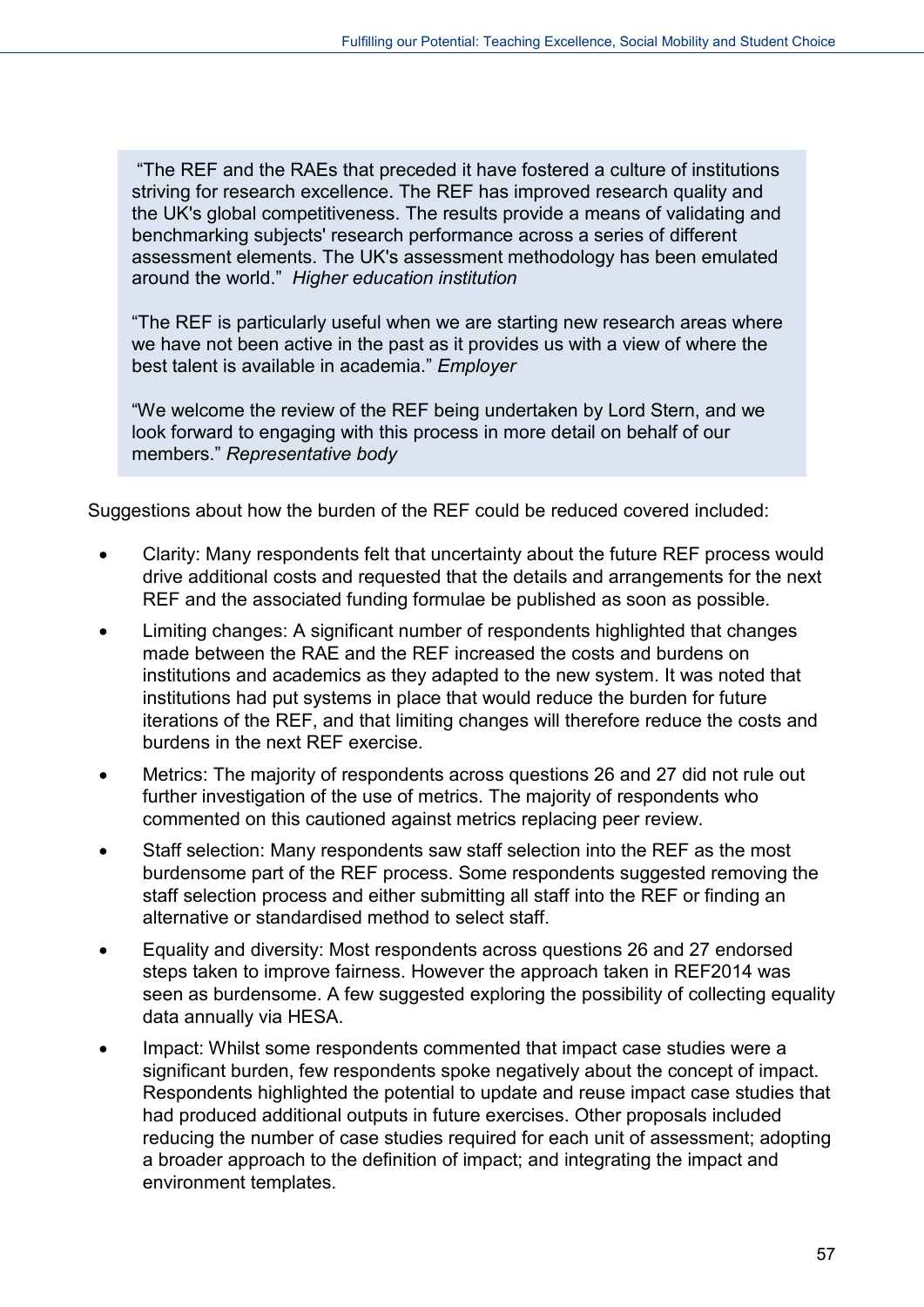> "The REF and the RAEs that preceded it have fostered a culture of institutions striving for research excellence. The REF has improved research quality and the UK's global competitiveness. The results provide a means of validating and benchmarking subjects' research performance across a series of different assessment elements. The UK's assessment methodology has been emulated around the world." *Higher education institution*
>
> "The REF is particularly useful when we are starting new research areas where we have not been active in the past as it provides us with a view of where the best talent is available in academia." *Employer*
>
> "We welcome the review of the REF being undertaken by Lord Stern, and we look forward to engaging with this process in more detail on behalf of our members." *Representative body*

Suggestions about how the burden of the REF could be reduced covered included:

- Clarity: Many respondents felt that uncertainty about the future REF process would drive additional costs and requested that the details and arrangements for the next REF and the associated funding formulae be published as soon as possible.
- Limiting changes: A significant number of respondents highlighted that changes made between the RAE and the REF increased the costs and burdens on institutions and academics as they adapted to the new system. It was noted that institutions had put systems in place that would reduce the burden for future iterations of the REF, and that limiting changes will therefore reduce the costs and burdens in the next REF exercise.
- Metrics: The majority of respondents across questions 26 and 27 did not rule out further investigation of the use of metrics. The majority of respondents who commented on this cautioned against metrics replacing peer review.
- Staff selection: Many respondents saw staff selection into the REF as the most burdensome part of the REF process. Some respondents suggested removing the staff selection process and either submitting all staff into the REF or finding an alternative or standardised method to select staff.
- Equality and diversity: Most respondents across questions 26 and 27 endorsed steps taken to improve fairness. However the approach taken in REF2014 was seen as burdensome. A few suggested exploring the possibility of collecting equality data annually via HESA.
- Impact: Whilst some respondents commented that impact case studies were a significant burden, few respondents spoke negatively about the concept of impact. Respondents highlighted the potential to update and reuse impact case studies that had produced additional outputs in future exercises. Other proposals included reducing the number of case studies required for each unit of assessment; adopting a broader approach to the definition of impact; and integrating the impact and environment templates.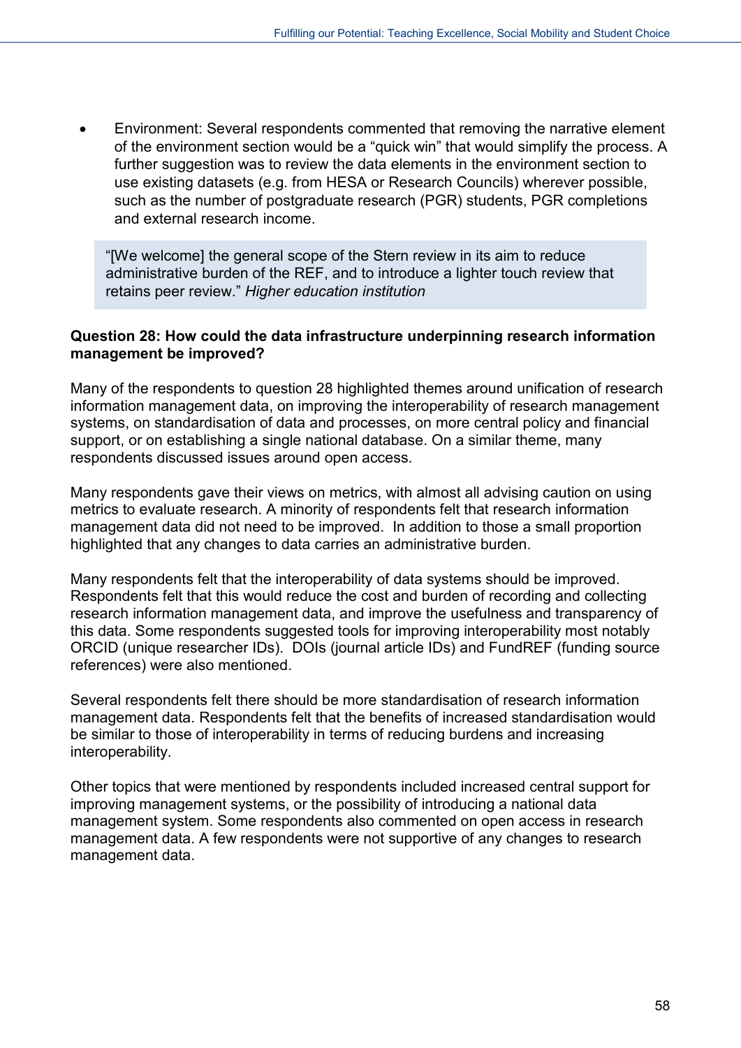- Environment: Several respondents commented that removing the narrative element of the environment section would be a "quick win" that would simplify the process. A further suggestion was to review the data elements in the environment section to use existing datasets (e.g. from HESA or Research Councils) wherever possible, such as the number of postgraduate research (PGR) students, PGR completions and external research income.

> "[We welcome] the general scope of the Stern review in its aim to reduce administrative burden of the REF, and to introduce a lighter touch review that retains peer review." *Higher education institution*

**Question 28: How could the data infrastructure underpinning research information management be improved?**

Many of the respondents to question 28 highlighted themes around unification of research information management data, on improving the interoperability of research management systems, on standardisation of data and processes, on more central policy and financial support, or on establishing a single national database. On a similar theme, many respondents discussed issues around open access.

Many respondents gave their views on metrics, with almost all advising caution on using metrics to evaluate research. A minority of respondents felt that research information management data did not need to be improved. In addition to those a small proportion highlighted that any changes to data carries an administrative burden.

Many respondents felt that the interoperability of data systems should be improved. Respondents felt that this would reduce the cost and burden of recording and collecting research information management data, and improve the usefulness and transparency of this data. Some respondents suggested tools for improving interoperability most notably ORCID (unique researcher IDs). DOIs (journal article IDs) and FundREF (funding source references) were also mentioned.

Several respondents felt there should be more standardisation of research information management data. Respondents felt that the benefits of increased standardisation would be similar to those of interoperability in terms of reducing burdens and increasing interoperability.

Other topics that were mentioned by respondents included increased central support for improving management systems, or the possibility of introducing a national data management system. Some respondents also commented on open access in research management data. A few respondents were not supportive of any changes to research management data.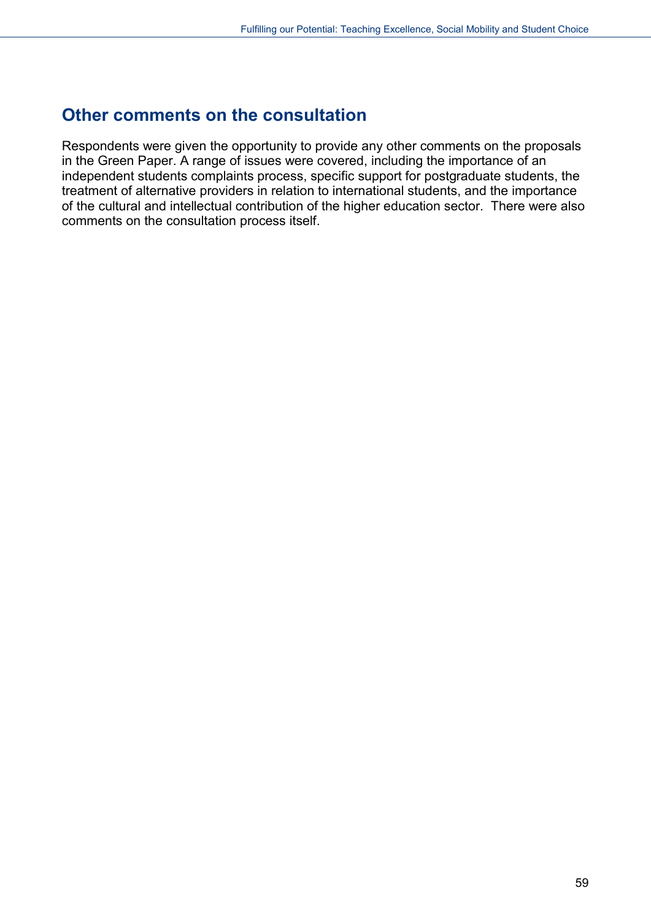## Other comments on the consultation

Respondents were given the opportunity to provide any other comments on the proposals in the Green Paper. A range of issues were covered, including the importance of an independent students complaints process, specific support for postgraduate students, the treatment of alternative providers in relation to international students, and the importance of the cultural and intellectual contribution of the higher education sector. There were also comments on the consultation process itself.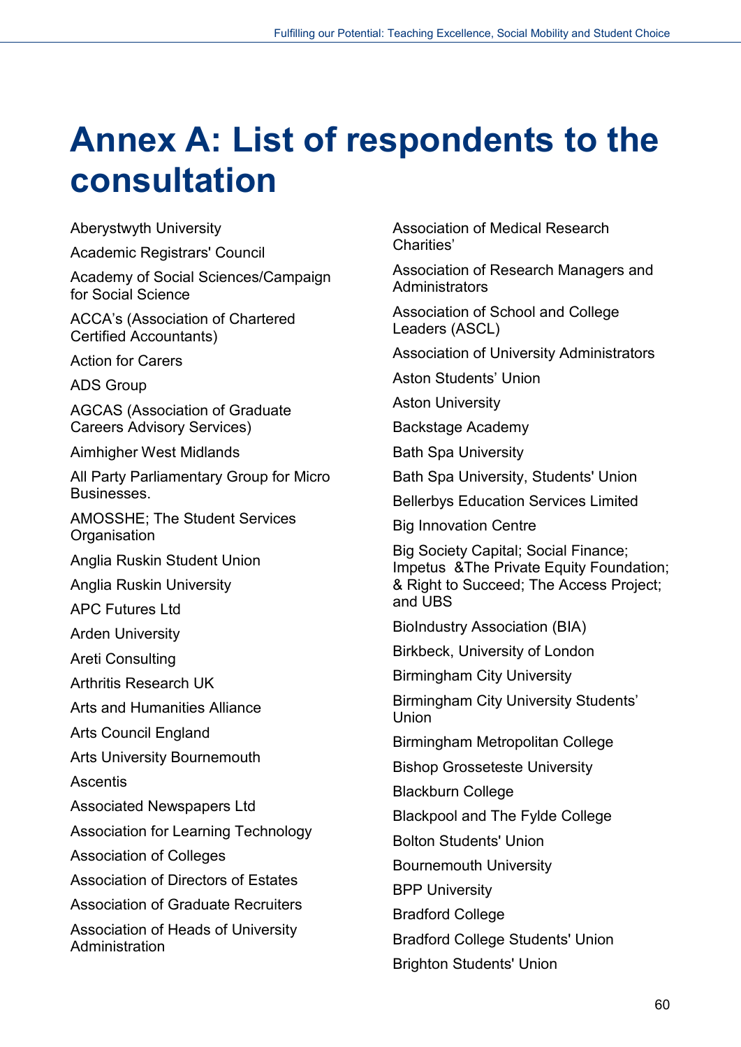# Annex A: List of respondents to the consultation

Aberystwyth University

Academic Registrars' Council

Academy of Social Sciences/Campaign for Social Science

ACCA's (Association of Chartered Certified Accountants)

Action for Carers

ADS Group

AGCAS (Association of Graduate Careers Advisory Services)

Aimhigher West Midlands

All Party Parliamentary Group for Micro Businesses.

AMOSSHE; The Student Services Organisation

Anglia Ruskin Student Union

Anglia Ruskin University

APC Futures Ltd

Arden University

Areti Consulting

Arthritis Research UK

Arts and Humanities Alliance

Arts Council England

Arts University Bournemouth

Ascentis

Associated Newspapers Ltd

Association for Learning Technology

Association of Colleges

Association of Directors of Estates

Association of Graduate Recruiters

Association of Heads of University Administration

Association of Medical Research Charities'

Association of Research Managers and Administrators

Association of School and College Leaders (ASCL)

Association of University Administrators

Aston Students' Union

Aston University

Backstage Academy

Bath Spa University

Bath Spa University, Students' Union

Bellerbys Education Services Limited

Big Innovation Centre

Big Society Capital; Social Finance; Impetus &The Private Equity Foundation; & Right to Succeed; The Access Project; and UBS

BioIndustry Association (BIA)

Birkbeck, University of London

Birmingham City University

Birmingham City University Students' Union

Birmingham Metropolitan College

Bishop Grosseteste University

Blackburn College

Blackpool and The Fylde College

Bolton Students' Union

Bournemouth University

BPP University

Bradford College

Bradford College Students' Union

Brighton Students' Union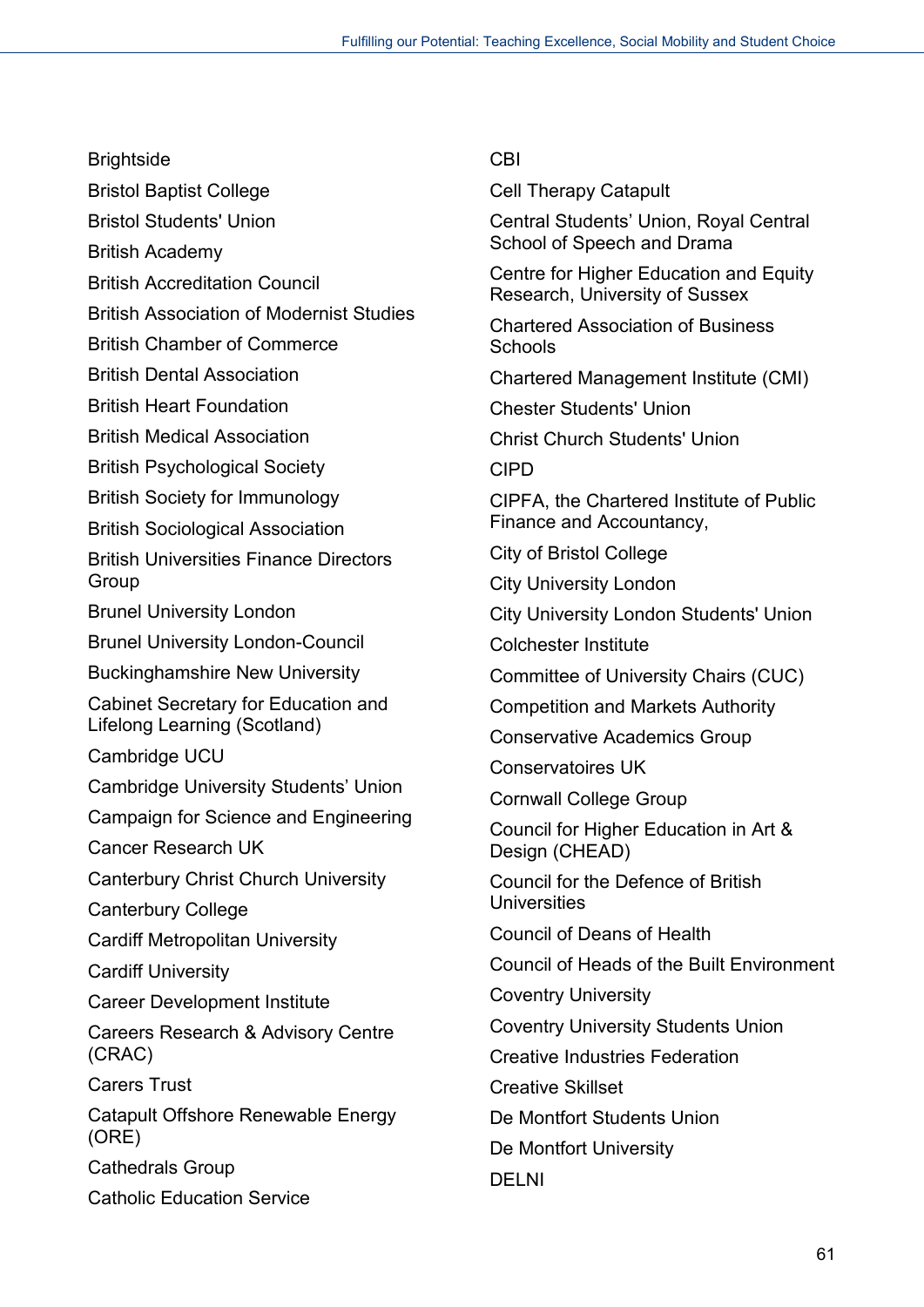Brightside

Bristol Baptist College

Bristol Students' Union

British Academy

British Accreditation Council

British Association of Modernist Studies

British Chamber of Commerce

British Dental Association

British Heart Foundation

British Medical Association

British Psychological Society

British Society for Immunology

British Sociological Association

British Universities Finance Directors Group

Brunel University London

Brunel University London-Council

Buckinghamshire New University

Cabinet Secretary for Education and Lifelong Learning (Scotland)

Cambridge UCU

Cambridge University Students' Union

Campaign for Science and Engineering

Cancer Research UK

Canterbury Christ Church University

Canterbury College

Cardiff Metropolitan University

Cardiff University

Career Development Institute

Careers Research & Advisory Centre (CRAC)

Carers Trust

Catapult Offshore Renewable Energy (ORE)

Cathedrals Group

Catholic Education Service

CBI

Cell Therapy Catapult

Central Students' Union, Royal Central School of Speech and Drama

Centre for Higher Education and Equity Research, University of Sussex

Chartered Association of Business Schools

Chartered Management Institute (CMI)

Chester Students' Union

Christ Church Students' Union

CIPD

CIPFA, the Chartered Institute of Public Finance and Accountancy,

City of Bristol College

City University London

City University London Students' Union

Colchester Institute

Committee of University Chairs (CUC)

Competition and Markets Authority

Conservative Academics Group

Conservatoires UK

Cornwall College Group

Council for Higher Education in Art & Design (CHEAD)

Council for the Defence of British Universities

Council of Deans of Health

Council of Heads of the Built Environment

Coventry University

Coventry University Students Union

Creative Industries Federation

Creative Skillset

De Montfort Students Union

De Montfort University

DELNI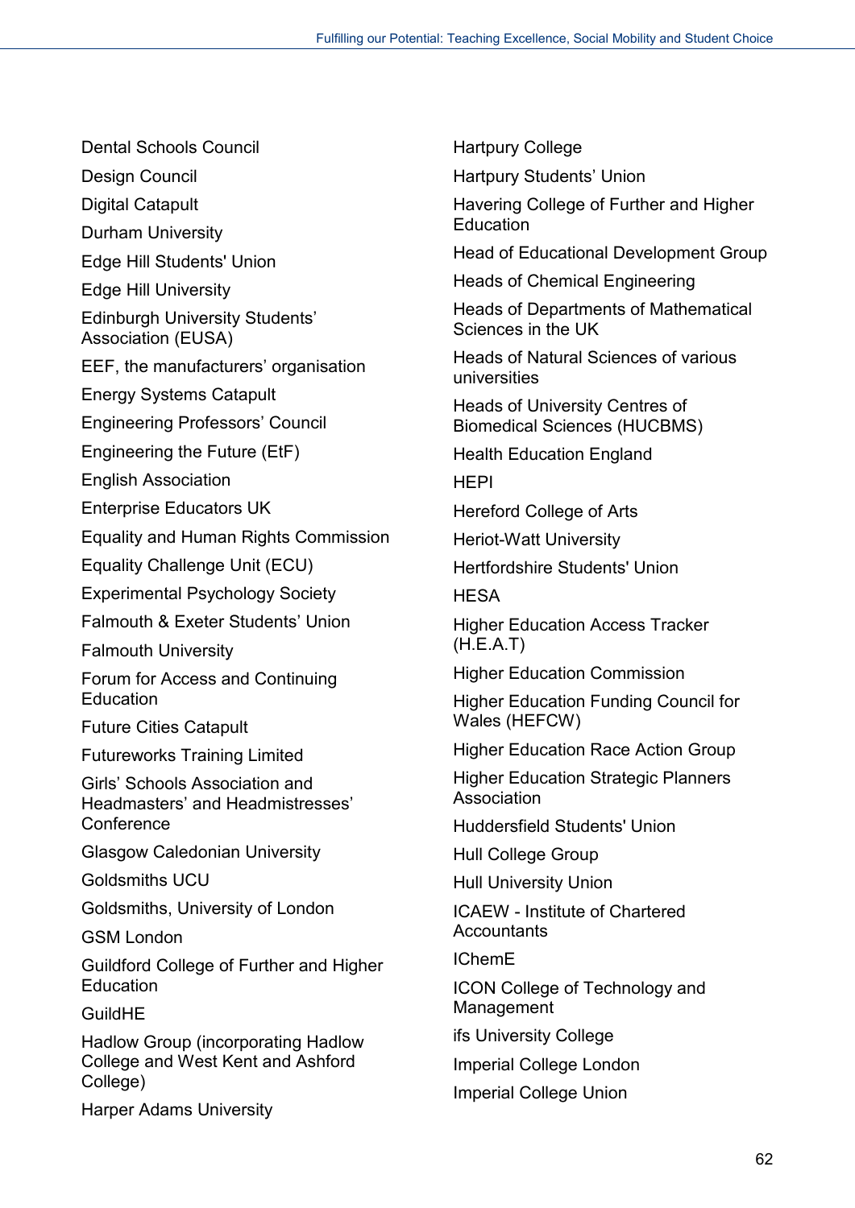Dental Schools Council

Design Council

Digital Catapult

Durham University

Edge Hill Students' Union

Edge Hill University

Edinburgh University Students' Association (EUSA)

EEF, the manufacturers' organisation

Energy Systems Catapult

Engineering Professors' Council

Engineering the Future (EtF)

English Association

Enterprise Educators UK

Equality and Human Rights Commission

Equality Challenge Unit (ECU)

Experimental Psychology Society

Falmouth & Exeter Students' Union

Falmouth University

Forum for Access and Continuing Education

Future Cities Catapult

Futureworks Training Limited

Girls' Schools Association and Headmasters' and Headmistresses' Conference

Glasgow Caledonian University

Goldsmiths UCU

Goldsmiths, University of London

GSM London

Guildford College of Further and Higher Education

GuildHE

Hadlow Group (incorporating Hadlow College and West Kent and Ashford College)

Harper Adams University

Hartpury College

Hartpury Students' Union

Havering College of Further and Higher Education

Head of Educational Development Group

Heads of Chemical Engineering

Heads of Departments of Mathematical Sciences in the UK

Heads of Natural Sciences of various universities

Heads of University Centres of Biomedical Sciences (HUCBMS)

Health Education England

HEPI

Hereford College of Arts

Heriot-Watt University

Hertfordshire Students' Union

HESA

Higher Education Access Tracker (H.E.A.T)

Higher Education Commission

Higher Education Funding Council for Wales (HEFCW)

Higher Education Race Action Group

Higher Education Strategic Planners Association

Huddersfield Students' Union

Hull College Group

Hull University Union

ICAEW - Institute of Chartered Accountants

IChemE

ICON College of Technology and Management

ifs University College

Imperial College London

Imperial College Union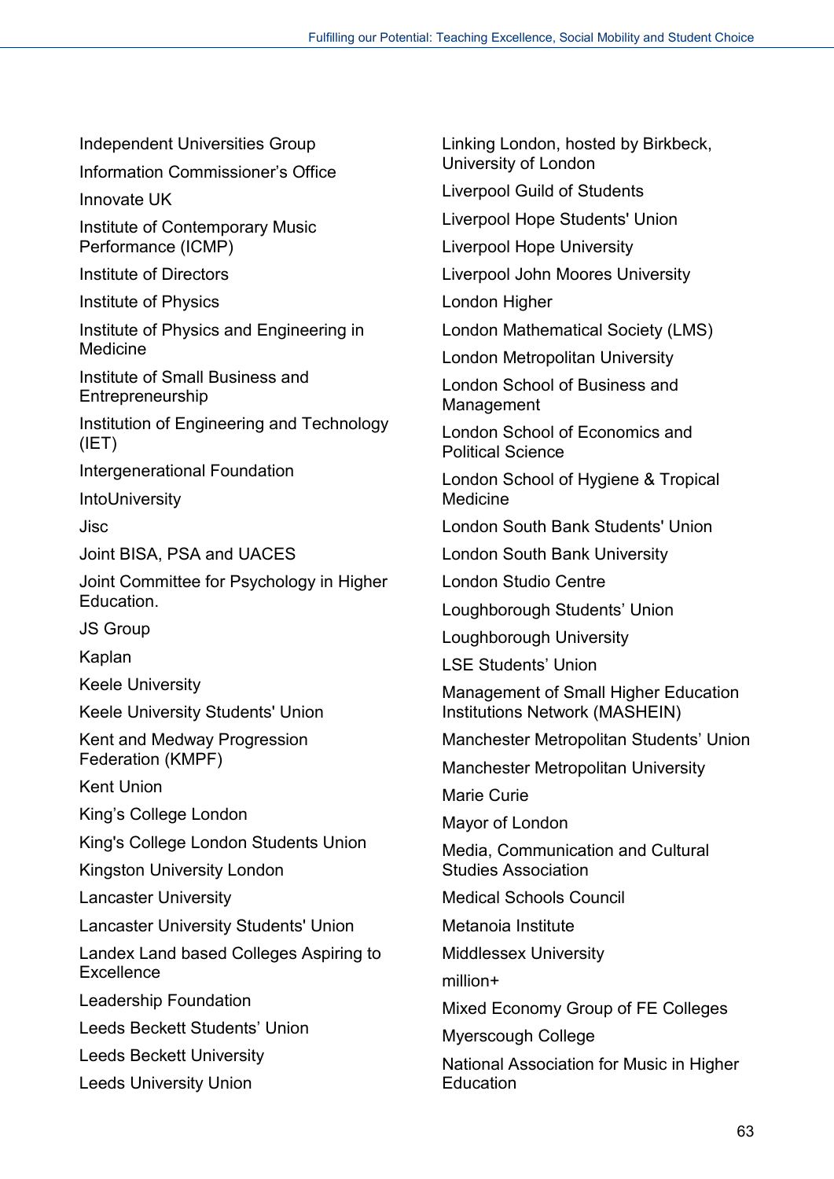Independent Universities Group

Information Commissioner's Office

Innovate UK

Institute of Contemporary Music Performance (ICMP)

Institute of Directors

Institute of Physics

Institute of Physics and Engineering in Medicine

Institute of Small Business and Entrepreneurship

Institution of Engineering and Technology (IET)

Intergenerational Foundation

IntoUniversity

Jisc

Joint BISA, PSA and UACES

Joint Committee for Psychology in Higher Education.

JS Group

Kaplan

Keele University

Keele University Students' Union

Kent and Medway Progression Federation (KMPF)

Kent Union

King's College London

King's College London Students Union

Kingston University London

Lancaster University

Lancaster University Students' Union

Landex Land based Colleges Aspiring to Excellence

Leadership Foundation

Leeds Beckett Students' Union

Leeds Beckett University

Leeds University Union

Linking London, hosted by Birkbeck, University of London

Liverpool Guild of Students

Liverpool Hope Students' Union

Liverpool Hope University

Liverpool John Moores University

London Higher

London Mathematical Society (LMS)

London Metropolitan University

London School of Business and Management

London School of Economics and Political Science

London School of Hygiene & Tropical Medicine

London South Bank Students' Union

London South Bank University

London Studio Centre

Loughborough Students' Union

Loughborough University

LSE Students' Union

Management of Small Higher Education Institutions Network (MASHEIN)

Manchester Metropolitan Students' Union

Manchester Metropolitan University

Marie Curie

Mayor of London

Media, Communication and Cultural Studies Association

Medical Schools Council

Metanoia Institute

Middlessex University

million+

Mixed Economy Group of FE Colleges

Myerscough College

National Association for Music in Higher Education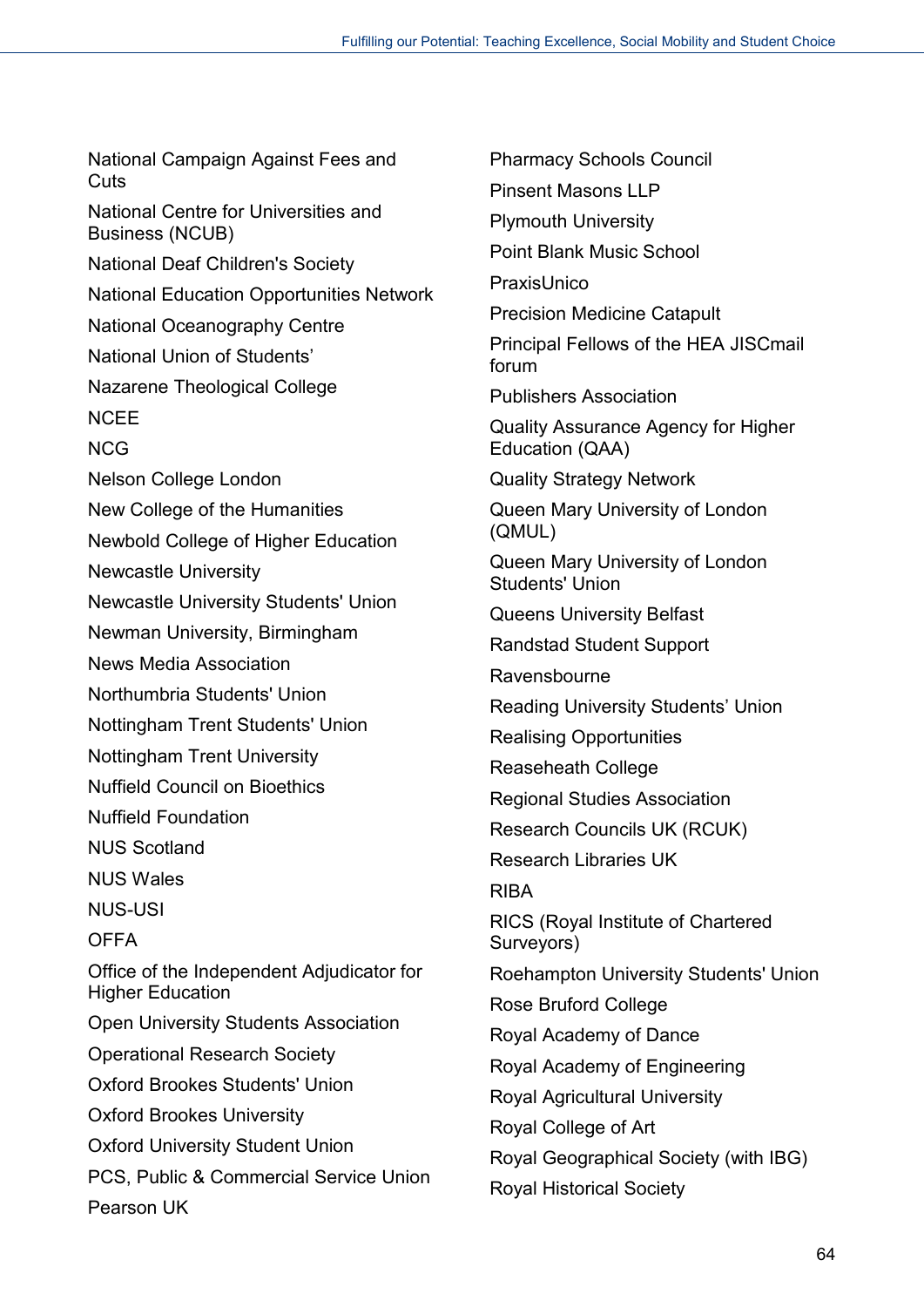National Campaign Against Fees and Cuts

National Centre for Universities and Business (NCUB)

National Deaf Children's Society

National Education Opportunities Network

National Oceanography Centre

National Union of Students'

Nazarene Theological College

NCEE

NCG

Nelson College London

New College of the Humanities

Newbold College of Higher Education

Newcastle University

Newcastle University Students' Union

Newman University, Birmingham

News Media Association

Northumbria Students' Union

Nottingham Trent Students' Union

Nottingham Trent University

Nuffield Council on Bioethics

Nuffield Foundation

NUS Scotland

NUS Wales

NUS-USI

OFFA

Office of the Independent Adjudicator for Higher Education

Open University Students Association

Operational Research Society

Oxford Brookes Students' Union

Oxford Brookes University

Oxford University Student Union

PCS, Public & Commercial Service Union

Pearson UK

Pharmacy Schools Council

Pinsent Masons LLP

Plymouth University

Point Blank Music School

PraxisUnico

Precision Medicine Catapult

Principal Fellows of the HEA JISCmail forum

Publishers Association

Quality Assurance Agency for Higher Education (QAA)

Quality Strategy Network

Queen Mary University of London (QMUL)

Queen Mary University of London Students' Union

Queens University Belfast

Randstad Student Support

Ravensbourne

Reading University Students' Union

Realising Opportunities

Reaseheath College

Regional Studies Association

Research Councils UK (RCUK)

Research Libraries UK

RIBA

RICS (Royal Institute of Chartered Surveyors)

Roehampton University Students' Union

Rose Bruford College

Royal Academy of Dance

Royal Academy of Engineering

Royal Agricultural University

Royal College of Art

Royal Geographical Society (with IBG)

Royal Historical Society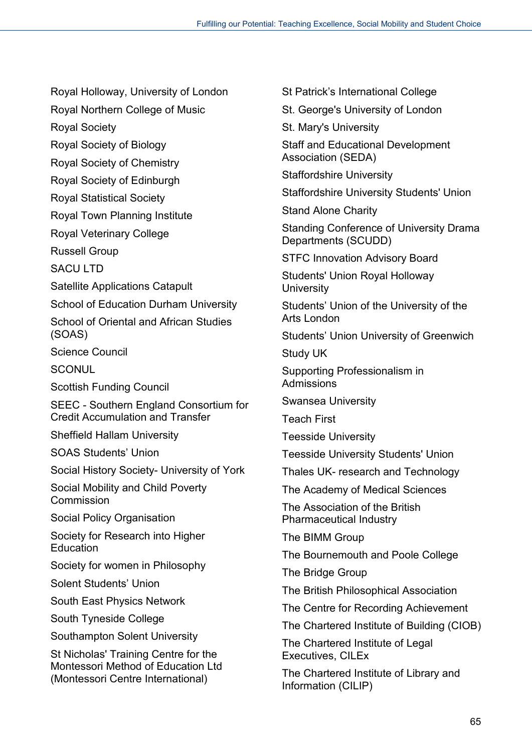Royal Holloway, University of London

Royal Northern College of Music

Royal Society

Royal Society of Biology

Royal Society of Chemistry

Royal Society of Edinburgh

Royal Statistical Society

Royal Town Planning Institute

Royal Veterinary College

Russell Group

SACU LTD

Satellite Applications Catapult

School of Education Durham University

School of Oriental and African Studies (SOAS)

Science Council

SCONUL

Scottish Funding Council

SEEC - Southern England Consortium for Credit Accumulation and Transfer

Sheffield Hallam University

SOAS Students' Union

Social History Society- University of York

Social Mobility and Child Poverty Commission

Social Policy Organisation

Society for Research into Higher Education

Society for women in Philosophy

Solent Students' Union

South East Physics Network

South Tyneside College

Southampton Solent University

St Nicholas' Training Centre for the Montessori Method of Education Ltd (Montessori Centre International)

St Patrick's International College

St. George's University of London

St. Mary's University

Staff and Educational Development Association (SEDA)

Staffordshire University

Staffordshire University Students' Union

Stand Alone Charity

Standing Conference of University Drama Departments (SCUDD)

STFC Innovation Advisory Board

Students' Union Royal Holloway University

Students' Union of the University of the Arts London

Students' Union University of Greenwich

Study UK

Supporting Professionalism in Admissions

Swansea University

Teach First

Teesside University

Teesside University Students' Union

Thales UK- research and Technology

The Academy of Medical Sciences

The Association of the British Pharmaceutical Industry

The BIMM Group

The Bournemouth and Poole College

The Bridge Group

The British Philosophical Association

The Centre for Recording Achievement

The Chartered Institute of Building (CIOB)

The Chartered Institute of Legal Executives, CILEx

The Chartered Institute of Library and Information (CILIP)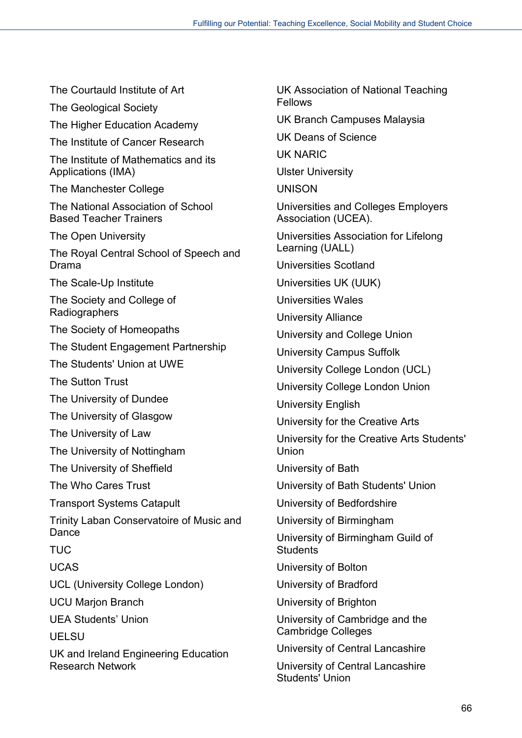The Courtauld Institute of Art

The Geological Society

The Higher Education Academy

The Institute of Cancer Research

The Institute of Mathematics and its Applications (IMA)

The Manchester College

The National Association of School Based Teacher Trainers

The Open University

The Royal Central School of Speech and Drama

The Scale-Up Institute

The Society and College of Radiographers

The Society of Homeopaths

The Student Engagement Partnership

The Students' Union at UWE

The Sutton Trust

The University of Dundee

The University of Glasgow

The University of Law

The University of Nottingham

The University of Sheffield

The Who Cares Trust

Transport Systems Catapult

Trinity Laban Conservatoire of Music and Dance

TUC

UCAS

UCL (University College London)

UCU Marjon Branch

UEA Students' Union

UELSU

UK and Ireland Engineering Education Research Network

UK Association of National Teaching Fellows

UK Branch Campuses Malaysia

UK Deans of Science

UK NARIC

Ulster University

UNISON

Universities and Colleges Employers Association (UCEA).

Universities Association for Lifelong Learning (UALL)

Universities Scotland

Universities UK (UUK)

Universities Wales

University Alliance

University and College Union

University Campus Suffolk

University College London (UCL)

University College London Union

University English

University for the Creative Arts

University for the Creative Arts Students' Union

University of Bath

University of Bath Students' Union

University of Bedfordshire

University of Birmingham

University of Birmingham Guild of Students

University of Bolton

University of Bradford

University of Brighton

University of Cambridge and the Cambridge Colleges

University of Central Lancashire

University of Central Lancashire Students' Union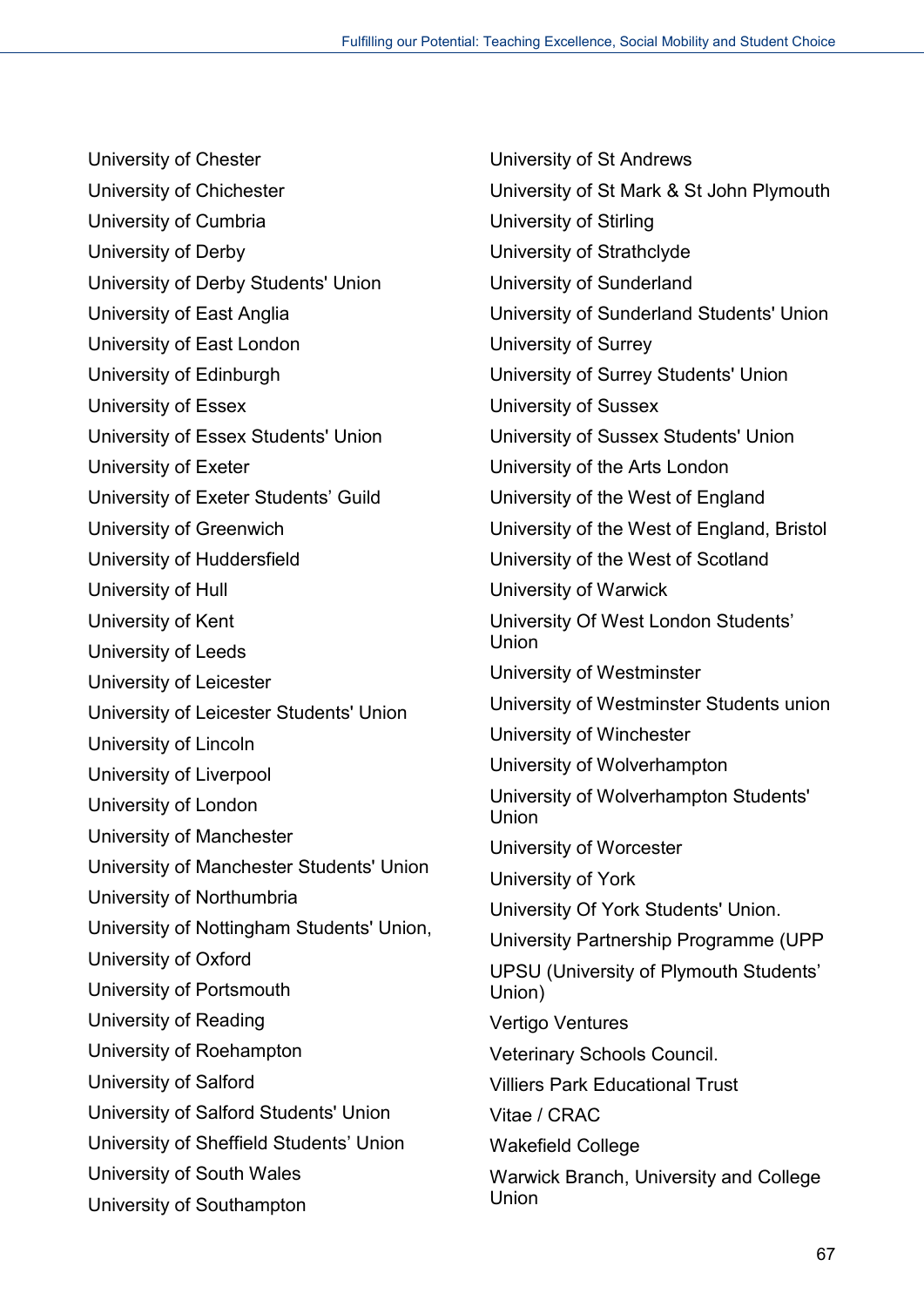University of Chester

University of Chichester

University of Cumbria

University of Derby

University of Derby Students' Union

University of East Anglia

University of East London

University of Edinburgh

University of Essex

University of Essex Students' Union

University of Exeter

University of Exeter Students’ Guild

University of Greenwich

University of Huddersfield

University of Hull

University of Kent

University of Leeds

University of Leicester

University of Leicester Students' Union

University of Lincoln

University of Liverpool

University of London

University of Manchester

University of Manchester Students' Union

University of Northumbria

University of Nottingham Students' Union,

University of Oxford

University of Portsmouth

University of Reading

University of Roehampton

University of Salford

University of Salford Students' Union

University of Sheffield Students’ Union

University of South Wales

University of Southampton

University of St Andrews

University of St Mark & St John Plymouth

University of Stirling

University of Strathclyde

University of Sunderland

University of Sunderland Students' Union

University of Surrey

University of Surrey Students' Union

University of Sussex

University of Sussex Students' Union

University of the Arts London

University of the West of England

University of the West of England, Bristol

University of the West of Scotland

University of Warwick

University Of West London Students’ Union

University of Westminster

University of Westminster Students union

University of Winchester

University of Wolverhampton

University of Wolverhampton Students' Union

University of Worcester

University of York

University Of York Students' Union.

University Partnership Programme (UPP

UPSU (University of Plymouth Students’ Union)

Vertigo Ventures

Veterinary Schools Council.

Villiers Park Educational Trust

Vitae / CRAC

Wakefield College

Warwick Branch, University and College Union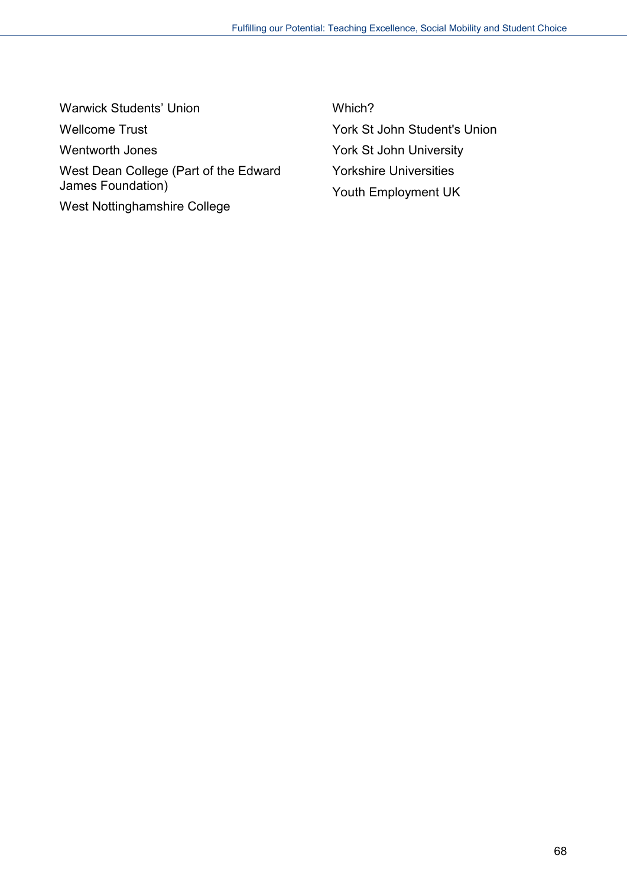Warwick Students' Union

Wellcome Trust

Wentworth Jones

West Dean College (Part of the Edward James Foundation)

West Nottinghamshire College

Which?

York St John Student's Union

York St John University

Yorkshire Universities

Youth Employment UK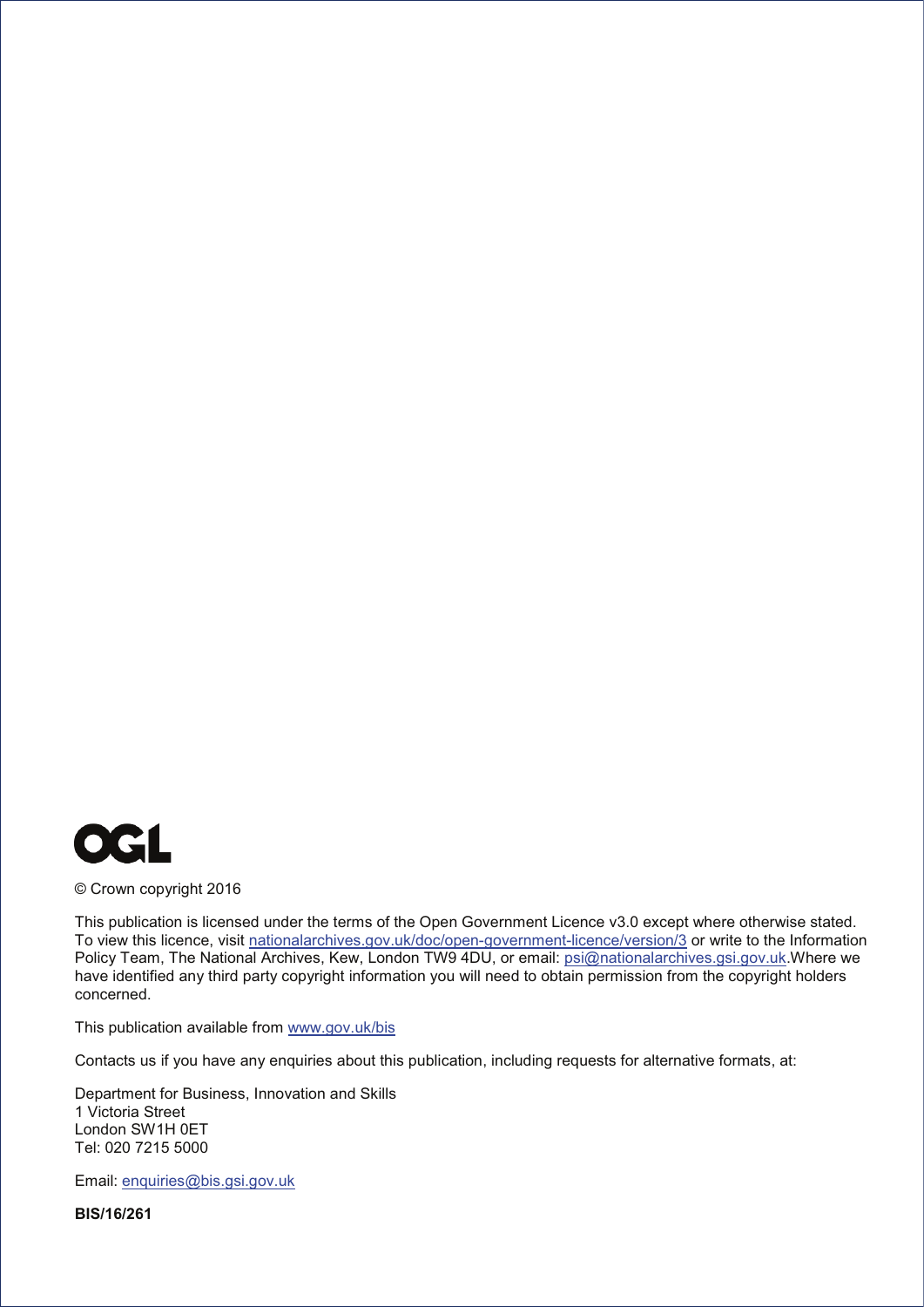OGL

© Crown copyright 2016

This publication is licensed under the terms of the Open Government Licence v3.0 except where otherwise stated. To view this licence, visit nationalarchives.gov.uk/doc/open-government-licence/version/3 or write to the Information Policy Team, The National Archives, Kew, London TW9 4DU, or email: psi@nationalarchives.gsi.gov.uk.Where we have identified any third party copyright information you will need to obtain permission from the copyright holders concerned.

This publication available from www.gov.uk/bis

Contacts us if you have any enquiries about this publication, including requests for alternative formats, at:

Department for Business, Innovation and Skills
1 Victoria Street
London SW1H 0ET
Tel: 020 7215 5000

Email: enquiries@bis.gsi.gov.uk

**BIS/16/261**